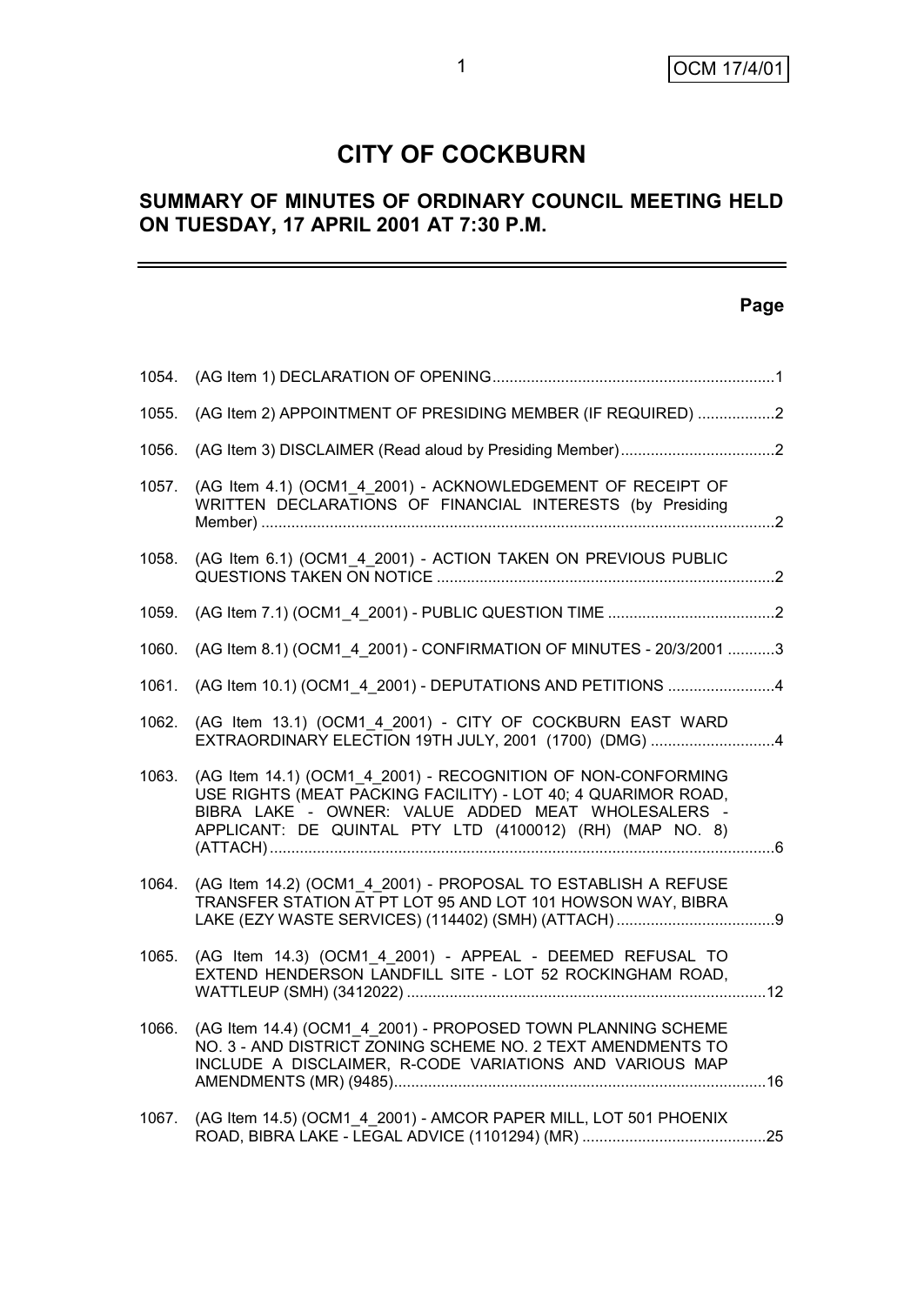# CITY OF COCKBURN

## SUMMARY OF MINUTES OF ORDINARY COUNCIL MEETING HELD ON TUESDAY, 17 APRIL 2001 AT 7:30 P.M.

| | | Page |
|---|---|---|
| 1054. | (AG Item 1) DECLARATION OF OPENING | 1 |
| 1055. | (AG Item 2) APPOINTMENT OF PRESIDING MEMBER (IF REQUIRED) | 2 |
| 1056. | (AG Item 3) DISCLAIMER (Read aloud by Presiding Member) | 2 |
| 1057. | (AG Item 4.1) (OCM1_4_2001) - ACKNOWLEDGEMENT OF RECEIPT OF WRITTEN DECLARATIONS OF FINANCIAL INTERESTS (by Presiding Member) | 2 |
| 1058. | (AG Item 6.1) (OCM1_4_2001) - ACTION TAKEN ON PREVIOUS PUBLIC QUESTIONS TAKEN ON NOTICE | 2 |
| 1059. | (AG Item 7.1) (OCM1_4_2001) - PUBLIC QUESTION TIME | 2 |
| 1060. | (AG Item 8.1) (OCM1_4_2001) - CONFIRMATION OF MINUTES - 20/3/2001 | 3 |
| 1061. | (AG Item 10.1) (OCM1_4_2001) - DEPUTATIONS AND PETITIONS | 4 |
| 1062. | (AG Item 13.1) (OCM1_4_2001) - CITY OF COCKBURN EAST WARD EXTRAORDINARY ELECTION 19TH JULY, 2001 (1700) (DMG) | 4 |
| 1063. | (AG Item 14.1) (OCM1_4_2001) - RECOGNITION OF NON-CONFORMING USE RIGHTS (MEAT PACKING FACILITY) - LOT 40; 4 QUARIMOR ROAD, BIBRA LAKE - OWNER: VALUE ADDED MEAT WHOLESALERS - APPLICANT: DE QUINTAL PTY LTD (4100012) (RH) (MAP NO. 8) (ATTACH) | 6 |
| 1064. | (AG Item 14.2) (OCM1_4_2001) - PROPOSAL TO ESTABLISH A REFUSE TRANSFER STATION AT PT LOT 95 AND LOT 101 HOWSON WAY, BIBRA LAKE (EZY WASTE SERVICES) (114402) (SMH) (ATTACH) | 9 |
| 1065. | (AG Item 14.3) (OCM1_4_2001) - APPEAL - DEEMED REFUSAL TO EXTEND HENDERSON LANDFILL SITE - LOT 52 ROCKINGHAM ROAD, WATTLEUP (SMH) (3412022) | 12 |
| 1066. | (AG Item 14.4) (OCM1_4_2001) - PROPOSED TOWN PLANNING SCHEME NO. 3 - AND DISTRICT ZONING SCHEME NO. 2 TEXT AMENDMENTS TO INCLUDE A DISCLAIMER, R-CODE VARIATIONS AND VARIOUS MAP AMENDMENTS (MR) (9485) | 16 |
| 1067. | (AG Item 14.5) (OCM1_4_2001) - AMCOR PAPER MILL, LOT 501 PHOENIX ROAD, BIBRA LAKE - LEGAL ADVICE (1101294) (MR) | 25 |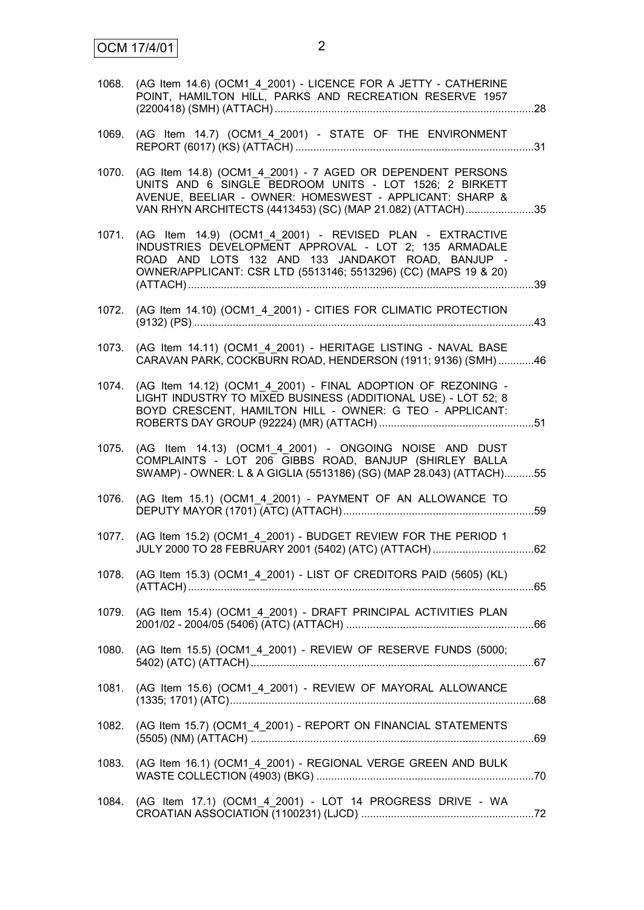1068. (AG Item 14.6) (OCM1_4_2001) - LICENCE FOR A JETTY - CATHERINE POINT, HAMILTON HILL, PARKS AND RECREATION RESERVE 1957 (2200418) (SMH) (ATTACH) ....................................................................................28

1069. (AG Item 14.7) (OCM1_4_2001) - STATE OF THE ENVIRONMENT REPORT (6017) (KS) (ATTACH) ................................................................................31

1070. (AG Item 14.8) (OCM1_4_2001) - 7 AGED OR DEPENDENT PERSONS UNITS AND 6 SINGLE BEDROOM UNITS - LOT 1526; 2 BIRKETT AVENUE, BEELIAR - OWNER: HOMESWEST - APPLICANT: SHARP & VAN RHYN ARCHITECTS (4413453) (SC) (MAP 21.082) (ATTACH).......................35

1071. (AG Item 14.9) (OCM1_4_2001) - REVISED PLAN - EXTRACTIVE INDUSTRIES DEVELOPMENT APPROVAL - LOT 2; 135 ARMADALE ROAD AND LOTS 132 AND 133 JANDAKOT ROAD, BANJUP - OWNER/APPLICANT: CSR LTD (5513146; 5513296) (CC) (MAPS 19 & 20) (ATTACH).................................................................................................................39

1072. (AG Item 14.10) (OCM1_4_2001) - CITIES FOR CLIMATIC PROTECTION (9132) (PS) .................................................................................................................43

1073. (AG Item 14.11) (OCM1_4_2001) - HERITAGE LISTING - NAVAL BASE CARAVAN PARK, COCKBURN ROAD, HENDERSON (1911; 9136) (SMH) ............46

1074. (AG Item 14.12) (OCM1_4_2001) - FINAL ADOPTION OF REZONING - LIGHT INDUSTRY TO MIXED BUSINESS (ADDITIONAL USE) - LOT 52; 8 BOYD CRESCENT, HAMILTON HILL - OWNER: G TEO - APPLICANT: ROBERTS DAY GROUP (92224) (MR) (ATTACH) ....................................................51

1075. (AG Item 14.13) (OCM1_4_2001) - ONGOING NOISE AND DUST COMPLAINTS - LOT 206 GIBBS ROAD, BANJUP (SHIRLEY BALLA SWAMP) - OWNER: L & A GIGLIA (5513186) (SG) (MAP 28.043) (ATTACH)..........55

1076. (AG Item 15.1) (OCM1_4_2001) - PAYMENT OF AN ALLOWANCE TO DEPUTY MAYOR (1701) (ATC) (ATTACH)................................................................59

1077. (AG Item 15.2) (OCM1_4_2001) - BUDGET REVIEW FOR THE PERIOD 1 JULY 2000 TO 28 FEBRUARY 2001 (5402) (ATC) (ATTACH) ..................................62

1078. (AG Item 15.3) (OCM1_4_2001) - LIST OF CREDITORS PAID (5605) (KL) (ATTACH).................................................................................................................65

1079. (AG Item 15.4) (OCM1_4_2001) - DRAFT PRINCIPAL ACTIVITIES PLAN 2001/02 - 2004/05 (5406) (ATC) (ATTACH) ...............................................................66

1080. (AG Item 15.5) (OCM1_4_2001) - REVIEW OF RESERVE FUNDS (5000; 5402) (ATC) (ATTACH) .............................................................................................67

1081. (AG Item 15.6) (OCM1_4_2001) - REVIEW OF MAYORAL ALLOWANCE (1335; 1701) (ATC).....................................................................................................68

1082. (AG Item 15.7) (OCM1_4_2001) - REPORT ON FINANCIAL STATEMENTS (5505) (NM) (ATTACH) ..............................................................................................69

1083. (AG Item 16.1) (OCM1_4_2001) - REGIONAL VERGE GREEN AND BULK WASTE COLLECTION (4903) (BKG) .........................................................................70

1084. (AG Item 17.1) (OCM1_4_2001) - LOT 14 PROGRESS DRIVE - WA CROATIAN ASSOCIATION (1100231) (LJCD) ..........................................................72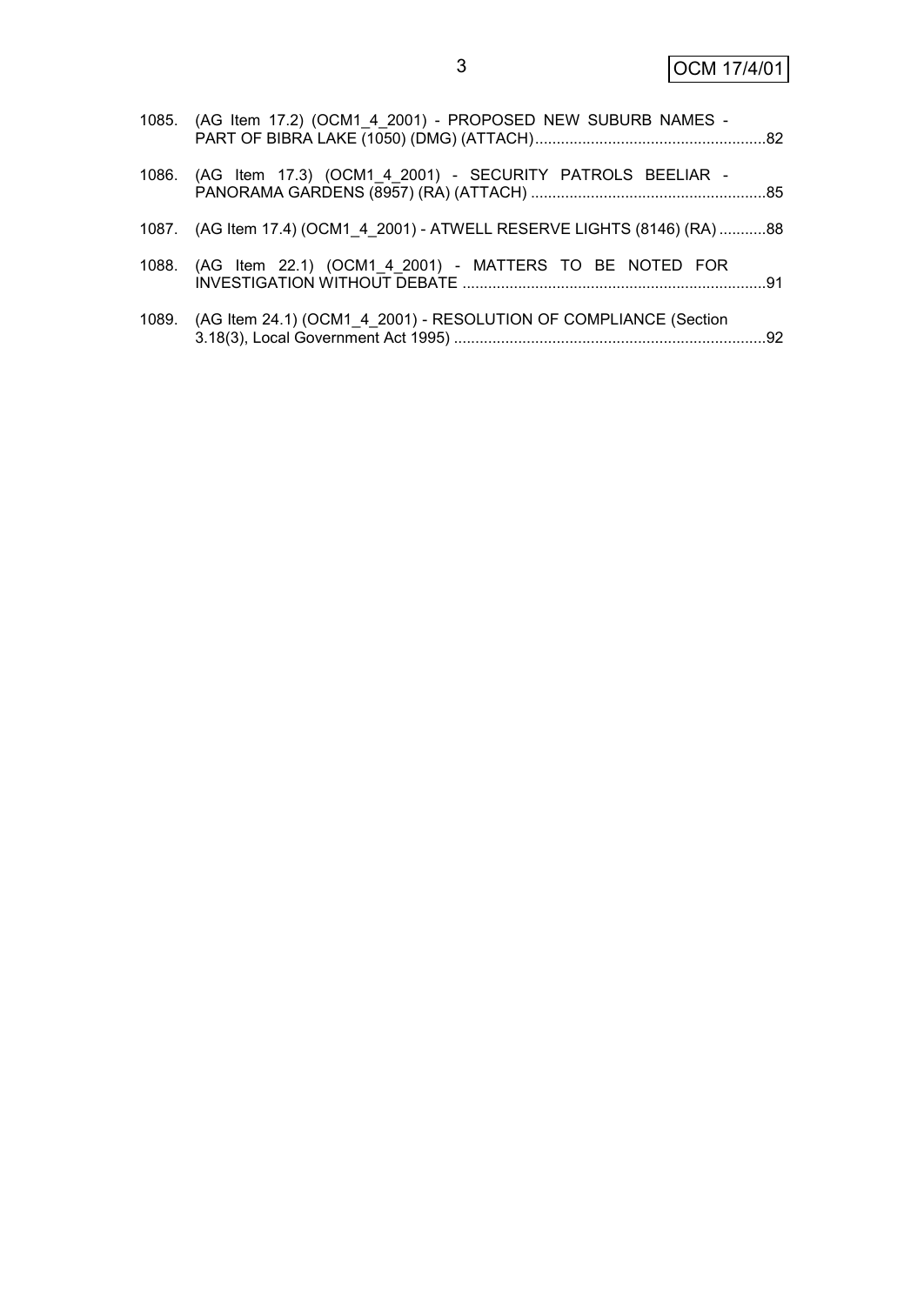1085. (AG Item 17.2) (OCM1_4_2001) - PROPOSED NEW SUBURB NAMES - PART OF BIBRA LAKE (1050) (DMG) (ATTACH)......................................................82

1086. (AG Item 17.3) (OCM1_4_2001) - SECURITY PATROLS BEELIAR - PANORAMA GARDENS (8957) (RA) (ATTACH) .......................................................85

1087. (AG Item 17.4) (OCM1_4_2001) - ATWELL RESERVE LIGHTS (8146) (RA) ...........88

1088. (AG Item 22.1) (OCM1_4_2001) - MATTERS TO BE NOTED FOR INVESTIGATION WITHOUT DEBATE .......................................................................91

1089. (AG Item 24.1) (OCM1_4_2001) - RESOLUTION OF COMPLIANCE (Section 3.18(3), Local Government Act 1995) .........................................................................92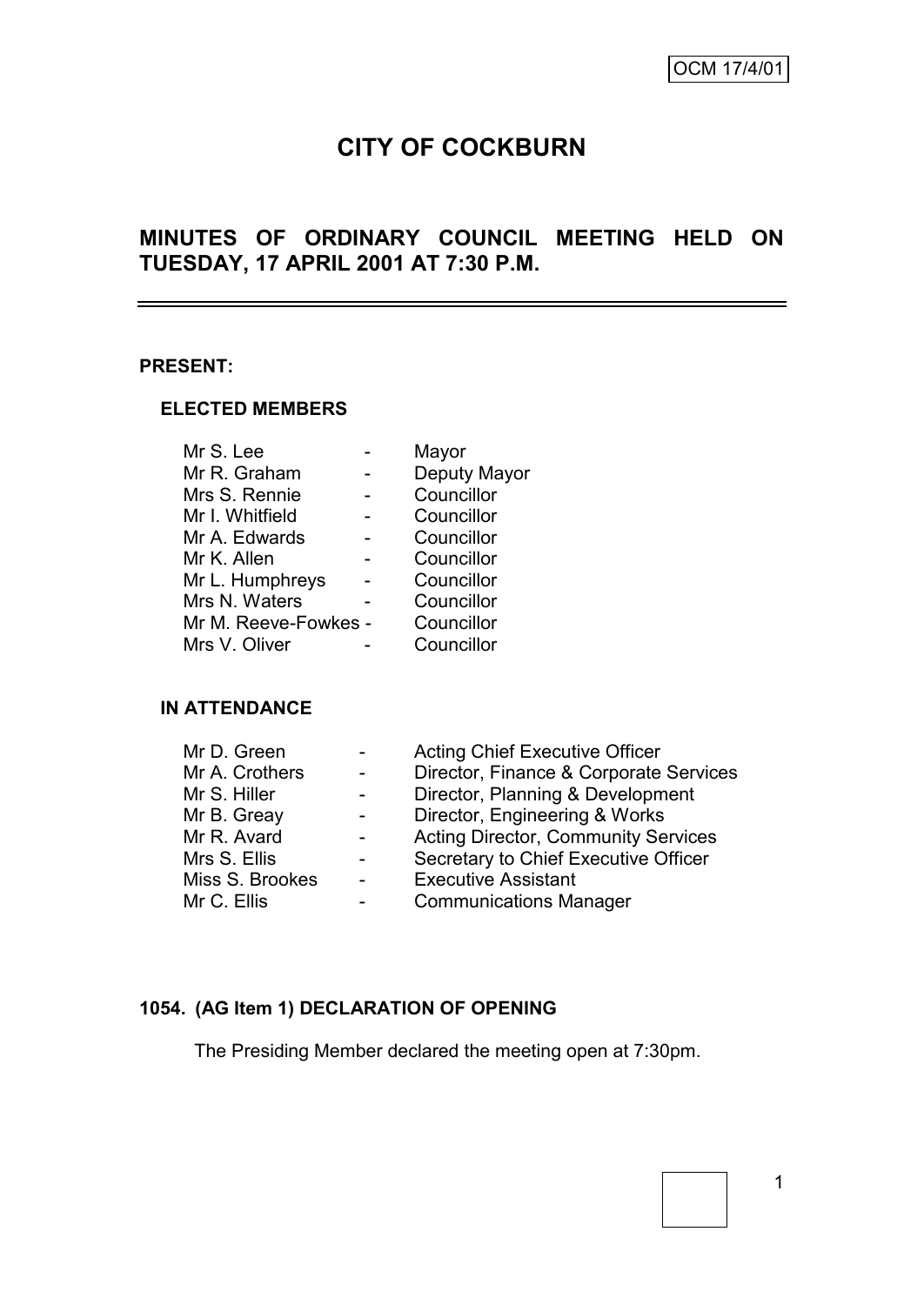OCM 17/4/01

# CITY OF COCKBURN

## MINUTES OF ORDINARY COUNCIL MEETING HELD ON TUESDAY, 17 APRIL 2001 AT 7:30 P.M.

**PRESENT:**

**ELECTED MEMBERS**

| | | |
|---|---|---|
| Mr S. Lee | - | Mayor |
| Mr R. Graham | - | Deputy Mayor |
| Mrs S. Rennie | - | Councillor |
| Mr I. Whitfield | - | Councillor |
| Mr A. Edwards | - | Councillor |
| Mr K. Allen | - | Councillor |
| Mr L. Humphreys | - | Councillor |
| Mrs N. Waters | - | Councillor |
| Mr M. Reeve-Fowkes | - | Councillor |
| Mrs V. Oliver | - | Councillor |

**IN ATTENDANCE**

| | | |
|---|---|---|
| Mr D. Green | - | Acting Chief Executive Officer |
| Mr A. Crothers | - | Director, Finance & Corporate Services |
| Mr S. Hiller | - | Director, Planning & Development |
| Mr B. Greay | - | Director, Engineering & Works |
| Mr R. Avard | - | Acting Director, Community Services |
| Mrs S. Ellis | - | Secretary to Chief Executive Officer |
| Miss S. Brookes | - | Executive Assistant |
| Mr C. Ellis | - | Communications Manager |

**1054. (AG Item 1) DECLARATION OF OPENING**

The Presiding Member declared the meeting open at 7:30pm.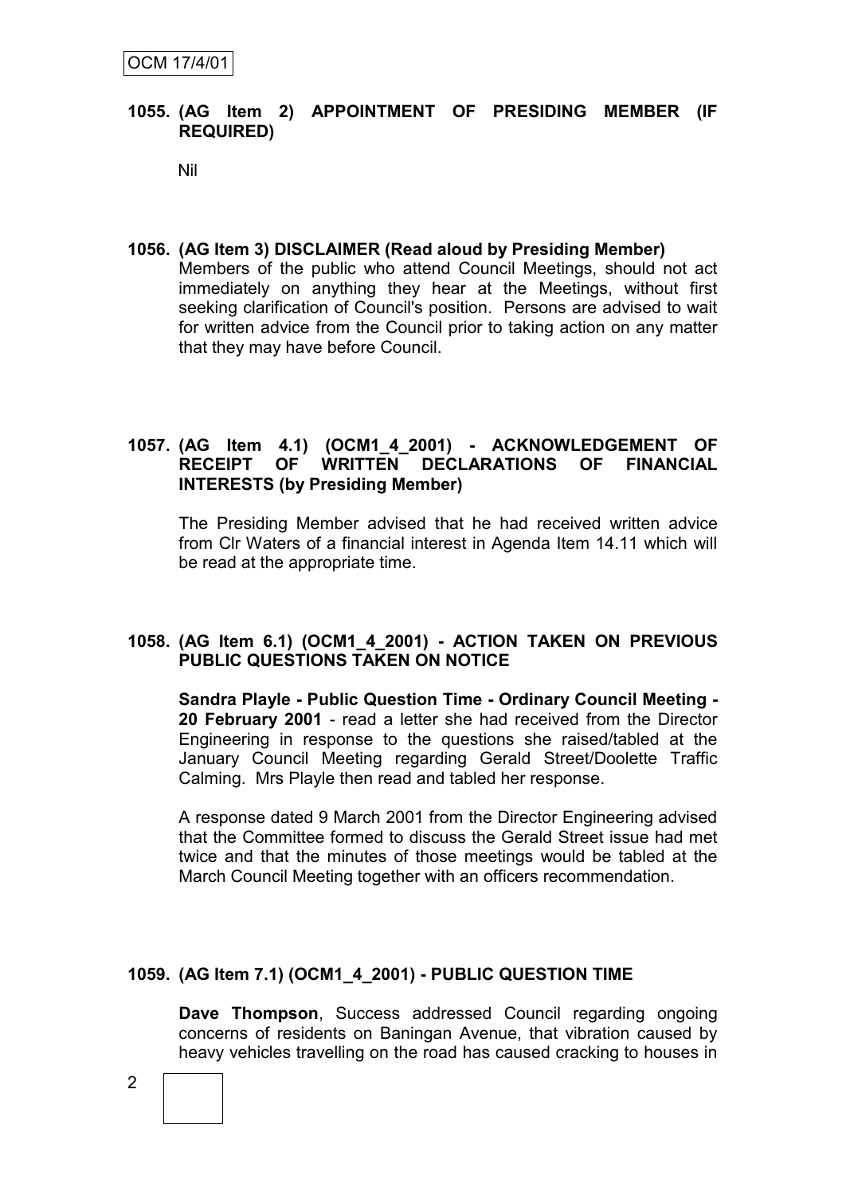## 1055. (AG Item 2) APPOINTMENT OF PRESIDING MEMBER (IF REQUIRED)

Nil

## 1056. (AG Item 3) DISCLAIMER (Read aloud by Presiding Member)

Members of the public who attend Council Meetings, should not act immediately on anything they hear at the Meetings, without first seeking clarification of Council's position. Persons are advised to wait for written advice from the Council prior to taking action on any matter that they may have before Council.

## 1057. (AG Item 4.1) (OCM1_4_2001) - ACKNOWLEDGEMENT OF RECEIPT OF WRITTEN DECLARATIONS OF FINANCIAL INTERESTS (by Presiding Member)

The Presiding Member advised that he had received written advice from Clr Waters of a financial interest in Agenda Item 14.11 which will be read at the appropriate time.

## 1058. (AG Item 6.1) (OCM1_4_2001) - ACTION TAKEN ON PREVIOUS PUBLIC QUESTIONS TAKEN ON NOTICE

**Sandra Playle - Public Question Time - Ordinary Council Meeting - 20 February 2001** - read a letter she had received from the Director Engineering in response to the questions she raised/tabled at the January Council Meeting regarding Gerald Street/Doolette Traffic Calming. Mrs Playle then read and tabled her response.

A response dated 9 March 2001 from the Director Engineering advised that the Committee formed to discuss the Gerald Street issue had met twice and that the minutes of those meetings would be tabled at the March Council Meeting together with an officers recommendation.

## 1059. (AG Item 7.1) (OCM1_4_2001) - PUBLIC QUESTION TIME

**Dave Thompson**, Success addressed Council regarding ongoing concerns of residents on Baningan Avenue, that vibration caused by heavy vehicles travelling on the road has caused cracking to houses in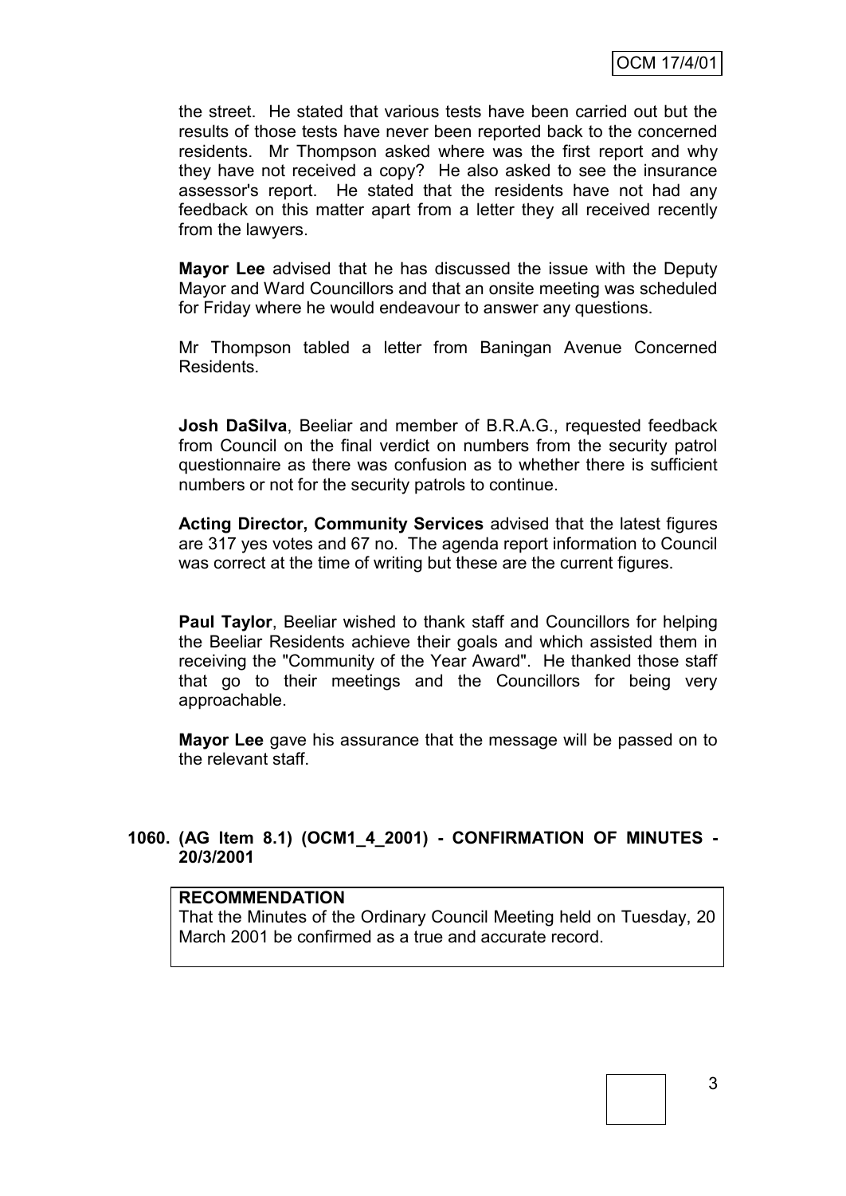the street. He stated that various tests have been carried out but the results of those tests have never been reported back to the concerned residents. Mr Thompson asked where was the first report and why they have not received a copy? He also asked to see the insurance assessor's report. He stated that the residents have not had any feedback on this matter apart from a letter they all received recently from the lawyers.

**Mayor Lee** advised that he has discussed the issue with the Deputy Mayor and Ward Councillors and that an onsite meeting was scheduled for Friday where he would endeavour to answer any questions.

Mr Thompson tabled a letter from Baningan Avenue Concerned Residents.

**Josh DaSilva**, Beeliar and member of B.R.A.G., requested feedback from Council on the final verdict on numbers from the security patrol questionnaire as there was confusion as to whether there is sufficient numbers or not for the security patrols to continue.

**Acting Director, Community Services** advised that the latest figures are 317 yes votes and 67 no. The agenda report information to Council was correct at the time of writing but these are the current figures.

**Paul Taylor**, Beeliar wished to thank staff and Councillors for helping the Beeliar Residents achieve their goals and which assisted them in receiving the "Community of the Year Award". He thanked those staff that go to their meetings and the Councillors for being very approachable.

**Mayor Lee** gave his assurance that the message will be passed on to the relevant staff.

### 1060. (AG Item 8.1) (OCM1_4_2001) - CONFIRMATION OF MINUTES - 20/3/2001

**RECOMMENDATION**
That the Minutes of the Ordinary Council Meeting held on Tuesday, 20 March 2001 be confirmed as a true and accurate record.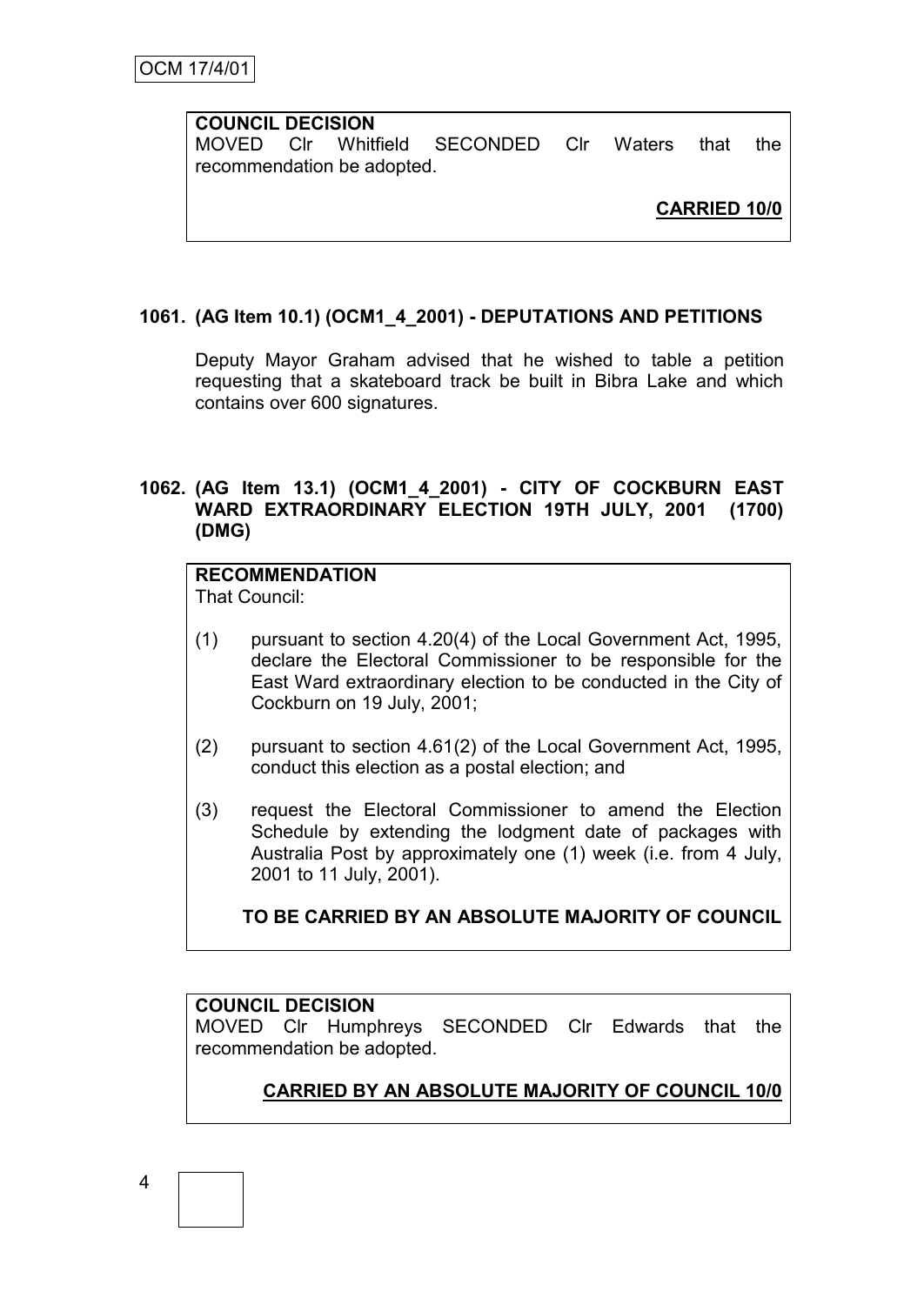**COUNCIL DECISION**
MOVED Clr Whitfield SECONDED Clr Waters that the recommendation be adopted.

**CARRIED 10/0**

### 1061. (AG Item 10.1) (OCM1_4_2001) - DEPUTATIONS AND PETITIONS

Deputy Mayor Graham advised that he wished to table a petition requesting that a skateboard track be built in Bibra Lake and which contains over 600 signatures.

### 1062. (AG Item 13.1) (OCM1_4_2001) - CITY OF COCKBURN EAST WARD EXTRAORDINARY ELECTION 19TH JULY, 2001 (1700) (DMG)

**RECOMMENDATION**
That Council:

(1) pursuant to section 4.20(4) of the Local Government Act, 1995, declare the Electoral Commissioner to be responsible for the East Ward extraordinary election to be conducted in the City of Cockburn on 19 July, 2001;

(2) pursuant to section 4.61(2) of the Local Government Act, 1995, conduct this election as a postal election; and

(3) request the Electoral Commissioner to amend the Election Schedule by extending the lodgment date of packages with Australia Post by approximately one (1) week (i.e. from 4 July, 2001 to 11 July, 2001).

**TO BE CARRIED BY AN ABSOLUTE MAJORITY OF COUNCIL**

**COUNCIL DECISION**
MOVED Clr Humphreys SECONDED Clr Edwards that the recommendation be adopted.

**CARRIED BY AN ABSOLUTE MAJORITY OF COUNCIL 10/0**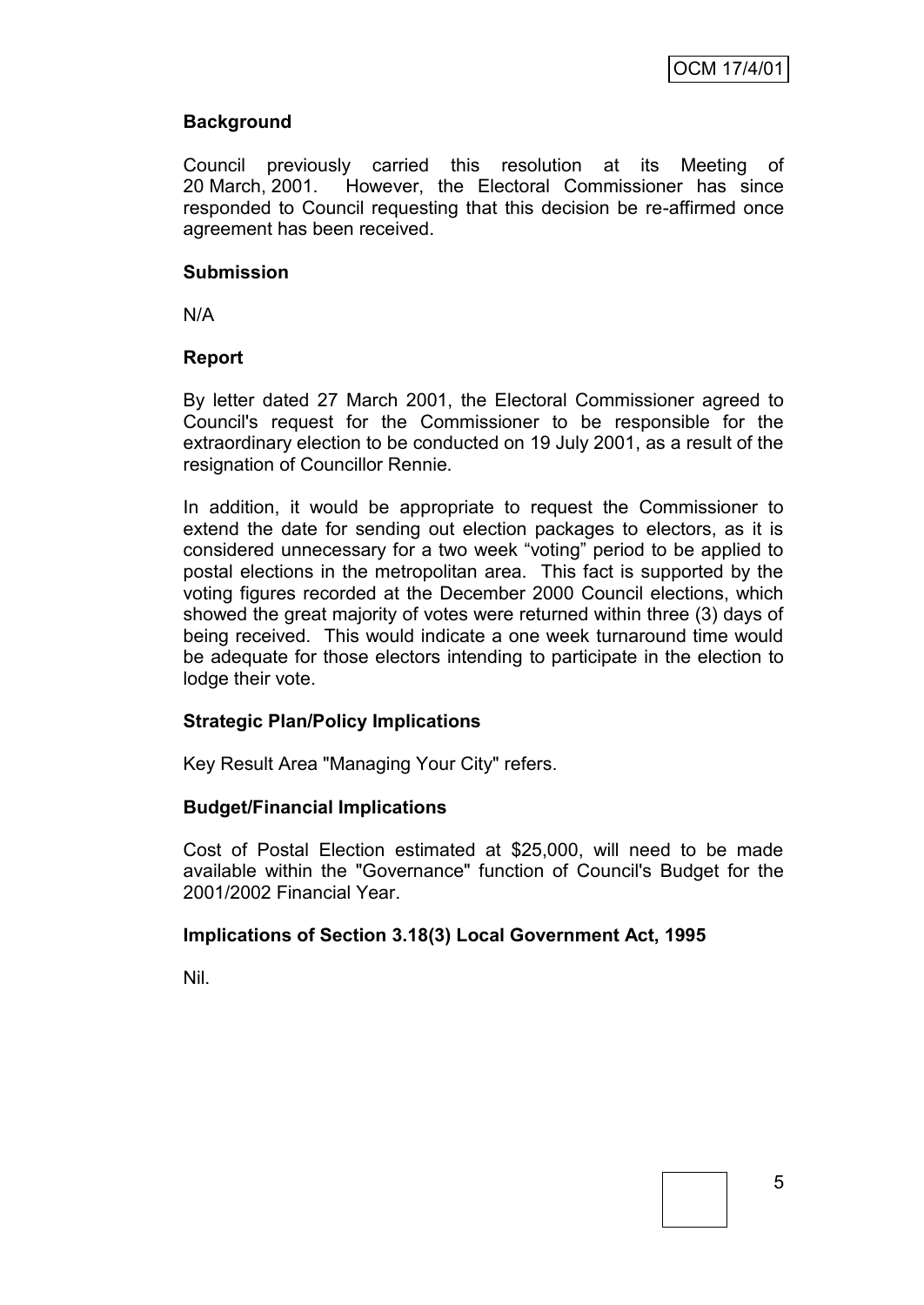**Background**

Council previously carried this resolution at its Meeting of 20 March, 2001. However, the Electoral Commissioner has since responded to Council requesting that this decision be re-affirmed once agreement has been received.

**Submission**

N/A

**Report**

By letter dated 27 March 2001, the Electoral Commissioner agreed to Council's request for the Commissioner to be responsible for the extraordinary election to be conducted on 19 July 2001, as a result of the resignation of Councillor Rennie.

In addition, it would be appropriate to request the Commissioner to extend the date for sending out election packages to electors, as it is considered unnecessary for a two week "voting" period to be applied to postal elections in the metropolitan area. This fact is supported by the voting figures recorded at the December 2000 Council elections, which showed the great majority of votes were returned within three (3) days of being received. This would indicate a one week turnaround time would be adequate for those electors intending to participate in the election to lodge their vote.

**Strategic Plan/Policy Implications**

Key Result Area "Managing Your City" refers.

**Budget/Financial Implications**

Cost of Postal Election estimated at $25,000, will need to be made available within the "Governance" function of Council's Budget for the 2001/2002 Financial Year.

**Implications of Section 3.18(3) Local Government Act, 1995**

Nil.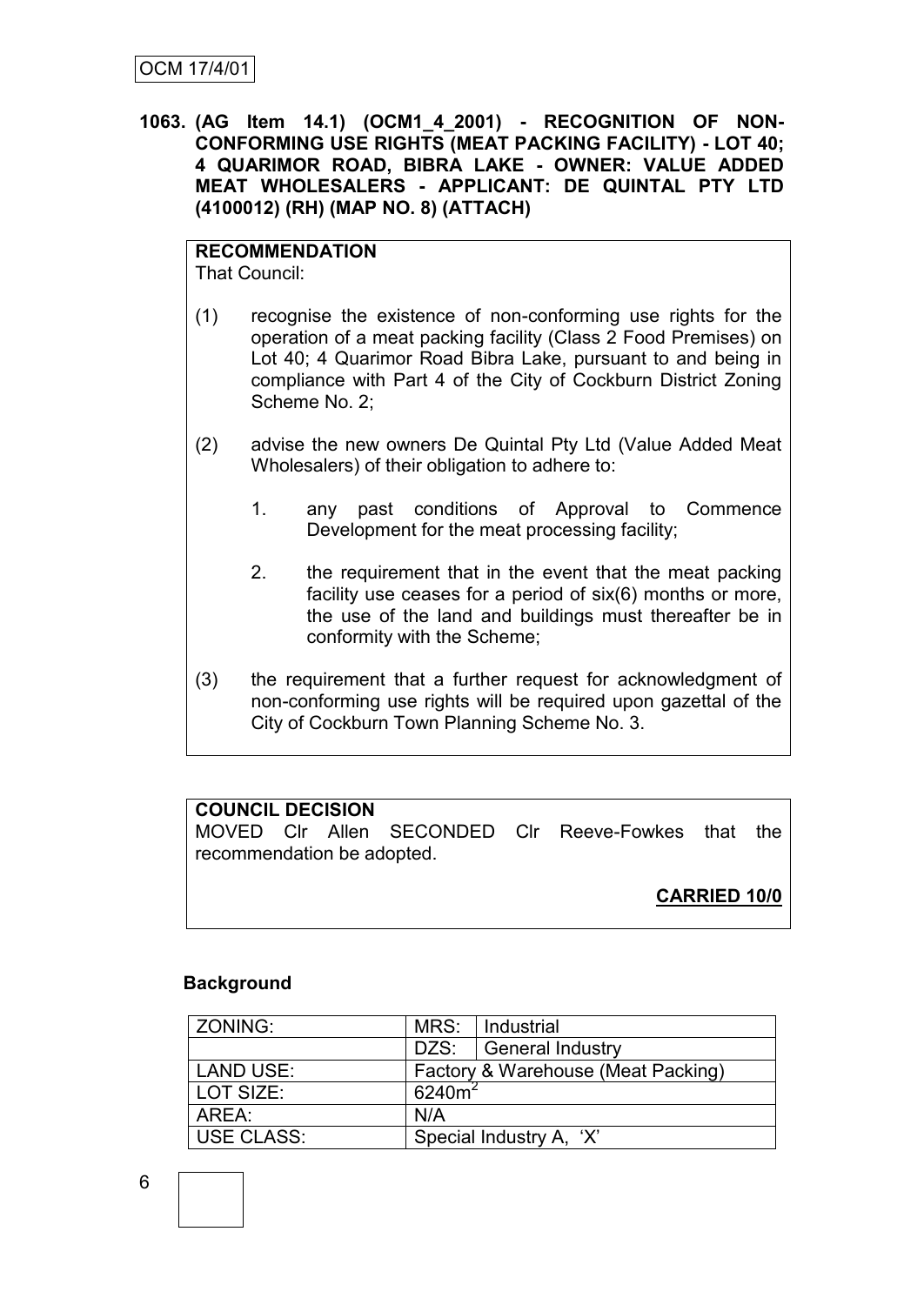OCM 17/4/01

**1063. (AG Item 14.1) (OCM1_4_2001) - RECOGNITION OF NON-CONFORMING USE RIGHTS (MEAT PACKING FACILITY) - LOT 40; 4 QUARIMOR ROAD, BIBRA LAKE - OWNER: VALUE ADDED MEAT WHOLESALERS - APPLICANT: DE QUINTAL PTY LTD (4100012) (RH) (MAP NO. 8) (ATTACH)**

**RECOMMENDATION**
That Council:

(1) recognise the existence of non-conforming use rights for the operation of a meat packing facility (Class 2 Food Premises) on Lot 40; 4 Quarimor Road Bibra Lake, pursuant to and being in compliance with Part 4 of the City of Cockburn District Zoning Scheme No. 2;

(2) advise the new owners De Quintal Pty Ltd (Value Added Meat Wholesalers) of their obligation to adhere to:

1. any past conditions of Approval to Commence Development for the meat processing facility;

2. the requirement that in the event that the meat packing facility use ceases for a period of six(6) months or more, the use of the land and buildings must thereafter be in conformity with the Scheme;

(3) the requirement that a further request for acknowledgment of non-conforming use rights will be required upon gazettal of the City of Cockburn Town Planning Scheme No. 3.

**COUNCIL DECISION**
MOVED Clr Allen SECONDED Clr Reeve-Fowkes that the recommendation be adopted.

**CARRIED 10/0**

### Background

| ZONING: | MRS: | Industrial |
|---|---|---|
| | DZS: | General Industry |
| LAND USE: | Factory & Warehouse (Meat Packing) | |
| LOT SIZE: | $6240m^2$ | |
| AREA: | N/A | |
| USE CLASS: | Special Industry A, 'X' | |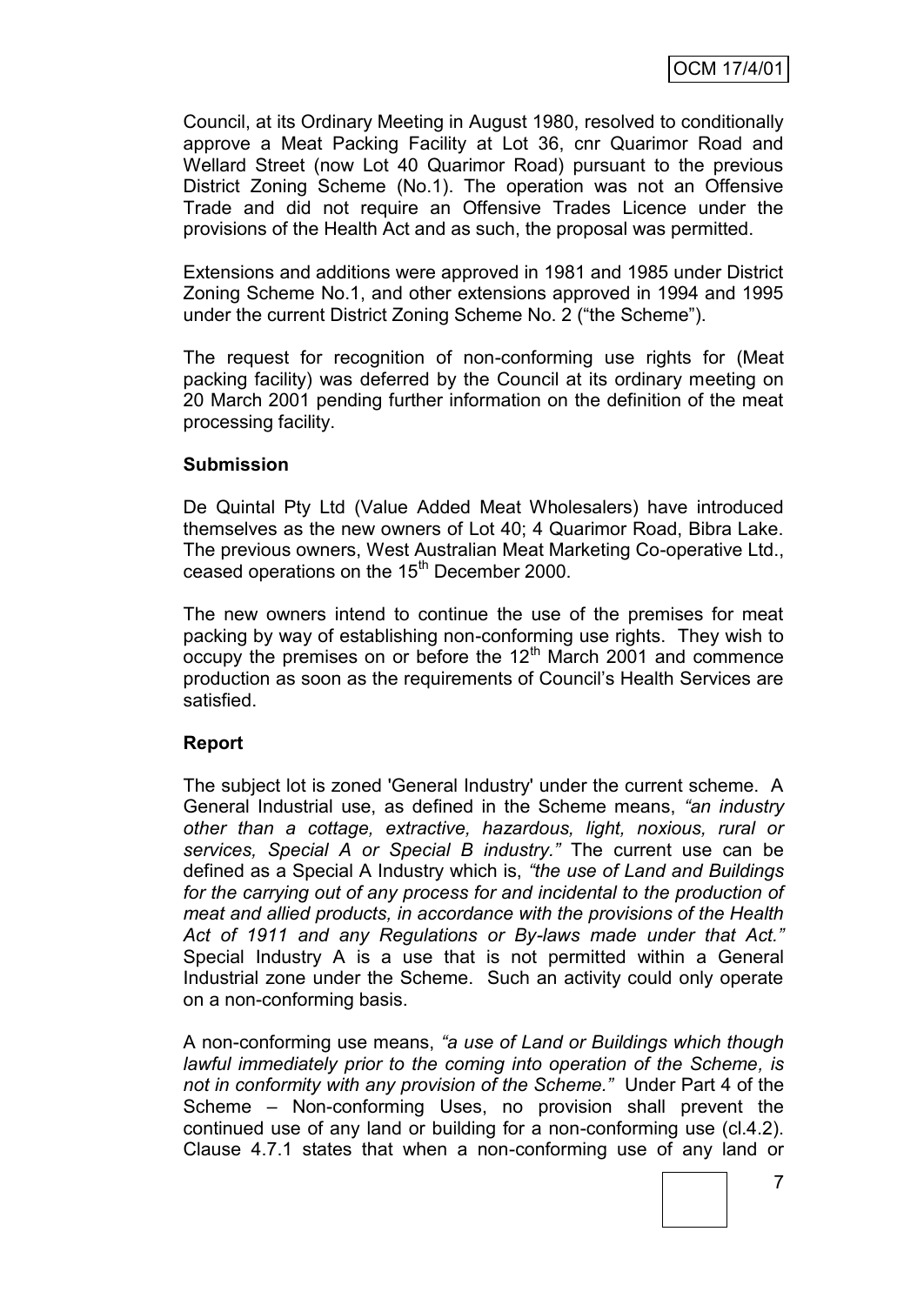Council, at its Ordinary Meeting in August 1980, resolved to conditionally approve a Meat Packing Facility at Lot 36, cnr Quarimor Road and Wellard Street (now Lot 40 Quarimor Road) pursuant to the previous District Zoning Scheme (No.1). The operation was not an Offensive Trade and did not require an Offensive Trades Licence under the provisions of the Health Act and as such, the proposal was permitted.

Extensions and additions were approved in 1981 and 1985 under District Zoning Scheme No.1, and other extensions approved in 1994 and 1995 under the current District Zoning Scheme No. 2 ("the Scheme").

The request for recognition of non-conforming use rights for (Meat packing facility) was deferred by the Council at its ordinary meeting on 20 March 2001 pending further information on the definition of the meat processing facility.

**Submission**

De Quintal Pty Ltd (Value Added Meat Wholesalers) have introduced themselves as the new owners of Lot 40; 4 Quarimor Road, Bibra Lake. The previous owners, West Australian Meat Marketing Co-operative Ltd., ceased operations on the 15th December 2000.

The new owners intend to continue the use of the premises for meat packing by way of establishing non-conforming use rights. They wish to occupy the premises on or before the 12th March 2001 and commence production as soon as the requirements of Council's Health Services are satisfied.

**Report**

The subject lot is zoned 'General Industry' under the current scheme. A General Industrial use, as defined in the Scheme means, *"an industry other than a cottage, extractive, hazardous, light, noxious, rural or services, Special A or Special B industry."* The current use can be defined as a Special A Industry which is, *"the use of Land and Buildings for the carrying out of any process for and incidental to the production of meat and allied products, in accordance with the provisions of the Health Act of 1911 and any Regulations or By-laws made under that Act."* Special Industry A is a use that is not permitted within a General Industrial zone under the Scheme. Such an activity could only operate on a non-conforming basis.

A non-conforming use means, *"a use of Land or Buildings which though lawful immediately prior to the coming into operation of the Scheme, is not in conformity with any provision of the Scheme."* Under Part 4 of the Scheme – Non-conforming Uses, no provision shall prevent the continued use of any land or building for a non-conforming use (cl.4.2). Clause 4.7.1 states that when a non-conforming use of any land or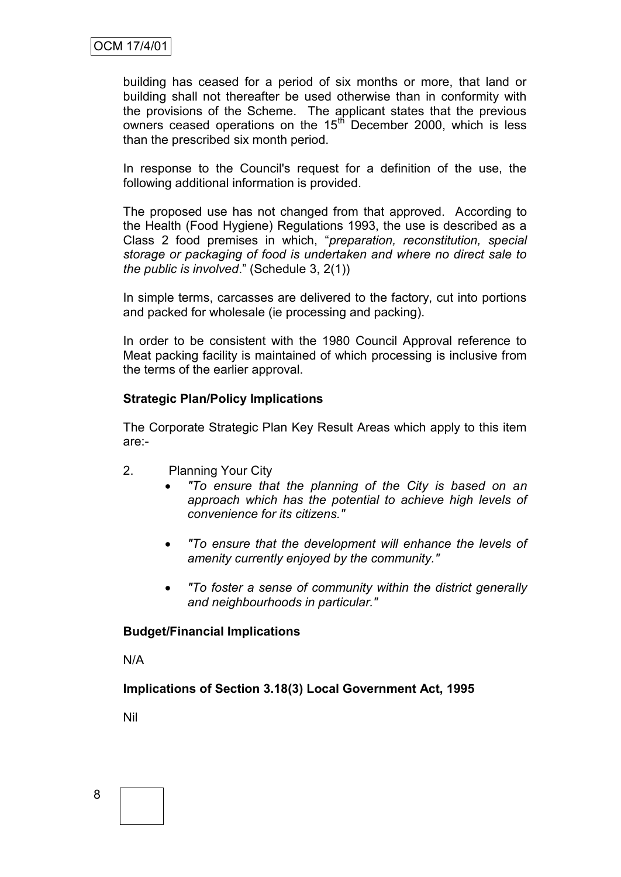building has ceased for a period of six months or more, that land or building shall not thereafter be used otherwise than in conformity with the provisions of the Scheme. The applicant states that the previous owners ceased operations on the 15th December 2000, which is less than the prescribed six month period.

In response to the Council's request for a definition of the use, the following additional information is provided.

The proposed use has not changed from that approved. According to the Health (Food Hygiene) Regulations 1993, the use is described as a Class 2 food premises in which, "*preparation, reconstitution, special storage or packaging of food is undertaken and where no direct sale to the public is involved*." (Schedule 3, 2(1))

In simple terms, carcasses are delivered to the factory, cut into portions and packed for wholesale (ie processing and packing).

In order to be consistent with the 1980 Council Approval reference to Meat packing facility is maintained of which processing is inclusive from the terms of the earlier approval.

**Strategic Plan/Policy Implications**

The Corporate Strategic Plan Key Result Areas which apply to this item are:-

2. Planning Your City
   - *"To ensure that the planning of the City is based on an approach which has the potential to achieve high levels of convenience for its citizens."*
   - *"To ensure that the development will enhance the levels of amenity currently enjoyed by the community."*
   - *"To foster a sense of community within the district generally and neighbourhoods in particular."*

**Budget/Financial Implications**

N/A

**Implications of Section 3.18(3) Local Government Act, 1995**

Nil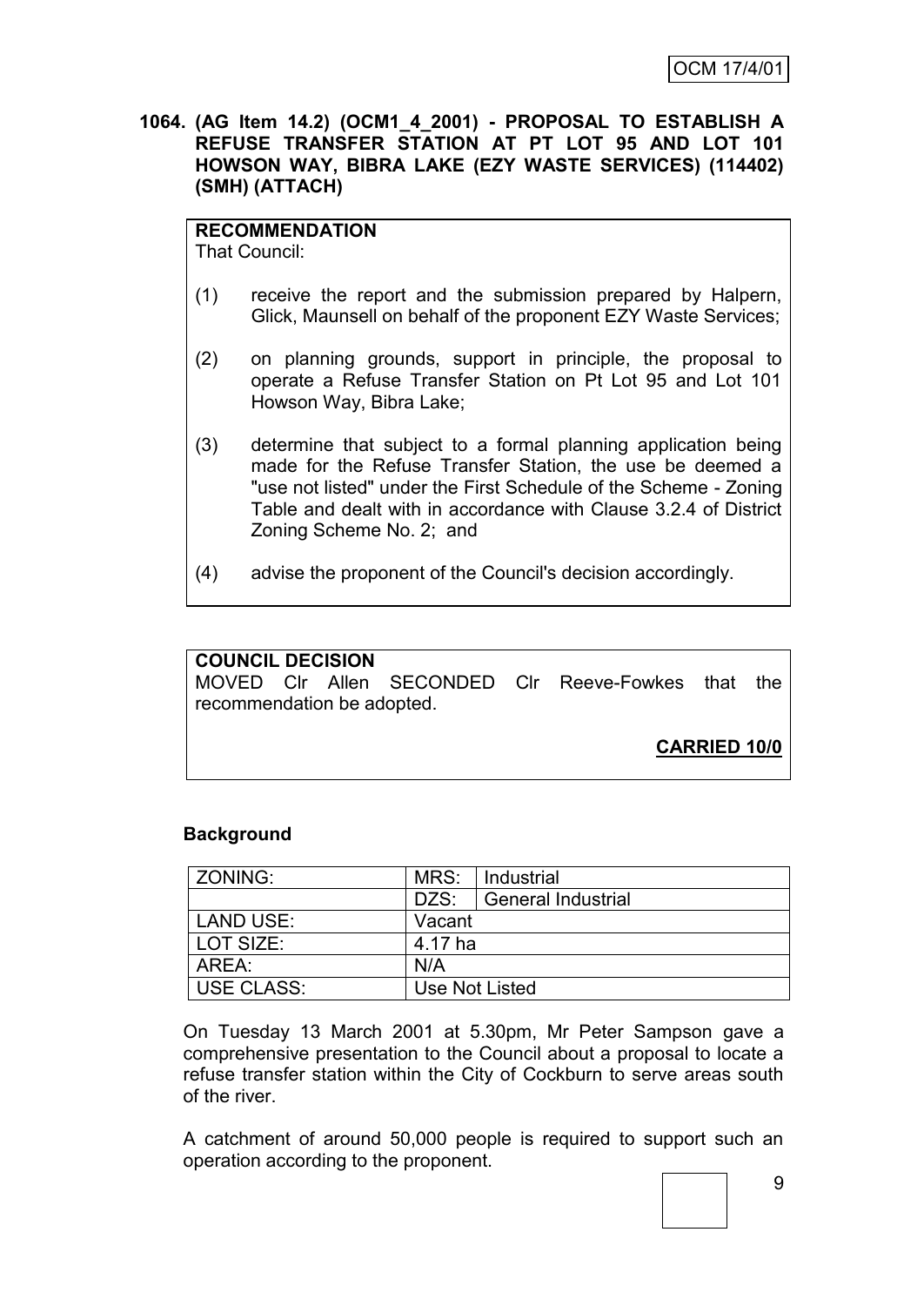**1064. (AG Item 14.2) (OCM1_4_2001) - PROPOSAL TO ESTABLISH A REFUSE TRANSFER STATION AT PT LOT 95 AND LOT 101 HOWSON WAY, BIBRA LAKE (EZY WASTE SERVICES) (114402) (SMH) (ATTACH)**

**RECOMMENDATION**
That Council:

(1) receive the report and the submission prepared by Halpern, Glick, Maunsell on behalf of the proponent EZY Waste Services;

(2) on planning grounds, support in principle, the proposal to operate a Refuse Transfer Station on Pt Lot 95 and Lot 101 Howson Way, Bibra Lake;

(3) determine that subject to a formal planning application being made for the Refuse Transfer Station, the use be deemed a "use not listed" under the First Schedule of the Scheme - Zoning Table and dealt with in accordance with Clause 3.2.4 of District Zoning Scheme No. 2; and

(4) advise the proponent of the Council's decision accordingly.

**COUNCIL DECISION**
MOVED Clr Allen SECONDED Clr Reeve-Fowkes that the recommendation be adopted.

**CARRIED 10/0**

**Background**

| ZONING: | MRS: | Industrial |
|---|---|---|
| | DZS: | General Industrial |
| LAND USE: | Vacant | |
| LOT SIZE: | 4.17 ha | |
| AREA: | N/A | |
| USE CLASS: | Use Not Listed | |

On Tuesday 13 March 2001 at 5.30pm, Mr Peter Sampson gave a comprehensive presentation to the Council about a proposal to locate a refuse transfer station within the City of Cockburn to serve areas south of the river.

A catchment of around 50,000 people is required to support such an operation according to the proponent.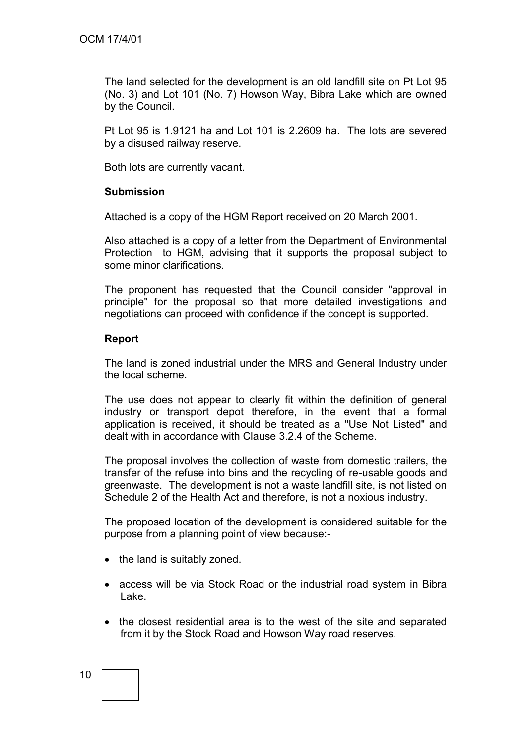The land selected for the development is an old landfill site on Pt Lot 95 (No. 3) and Lot 101 (No. 7) Howson Way, Bibra Lake which are owned by the Council.

Pt Lot 95 is 1.9121 ha and Lot 101 is 2.2609 ha. The lots are severed by a disused railway reserve.

Both lots are currently vacant.

**Submission**

Attached is a copy of the HGM Report received on 20 March 2001.

Also attached is a copy of a letter from the Department of Environmental Protection to HGM, advising that it supports the proposal subject to some minor clarifications.

The proponent has requested that the Council consider "approval in principle" for the proposal so that more detailed investigations and negotiations can proceed with confidence if the concept is supported.

**Report**

The land is zoned industrial under the MRS and General Industry under the local scheme.

The use does not appear to clearly fit within the definition of general industry or transport depot therefore, in the event that a formal application is received, it should be treated as a "Use Not Listed" and dealt with in accordance with Clause 3.2.4 of the Scheme.

The proposal involves the collection of waste from domestic trailers, the transfer of the refuse into bins and the recycling of re-usable goods and greenwaste. The development is not a waste landfill site, is not listed on Schedule 2 of the Health Act and therefore, is not a noxious industry.

The proposed location of the development is considered suitable for the purpose from a planning point of view because:-

- the land is suitably zoned.
- access will be via Stock Road or the industrial road system in Bibra Lake.
- the closest residential area is to the west of the site and separated from it by the Stock Road and Howson Way road reserves.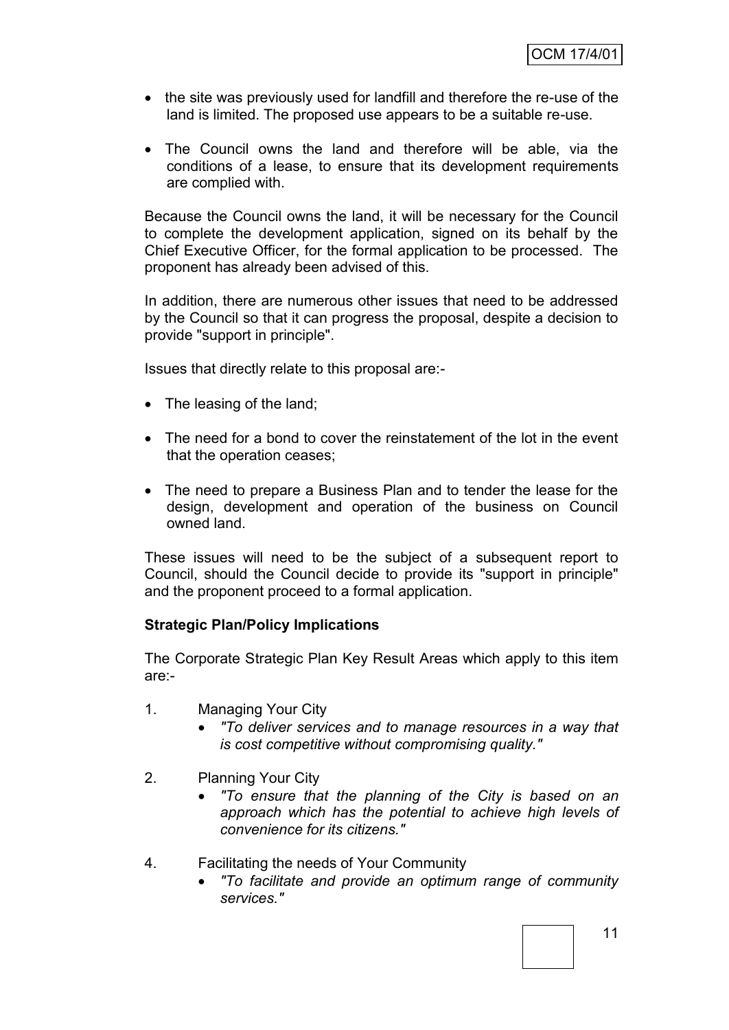- the site was previously used for landfill and therefore the re-use of the land is limited. The proposed use appears to be a suitable re-use.

- The Council owns the land and therefore will be able, via the conditions of a lease, to ensure that its development requirements are complied with.

Because the Council owns the land, it will be necessary for the Council to complete the development application, signed on its behalf by the Chief Executive Officer, for the formal application to be processed. The proponent has already been advised of this.

In addition, there are numerous other issues that need to be addressed by the Council so that it can progress the proposal, despite a decision to provide "support in principle".

Issues that directly relate to this proposal are:-

- The leasing of the land;

- The need for a bond to cover the reinstatement of the lot in the event that the operation ceases;

- The need to prepare a Business Plan and to tender the lease for the design, development and operation of the business on Council owned land.

These issues will need to be the subject of a subsequent report to Council, should the Council decide to provide its "support in principle" and the proponent proceed to a formal application.

**Strategic Plan/Policy Implications**

The Corporate Strategic Plan Key Result Areas which apply to this item are:-

1. Managing Your City
    - *"To deliver services and to manage resources in a way that is cost competitive without compromising quality."*

2. Planning Your City
    - *"To ensure that the planning of the City is based on an approach which has the potential to achieve high levels of convenience for its citizens."*

4. Facilitating the needs of Your Community
    - *"To facilitate and provide an optimum range of community services."*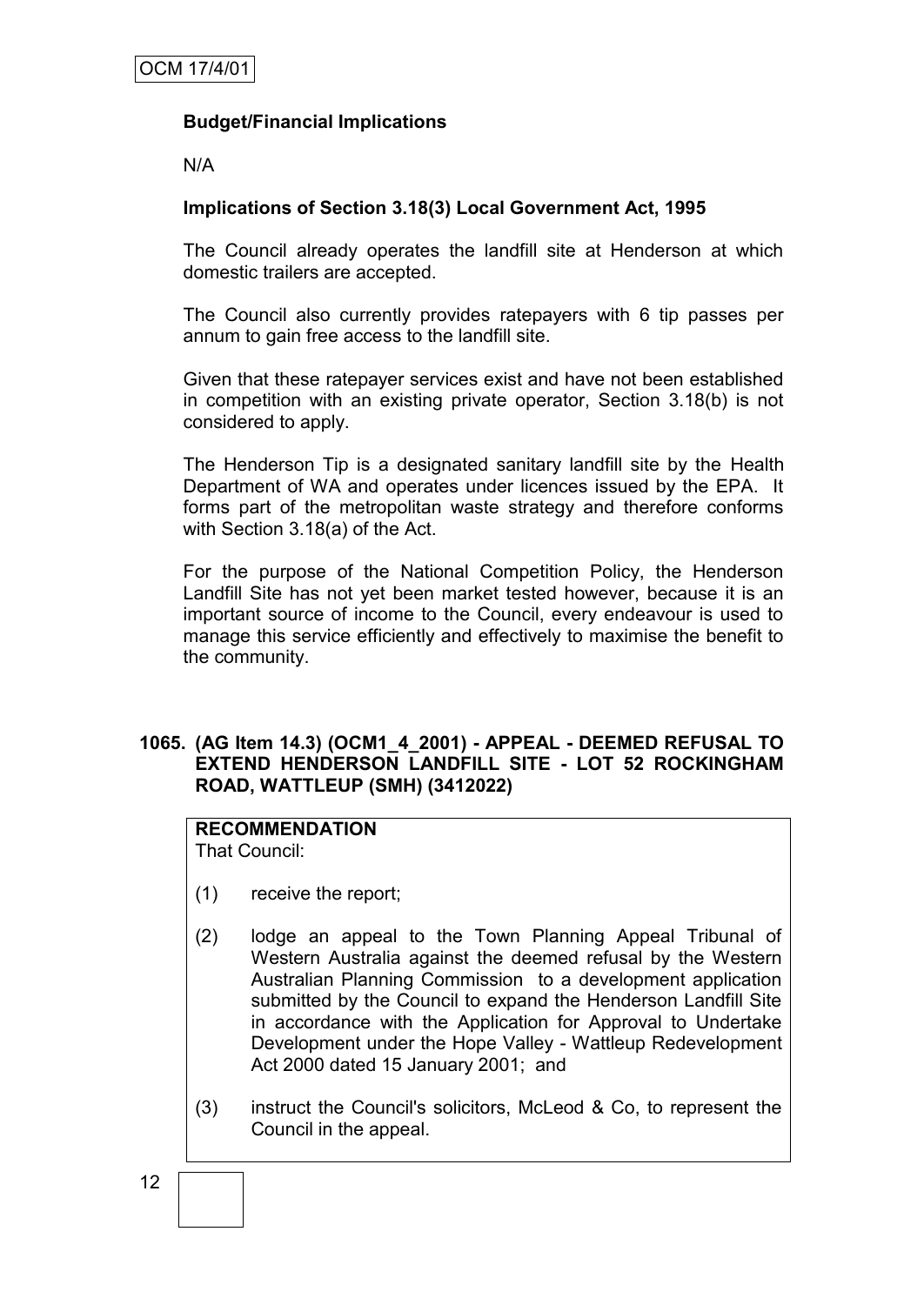**Budget/Financial Implications**

N/A

**Implications of Section 3.18(3) Local Government Act, 1995**

The Council already operates the landfill site at Henderson at which domestic trailers are accepted.

The Council also currently provides ratepayers with 6 tip passes per annum to gain free access to the landfill site.

Given that these ratepayer services exist and have not been established in competition with an existing private operator, Section 3.18(b) is not considered to apply.

The Henderson Tip is a designated sanitary landfill site by the Health Department of WA and operates under licences issued by the EPA. It forms part of the metropolitan waste strategy and therefore conforms with Section 3.18(a) of the Act.

For the purpose of the National Competition Policy, the Henderson Landfill Site has not yet been market tested however, because it is an important source of income to the Council, every endeavour is used to manage this service efficiently and effectively to maximise the benefit to the community.

**1065. (AG Item 14.3) (OCM1_4_2001) - APPEAL - DEEMED REFUSAL TO EXTEND HENDERSON LANDFILL SITE - LOT 52 ROCKINGHAM ROAD, WATTLEUP (SMH) (3412022)**

**RECOMMENDATION**
That Council:

(1) receive the report;

(2) lodge an appeal to the Town Planning Appeal Tribunal of Western Australia against the deemed refusal by the Western Australian Planning Commission to a development application submitted by the Council to expand the Henderson Landfill Site in accordance with the Application for Approval to Undertake Development under the Hope Valley - Wattleup Redevelopment Act 2000 dated 15 January 2001; and

(3) instruct the Council's solicitors, McLeod & Co, to represent the Council in the appeal.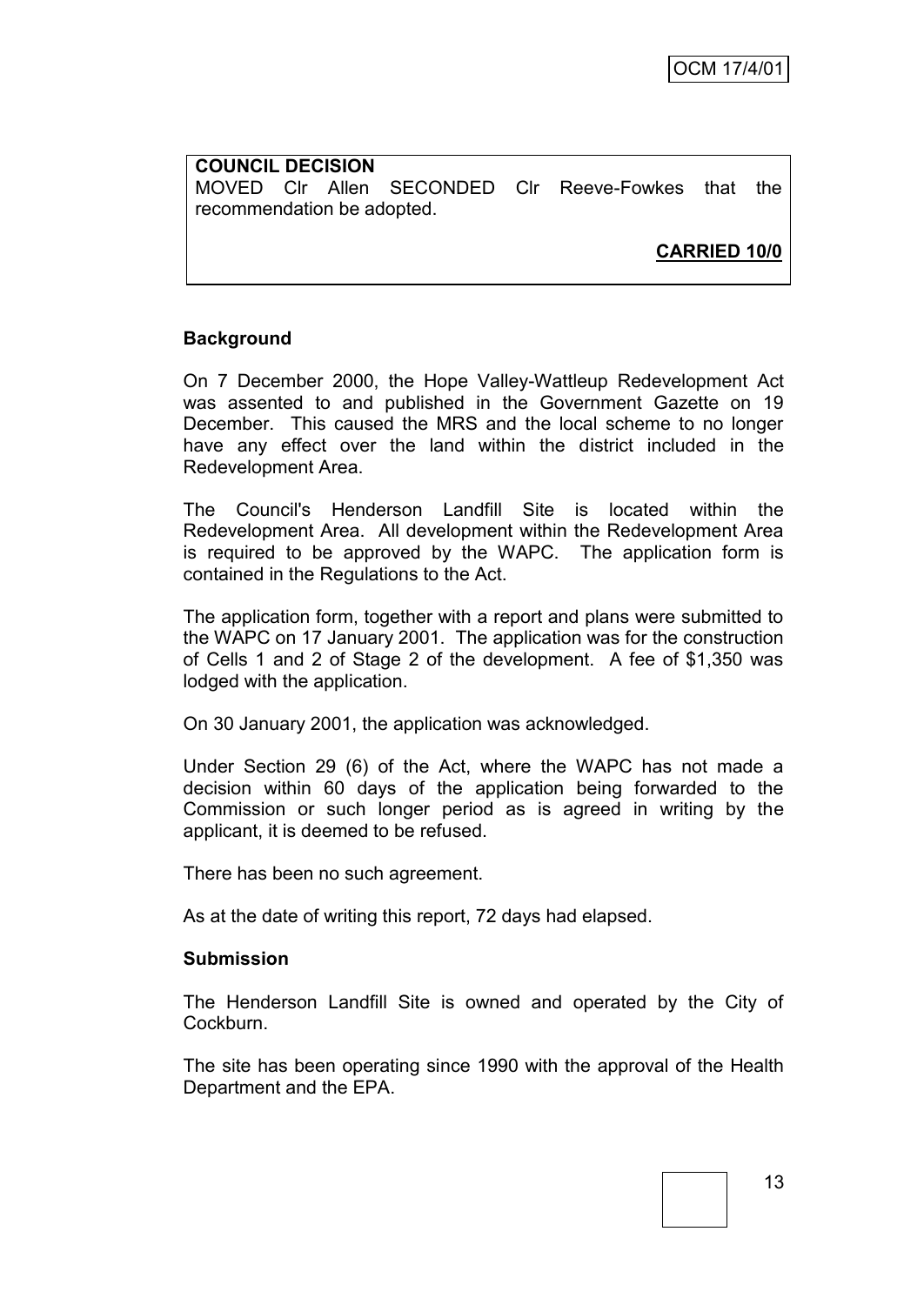**COUNCIL DECISION**
MOVED Clr Allen SECONDED Clr Reeve-Fowkes that the recommendation be adopted.

**CARRIED 10/0**

**Background**

On 7 December 2000, the Hope Valley-Wattleup Redevelopment Act was assented to and published in the Government Gazette on 19 December. This caused the MRS and the local scheme to no longer have any effect over the land within the district included in the Redevelopment Area.

The Council's Henderson Landfill Site is located within the Redevelopment Area. All development within the Redevelopment Area is required to be approved by the WAPC. The application form is contained in the Regulations to the Act.

The application form, together with a report and plans were submitted to the WAPC on 17 January 2001. The application was for the construction of Cells 1 and 2 of Stage 2 of the development. A fee of $1,350 was lodged with the application.

On 30 January 2001, the application was acknowledged.

Under Section 29 (6) of the Act, where the WAPC has not made a decision within 60 days of the application being forwarded to the Commission or such longer period as is agreed in writing by the applicant, it is deemed to be refused.

There has been no such agreement.

As at the date of writing this report, 72 days had elapsed.

**Submission**

The Henderson Landfill Site is owned and operated by the City of Cockburn.

The site has been operating since 1990 with the approval of the Health Department and the EPA.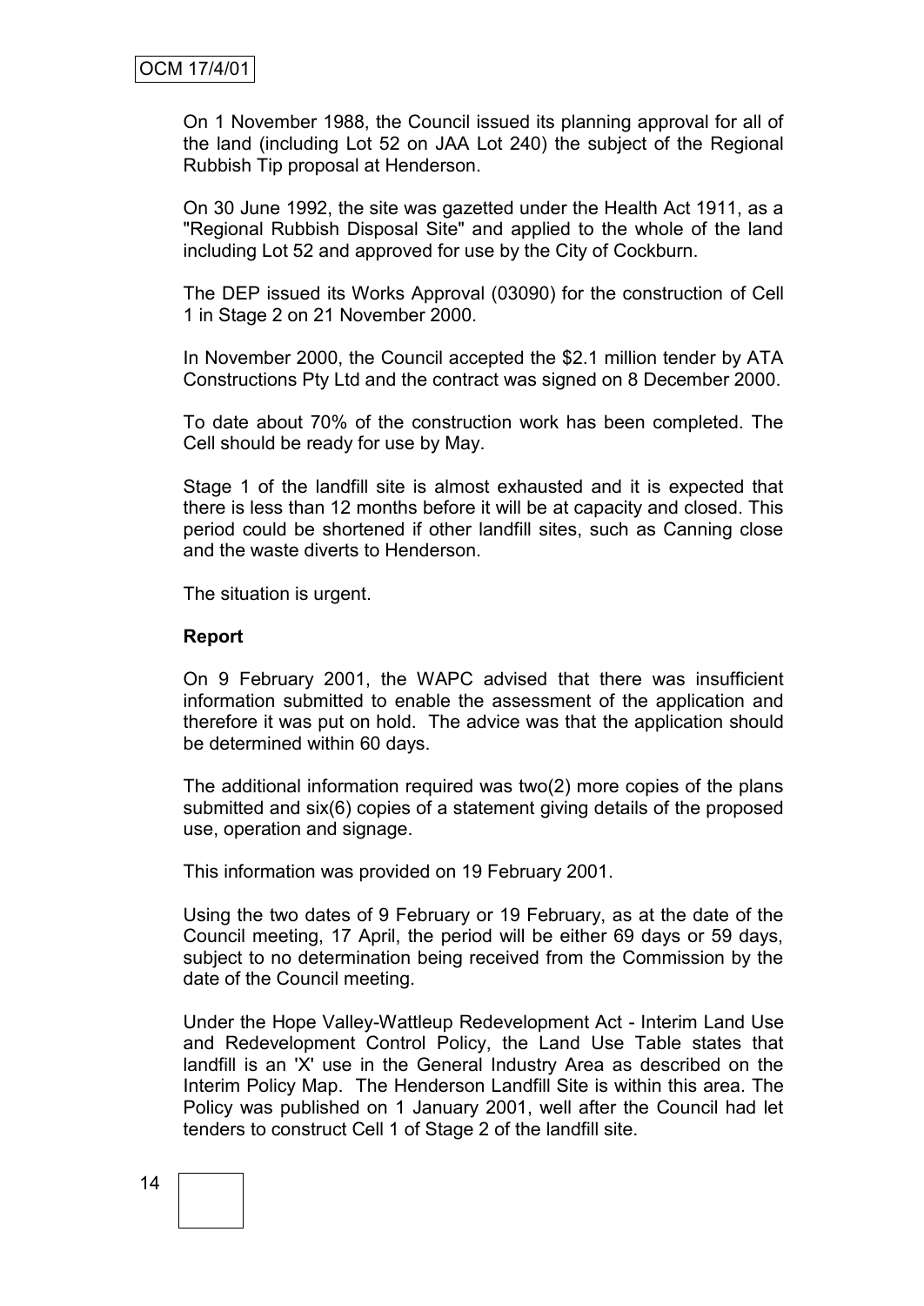On 1 November 1988, the Council issued its planning approval for all of the land (including Lot 52 on JAA Lot 240) the subject of the Regional Rubbish Tip proposal at Henderson.

On 30 June 1992, the site was gazetted under the Health Act 1911, as a "Regional Rubbish Disposal Site" and applied to the whole of the land including Lot 52 and approved for use by the City of Cockburn.

The DEP issued its Works Approval (03090) for the construction of Cell 1 in Stage 2 on 21 November 2000.

In November 2000, the Council accepted the $2.1 million tender by ATA Constructions Pty Ltd and the contract was signed on 8 December 2000.

To date about 70% of the construction work has been completed. The Cell should be ready for use by May.

Stage 1 of the landfill site is almost exhausted and it is expected that there is less than 12 months before it will be at capacity and closed. This period could be shortened if other landfill sites, such as Canning close and the waste diverts to Henderson.

The situation is urgent.

**Report**

On 9 February 2001, the WAPC advised that there was insufficient information submitted to enable the assessment of the application and therefore it was put on hold. The advice was that the application should be determined within 60 days.

The additional information required was two(2) more copies of the plans submitted and six(6) copies of a statement giving details of the proposed use, operation and signage.

This information was provided on 19 February 2001.

Using the two dates of 9 February or 19 February, as at the date of the Council meeting, 17 April, the period will be either 69 days or 59 days, subject to no determination being received from the Commission by the date of the Council meeting.

Under the Hope Valley-Wattleup Redevelopment Act - Interim Land Use and Redevelopment Control Policy, the Land Use Table states that landfill is an 'X' use in the General Industry Area as described on the Interim Policy Map. The Henderson Landfill Site is within this area. The Policy was published on 1 January 2001, well after the Council had let tenders to construct Cell 1 of Stage 2 of the landfill site.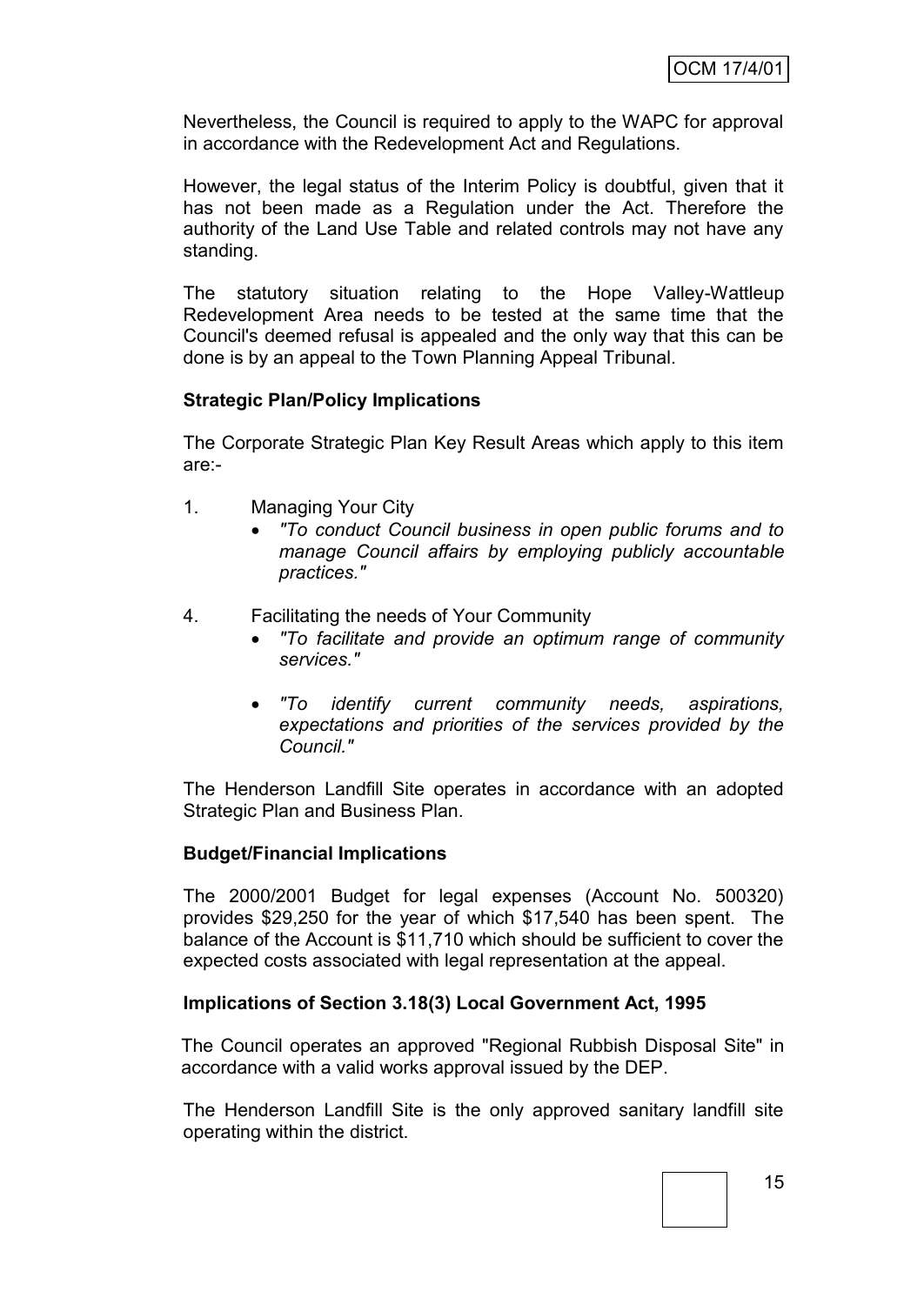Nevertheless, the Council is required to apply to the WAPC for approval in accordance with the Redevelopment Act and Regulations.

However, the legal status of the Interim Policy is doubtful, given that it has not been made as a Regulation under the Act. Therefore the authority of the Land Use Table and related controls may not have any standing.

The statutory situation relating to the Hope Valley-Wattleup Redevelopment Area needs to be tested at the same time that the Council's deemed refusal is appealed and the only way that this can be done is by an appeal to the Town Planning Appeal Tribunal.

**Strategic Plan/Policy Implications**

The Corporate Strategic Plan Key Result Areas which apply to this item are:-

1. Managing Your City
   - *"To conduct Council business in open public forums and to manage Council affairs by employing publicly accountable practices."*

4. Facilitating the needs of Your Community
   - *"To facilitate and provide an optimum range of community services."*
   - *"To identify current community needs, aspirations, expectations and priorities of the services provided by the Council."*

The Henderson Landfill Site operates in accordance with an adopted Strategic Plan and Business Plan.

**Budget/Financial Implications**

The 2000/2001 Budget for legal expenses (Account No. 500320) provides $29,250 for the year of which $17,540 has been spent. The balance of the Account is $11,710 which should be sufficient to cover the expected costs associated with legal representation at the appeal.

**Implications of Section 3.18(3) Local Government Act, 1995**

The Council operates an approved "Regional Rubbish Disposal Site" in accordance with a valid works approval issued by the DEP.

The Henderson Landfill Site is the only approved sanitary landfill site operating within the district.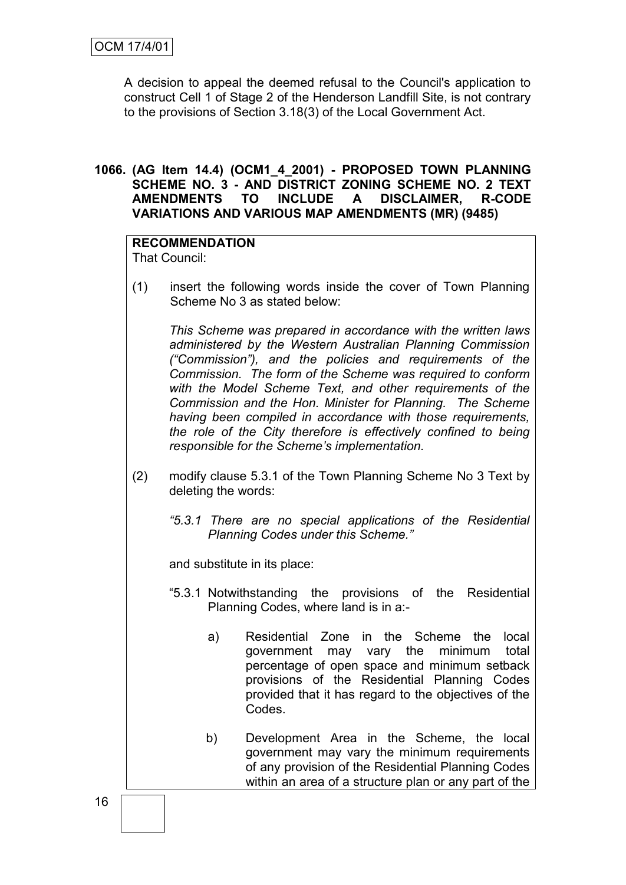A decision to appeal the deemed refusal to the Council's application to construct Cell 1 of Stage 2 of the Henderson Landfill Site, is not contrary to the provisions of Section 3.18(3) of the Local Government Act.

**1066. (AG Item 14.4) (OCM1_4_2001) - PROPOSED TOWN PLANNING SCHEME NO. 3 - AND DISTRICT ZONING SCHEME NO. 2 TEXT AMENDMENTS TO INCLUDE A DISCLAIMER, R-CODE VARIATIONS AND VARIOUS MAP AMENDMENTS (MR) (9485)**

**RECOMMENDATION**

That Council:

(1) insert the following words inside the cover of Town Planning Scheme No 3 as stated below:

*This Scheme was prepared in accordance with the written laws administered by the Western Australian Planning Commission ("Commission"), and the policies and requirements of the Commission. The form of the Scheme was required to conform with the Model Scheme Text, and other requirements of the Commission and the Hon. Minister for Planning. The Scheme having been compiled in accordance with those requirements, the role of the City therefore is effectively confined to being responsible for the Scheme's implementation.*

(2) modify clause 5.3.1 of the Town Planning Scheme No 3 Text by deleting the words:

*"5.3.1 There are no special applications of the Residential Planning Codes under this Scheme."*

and substitute in its place:

"5.3.1 Notwithstanding the provisions of the Residential Planning Codes, where land is in a:-

a) Residential Zone in the Scheme the local government may vary the minimum total percentage of open space and minimum setback provisions of the Residential Planning Codes provided that it has regard to the objectives of the Codes.

b) Development Area in the Scheme, the local government may vary the minimum requirements of any provision of the Residential Planning Codes within an area of a structure plan or any part of the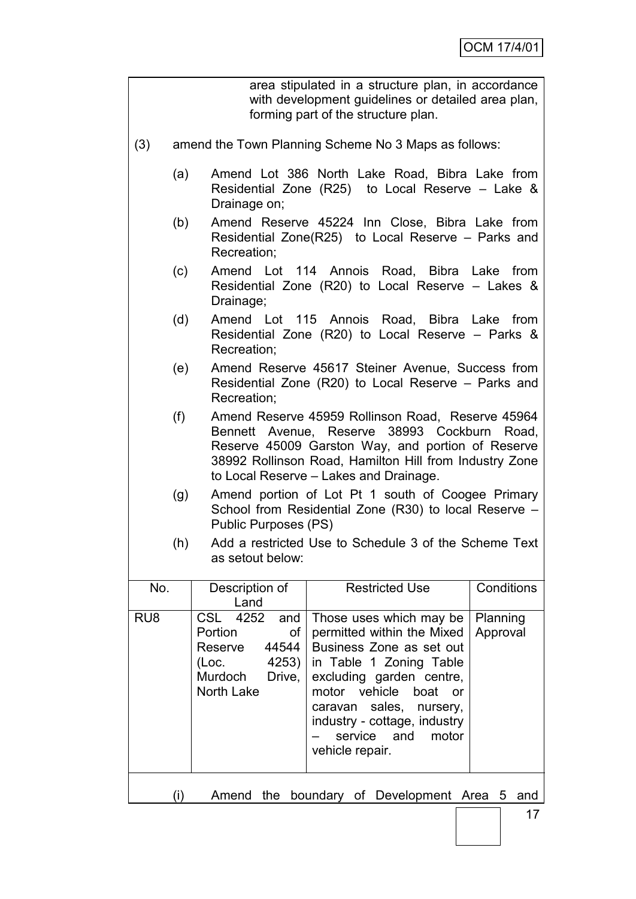area stipulated in a structure plan, in accordance with development guidelines or detailed area plan, forming part of the structure plan.

(3) amend the Town Planning Scheme No 3 Maps as follows:

(a) Amend Lot 386 North Lake Road, Bibra Lake from Residential Zone (R25) to Local Reserve – Lake & Drainage on;

(b) Amend Reserve 45224 Inn Close, Bibra Lake from Residential Zone(R25) to Local Reserve – Parks and Recreation;

(c) Amend Lot 114 Annois Road, Bibra Lake from Residential Zone (R20) to Local Reserve – Lakes & Drainage;

(d) Amend Lot 115 Annois Road, Bibra Lake from Residential Zone (R20) to Local Reserve – Parks & Recreation;

(e) Amend Reserve 45617 Steiner Avenue, Success from Residential Zone (R20) to Local Reserve – Parks and Recreation;

(f) Amend Reserve 45959 Rollinson Road, Reserve 45964 Bennett Avenue, Reserve 38993 Cockburn Road, Reserve 45009 Garston Way, and portion of Reserve 38992 Rollinson Road, Hamilton Hill from Industry Zone to Local Reserve – Lakes and Drainage.

(g) Amend portion of Lot Pt 1 south of Coogee Primary School from Residential Zone (R30) to local Reserve – Public Purposes (PS)

(h) Add a restricted Use to Schedule 3 of the Scheme Text as setout below:

| No. | Description of Land | Restricted Use | Conditions |
|---|---|---|---|
| RU8 | CSL 4252 and Portion of Reserve 44544 (Loc. 4253) Murdoch Drive, North Lake | Those uses which may be permitted within the Mixed Business Zone as set out in Table 1 Zoning Table excluding garden centre, motor vehicle boat or caravan sales, nursery, industry - cottage, industry – service and motor vehicle repair. | Planning Approval |

(i) Amend the boundary of Development Area 5 and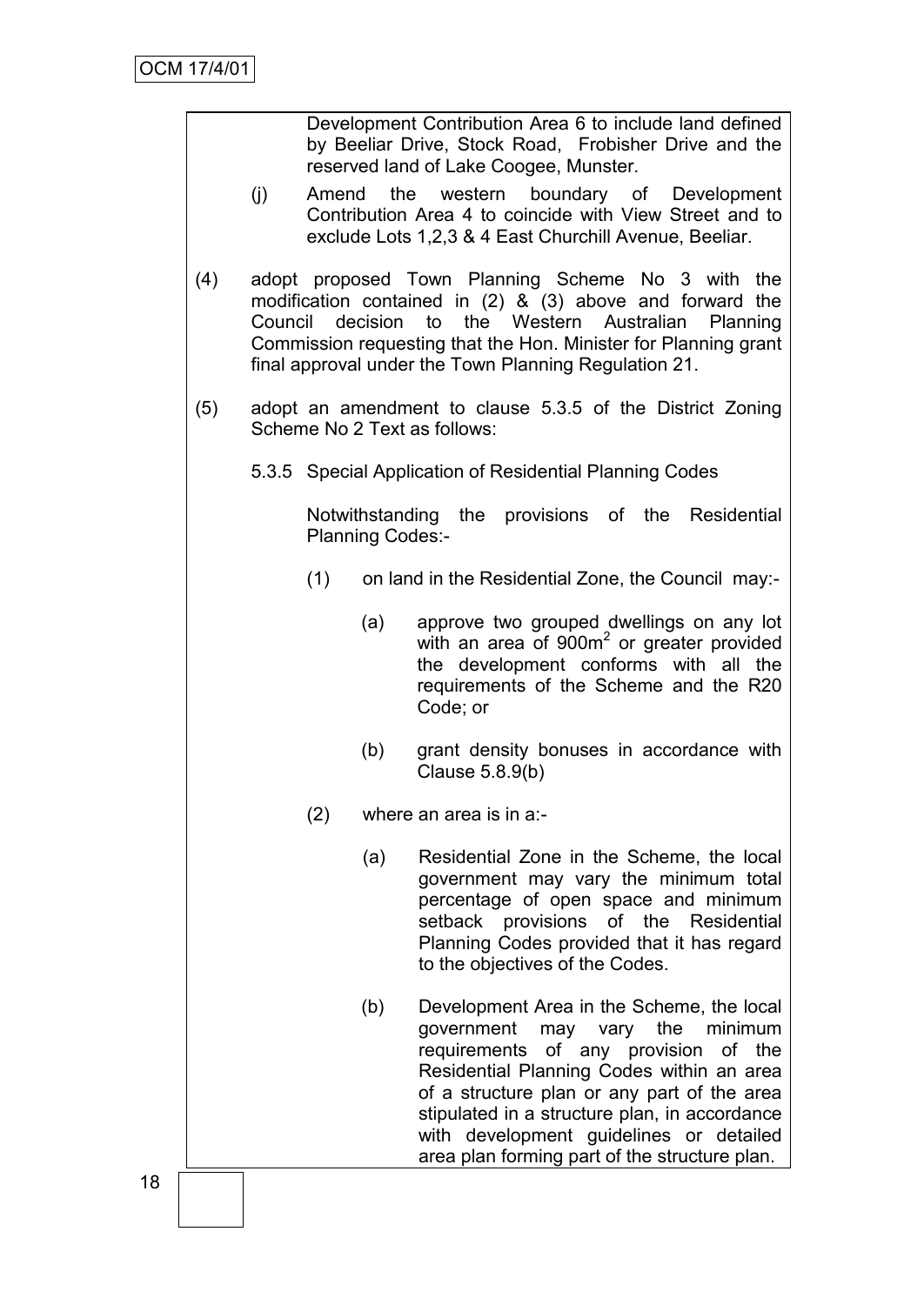Development Contribution Area 6 to include land defined by Beeliar Drive, Stock Road, Frobisher Drive and the reserved land of Lake Coogee, Munster.

(j) Amend the western boundary of Development Contribution Area 4 to coincide with View Street and to exclude Lots 1,2,3 & 4 East Churchill Avenue, Beeliar.

(4) adopt proposed Town Planning Scheme No 3 with the modification contained in (2) & (3) above and forward the Council decision to the Western Australian Planning Commission requesting that the Hon. Minister for Planning grant final approval under the Town Planning Regulation 21.

(5) adopt an amendment to clause 5.3.5 of the District Zoning Scheme No 2 Text as follows:

5.3.5 Special Application of Residential Planning Codes

Notwithstanding the provisions of the Residential Planning Codes:-

(1) on land in the Residential Zone, the Council may:-

(a) approve two grouped dwellings on any lot with an area of 900m$^2$ or greater provided the development conforms with all the requirements of the Scheme and the R20 Code; or

(b) grant density bonuses in accordance with Clause 5.8.9(b)

(2) where an area is in a:-

(a) Residential Zone in the Scheme, the local government may vary the minimum total percentage of open space and minimum setback provisions of the Residential Planning Codes provided that it has regard to the objectives of the Codes.

(b) Development Area in the Scheme, the local government may vary the minimum requirements of any provision of the Residential Planning Codes within an area of a structure plan or any part of the area stipulated in a structure plan, in accordance with development guidelines or detailed area plan forming part of the structure plan.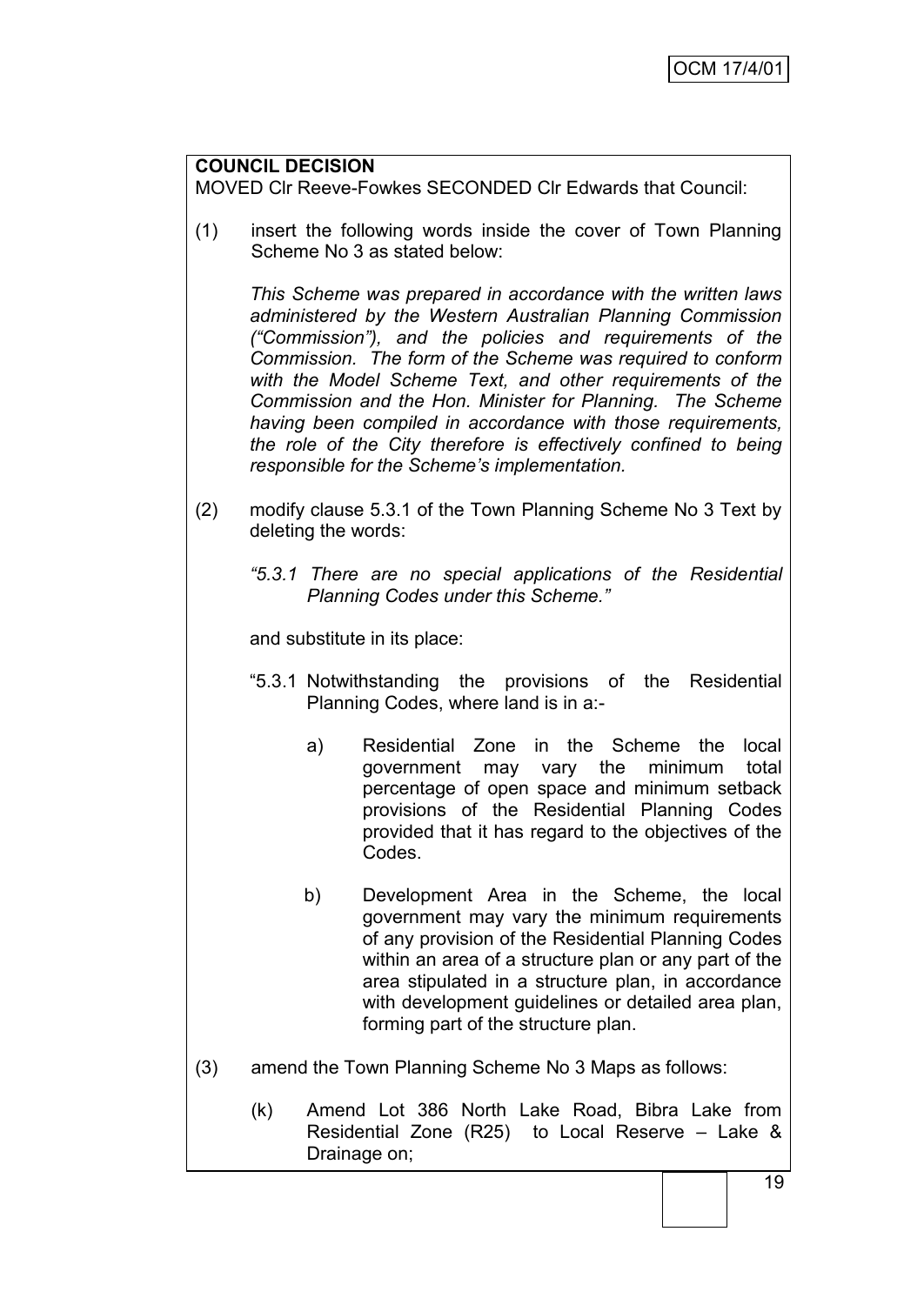**COUNCIL DECISION**

MOVED Clr Reeve-Fowkes SECONDED Clr Edwards that Council:

(1) insert the following words inside the cover of Town Planning Scheme No 3 as stated below:

*This Scheme was prepared in accordance with the written laws administered by the Western Australian Planning Commission ("Commission"), and the policies and requirements of the Commission. The form of the Scheme was required to conform with the Model Scheme Text, and other requirements of the Commission and the Hon. Minister for Planning. The Scheme having been compiled in accordance with those requirements, the role of the City therefore is effectively confined to being responsible for the Scheme's implementation.*

(2) modify clause 5.3.1 of the Town Planning Scheme No 3 Text by deleting the words:

*"5.3.1 There are no special applications of the Residential Planning Codes under this Scheme."*

and substitute in its place:

"5.3.1 Notwithstanding the provisions of the Residential Planning Codes, where land is in a:-

a) Residential Zone in the Scheme the local government may vary the minimum total percentage of open space and minimum setback provisions of the Residential Planning Codes provided that it has regard to the objectives of the Codes.

b) Development Area in the Scheme, the local government may vary the minimum requirements of any provision of the Residential Planning Codes within an area of a structure plan or any part of the area stipulated in a structure plan, in accordance with development guidelines or detailed area plan, forming part of the structure plan.

(3) amend the Town Planning Scheme No 3 Maps as follows:

(k) Amend Lot 386 North Lake Road, Bibra Lake from Residential Zone (R25) to Local Reserve – Lake & Drainage on;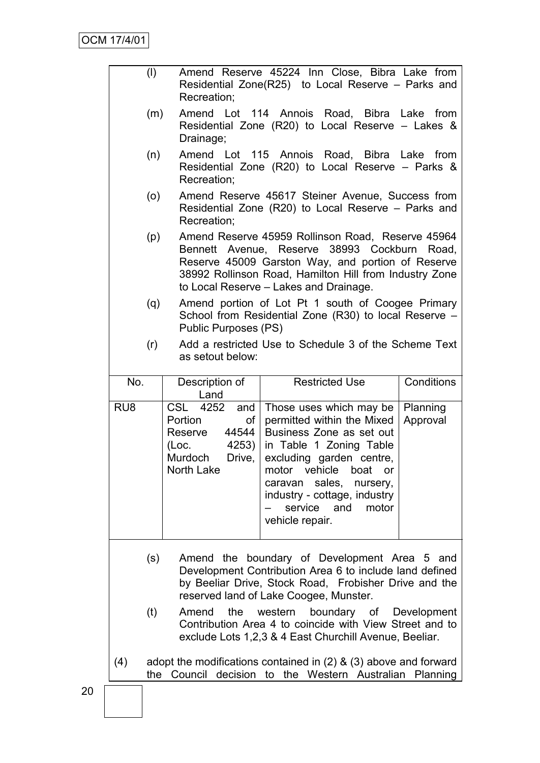(l) Amend Reserve 45224 Inn Close, Bibra Lake from Residential Zone(R25) to Local Reserve – Parks and Recreation;

(m) Amend Lot 114 Annois Road, Bibra Lake from Residential Zone (R20) to Local Reserve – Lakes & Drainage;

(n) Amend Lot 115 Annois Road, Bibra Lake from Residential Zone (R20) to Local Reserve – Parks & Recreation;

(o) Amend Reserve 45617 Steiner Avenue, Success from Residential Zone (R20) to Local Reserve – Parks and Recreation;

(p) Amend Reserve 45959 Rollinson Road, Reserve 45964 Bennett Avenue, Reserve 38993 Cockburn Road, Reserve 45009 Garston Way, and portion of Reserve 38992 Rollinson Road, Hamilton Hill from Industry Zone to Local Reserve – Lakes and Drainage.

(q) Amend portion of Lot Pt 1 south of Coogee Primary School from Residential Zone (R30) to local Reserve – Public Purposes (PS)

(r) Add a restricted Use to Schedule 3 of the Scheme Text as setout below:

| No. | Description of Land | Restricted Use | Conditions |
|---|---|---|---|
| RU8 | CSL 4252 and Portion of Reserve 44544 (Loc. 4253) Murdoch Drive, North Lake | Those uses which may be permitted within the Mixed Business Zone as set out in Table 1 Zoning Table excluding garden centre, motor vehicle boat or caravan sales, nursery, industry - cottage, industry – service and motor vehicle repair. | Planning Approval |

(s) Amend the boundary of Development Area 5 and Development Contribution Area 6 to include land defined by Beeliar Drive, Stock Road, Frobisher Drive and the reserved land of Lake Coogee, Munster.

(t) Amend the western boundary of Development Contribution Area 4 to coincide with View Street and to exclude Lots 1,2,3 & 4 East Churchill Avenue, Beeliar.

(4) adopt the modifications contained in (2) & (3) above and forward the Council decision to the Western Australian Planning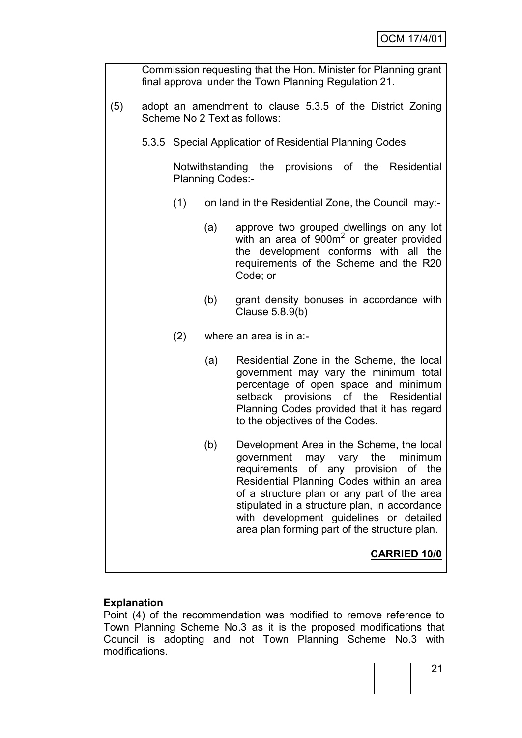Commission requesting that the Hon. Minister for Planning grant final approval under the Town Planning Regulation 21.

(5) adopt an amendment to clause 5.3.5 of the District Zoning Scheme No 2 Text as follows:

5.3.5 Special Application of Residential Planning Codes

Notwithstanding the provisions of the Residential Planning Codes:-

(1) on land in the Residential Zone, the Council may:-

(a) approve two grouped dwellings on any lot with an area of $900m^2$ or greater provided the development conforms with all the requirements of the Scheme and the R20 Code; or

(b) grant density bonuses in accordance with Clause 5.8.9(b)

(2) where an area is in a:-

(a) Residential Zone in the Scheme, the local government may vary the minimum total percentage of open space and minimum setback provisions of the Residential Planning Codes provided that it has regard to the objectives of the Codes.

(b) Development Area in the Scheme, the local government may vary the minimum requirements of any provision of the Residential Planning Codes within an area of a structure plan or any part of the area stipulated in a structure plan, in accordance with development guidelines or detailed area plan forming part of the structure plan.

**CARRIED 10/0**

**Explanation**

Point (4) of the recommendation was modified to remove reference to Town Planning Scheme No.3 as it is the proposed modifications that Council is adopting and not Town Planning Scheme No.3 with modifications.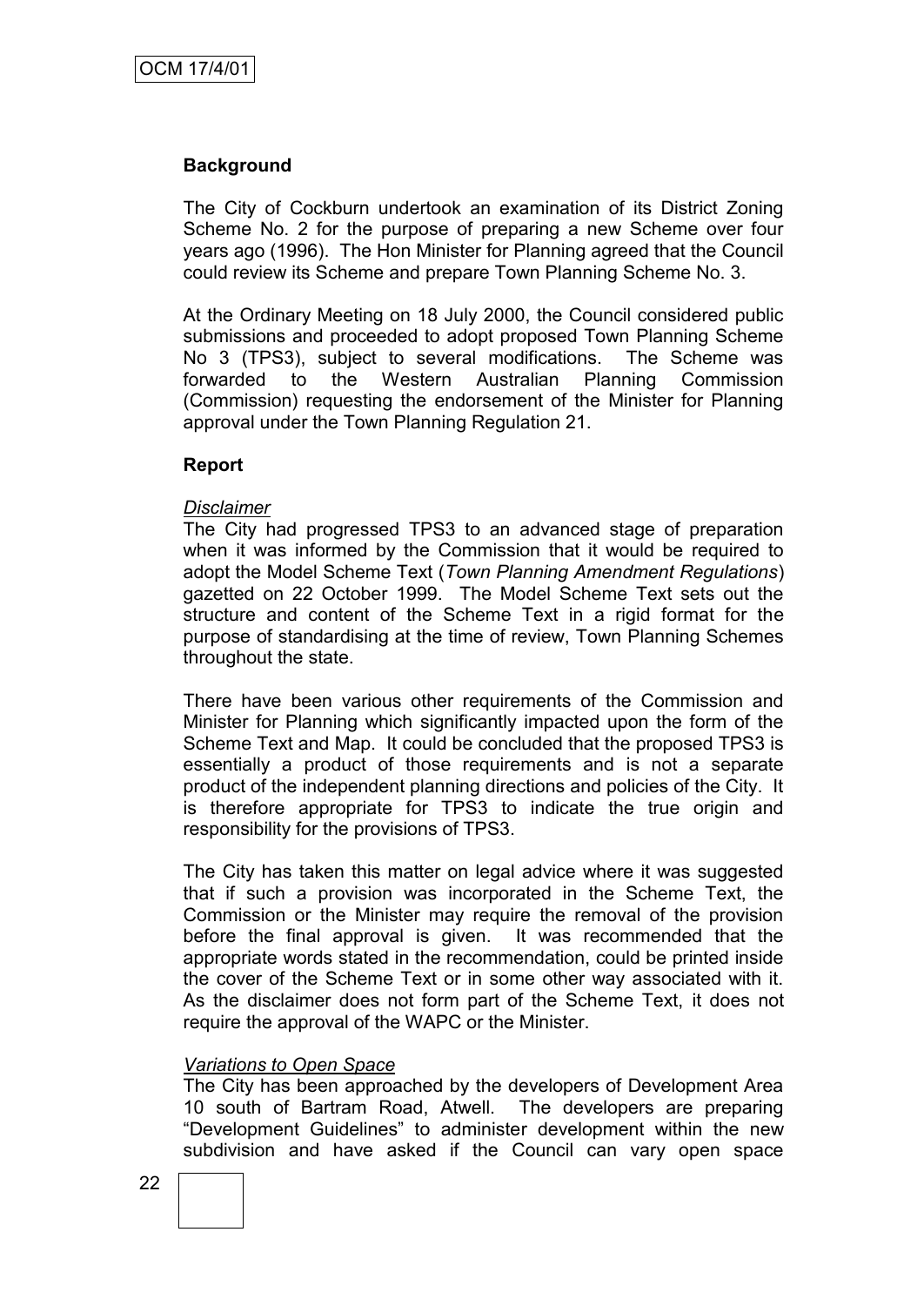OCM 17/4/01

**Background**

The City of Cockburn undertook an examination of its District Zoning Scheme No. 2 for the purpose of preparing a new Scheme over four years ago (1996). The Hon Minister for Planning agreed that the Council could review its Scheme and prepare Town Planning Scheme No. 3.

At the Ordinary Meeting on 18 July 2000, the Council considered public submissions and proceeded to adopt proposed Town Planning Scheme No 3 (TPS3), subject to several modifications. The Scheme was forwarded to the Western Australian Planning Commission (Commission) requesting the endorsement of the Minister for Planning approval under the Town Planning Regulation 21.

**Report**

*Disclaimer*

The City had progressed TPS3 to an advanced stage of preparation when it was informed by the Commission that it would be required to adopt the Model Scheme Text (*Town Planning Amendment Regulations*) gazetted on 22 October 1999. The Model Scheme Text sets out the structure and content of the Scheme Text in a rigid format for the purpose of standardising at the time of review, Town Planning Schemes throughout the state.

There have been various other requirements of the Commission and Minister for Planning which significantly impacted upon the form of the Scheme Text and Map. It could be concluded that the proposed TPS3 is essentially a product of those requirements and is not a separate product of the independent planning directions and policies of the City. It is therefore appropriate for TPS3 to indicate the true origin and responsibility for the provisions of TPS3.

The City has taken this matter on legal advice where it was suggested that if such a provision was incorporated in the Scheme Text, the Commission or the Minister may require the removal of the provision before the final approval is given. It was recommended that the appropriate words stated in the recommendation, could be printed inside the cover of the Scheme Text or in some other way associated with it. As the disclaimer does not form part of the Scheme Text, it does not require the approval of the WAPC or the Minister.

*Variations to Open Space*

The City has been approached by the developers of Development Area 10 south of Bartram Road, Atwell. The developers are preparing "Development Guidelines" to administer development within the new subdivision and have asked if the Council can vary open space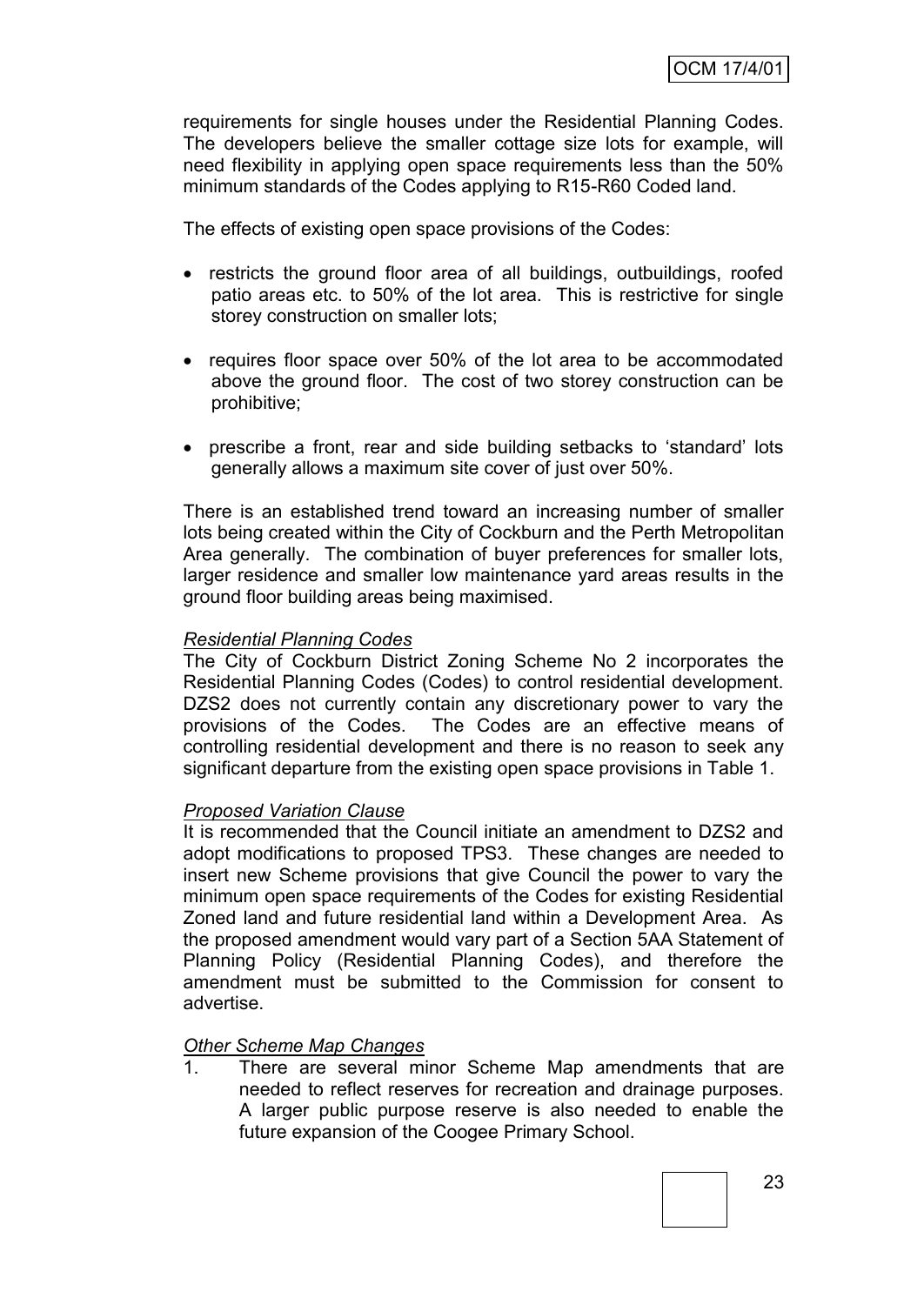requirements for single houses under the Residential Planning Codes. The developers believe the smaller cottage size lots for example, will need flexibility in applying open space requirements less than the 50% minimum standards of the Codes applying to R15-R60 Coded land.

The effects of existing open space provisions of the Codes:

- restricts the ground floor area of all buildings, outbuildings, roofed patio areas etc. to 50% of the lot area. This is restrictive for single storey construction on smaller lots;
- requires floor space over 50% of the lot area to be accommodated above the ground floor. The cost of two storey construction can be prohibitive;
- prescribe a front, rear and side building setbacks to 'standard' lots generally allows a maximum site cover of just over 50%.

There is an established trend toward an increasing number of smaller lots being created within the City of Cockburn and the Perth Metropolitan Area generally. The combination of buyer preferences for smaller lots, larger residence and smaller low maintenance yard areas results in the ground floor building areas being maximised.

*Residential Planning Codes*

The City of Cockburn District Zoning Scheme No 2 incorporates the Residential Planning Codes (Codes) to control residential development. DZS2 does not currently contain any discretionary power to vary the provisions of the Codes. The Codes are an effective means of controlling residential development and there is no reason to seek any significant departure from the existing open space provisions in Table 1.

*Proposed Variation Clause*

It is recommended that the Council initiate an amendment to DZS2 and adopt modifications to proposed TPS3. These changes are needed to insert new Scheme provisions that give Council the power to vary the minimum open space requirements of the Codes for existing Residential Zoned land and future residential land within a Development Area. As the proposed amendment would vary part of a Section 5AA Statement of Planning Policy (Residential Planning Codes), and therefore the amendment must be submitted to the Commission for consent to advertise.

*Other Scheme Map Changes*

1. There are several minor Scheme Map amendments that are needed to reflect reserves for recreation and drainage purposes. A larger public purpose reserve is also needed to enable the future expansion of the Coogee Primary School.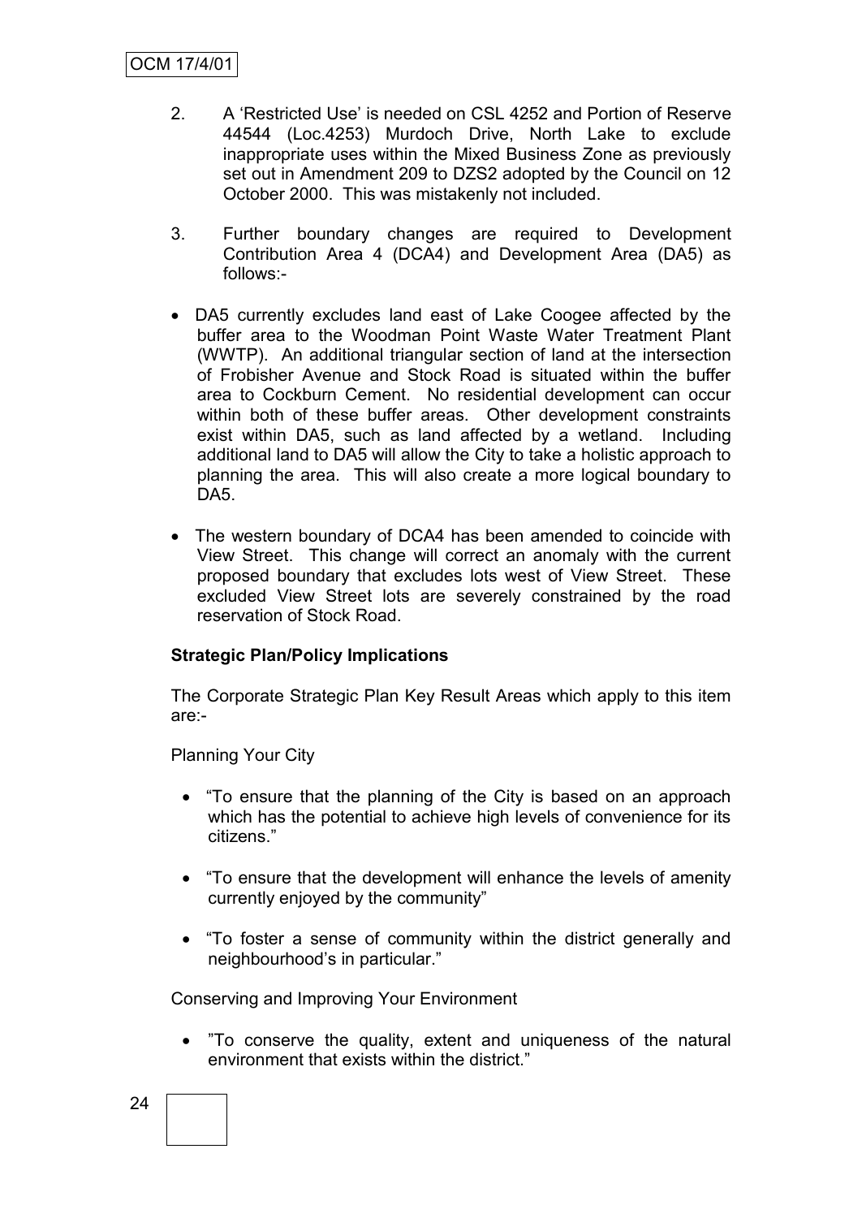2. A 'Restricted Use' is needed on CSL 4252 and Portion of Reserve 44544 (Loc.4253) Murdoch Drive, North Lake to exclude inappropriate uses within the Mixed Business Zone as previously set out in Amendment 209 to DZS2 adopted by the Council on 12 October 2000. This was mistakenly not included.

3. Further boundary changes are required to Development Contribution Area 4 (DCA4) and Development Area (DA5) as follows:-

- DA5 currently excludes land east of Lake Coogee affected by the buffer area to the Woodman Point Waste Water Treatment Plant (WWTP). An additional triangular section of land at the intersection of Frobisher Avenue and Stock Road is situated within the buffer area to Cockburn Cement. No residential development can occur within both of these buffer areas. Other development constraints exist within DA5, such as land affected by a wetland. Including additional land to DA5 will allow the City to take a holistic approach to planning the area. This will also create a more logical boundary to DA5.

- The western boundary of DCA4 has been amended to coincide with View Street. This change will correct an anomaly with the current proposed boundary that excludes lots west of View Street. These excluded View Street lots are severely constrained by the road reservation of Stock Road.

**Strategic Plan/Policy Implications**

The Corporate Strategic Plan Key Result Areas which apply to this item are:-

Planning Your City

- "To ensure that the planning of the City is based on an approach which has the potential to achieve high levels of convenience for its citizens."
- "To ensure that the development will enhance the levels of amenity currently enjoyed by the community"
- "To foster a sense of community within the district generally and neighbourhood's in particular."

Conserving and Improving Your Environment

- "To conserve the quality, extent and uniqueness of the natural environment that exists within the district."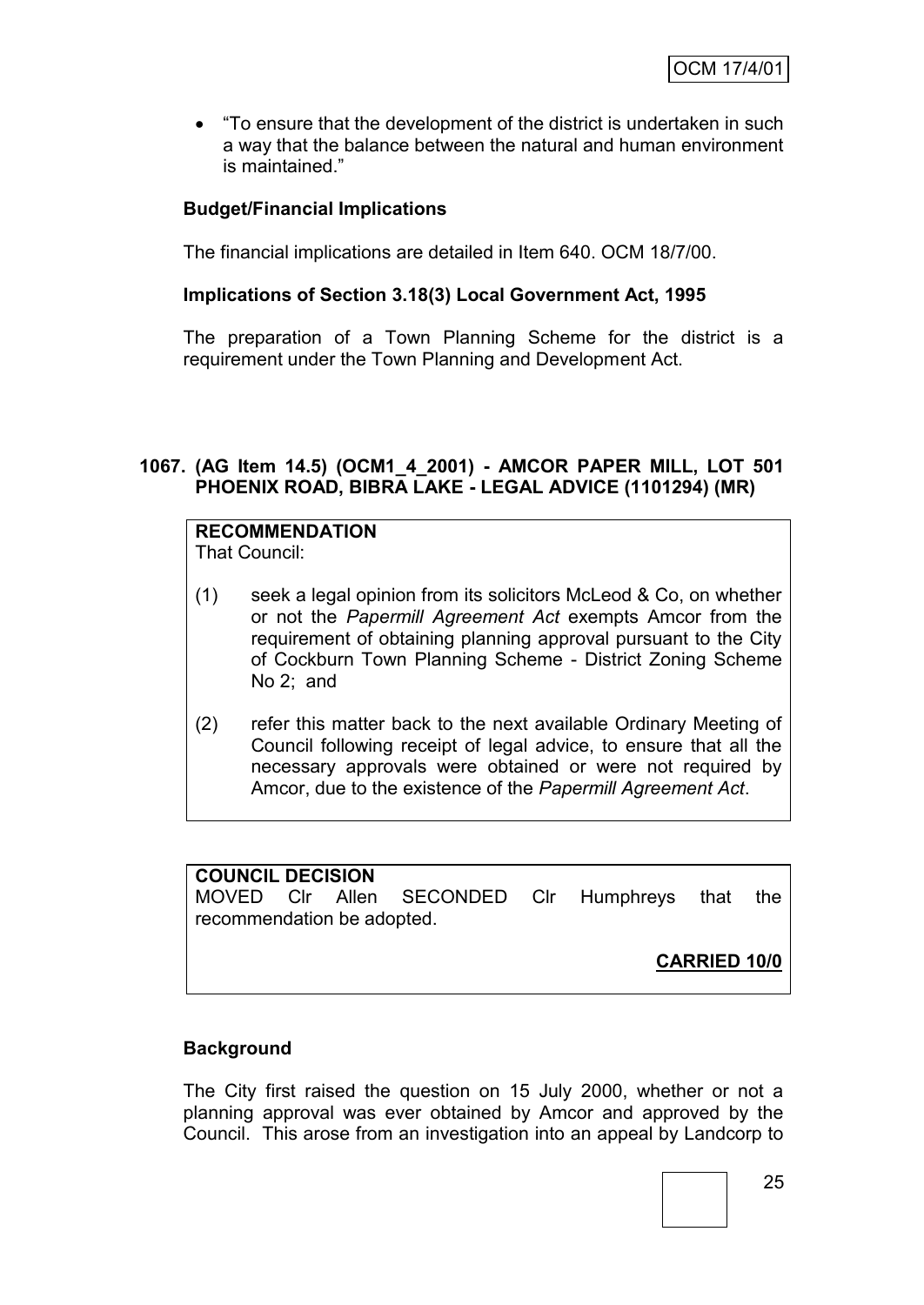- "To ensure that the development of the district is undertaken in such a way that the balance between the natural and human environment is maintained."

**Budget/Financial Implications**

The financial implications are detailed in Item 640. OCM 18/7/00.

**Implications of Section 3.18(3) Local Government Act, 1995**

The preparation of a Town Planning Scheme for the district is a requirement under the Town Planning and Development Act.

### 1067. (AG Item 14.5) (OCM1_4_2001) - AMCOR PAPER MILL, LOT 501 PHOENIX ROAD, BIBRA LAKE - LEGAL ADVICE (1101294) (MR)

**RECOMMENDATION**
That Council:

(1) seek a legal opinion from its solicitors McLeod & Co, on whether or not the *Papermill Agreement Act* exempts Amcor from the requirement of obtaining planning approval pursuant to the City of Cockburn Town Planning Scheme - District Zoning Scheme No 2; and

(2) refer this matter back to the next available Ordinary Meeting of Council following receipt of legal advice, to ensure that all the necessary approvals were obtained or were not required by Amcor, due to the existence of the *Papermill Agreement Act*.

**COUNCIL DECISION**
MOVED Clr Allen SECONDED Clr Humphreys that the recommendation be adopted.

**CARRIED 10/0**

**Background**

The City first raised the question on 15 July 2000, whether or not a planning approval was ever obtained by Amcor and approved by the Council. This arose from an investigation into an appeal by Landcorp to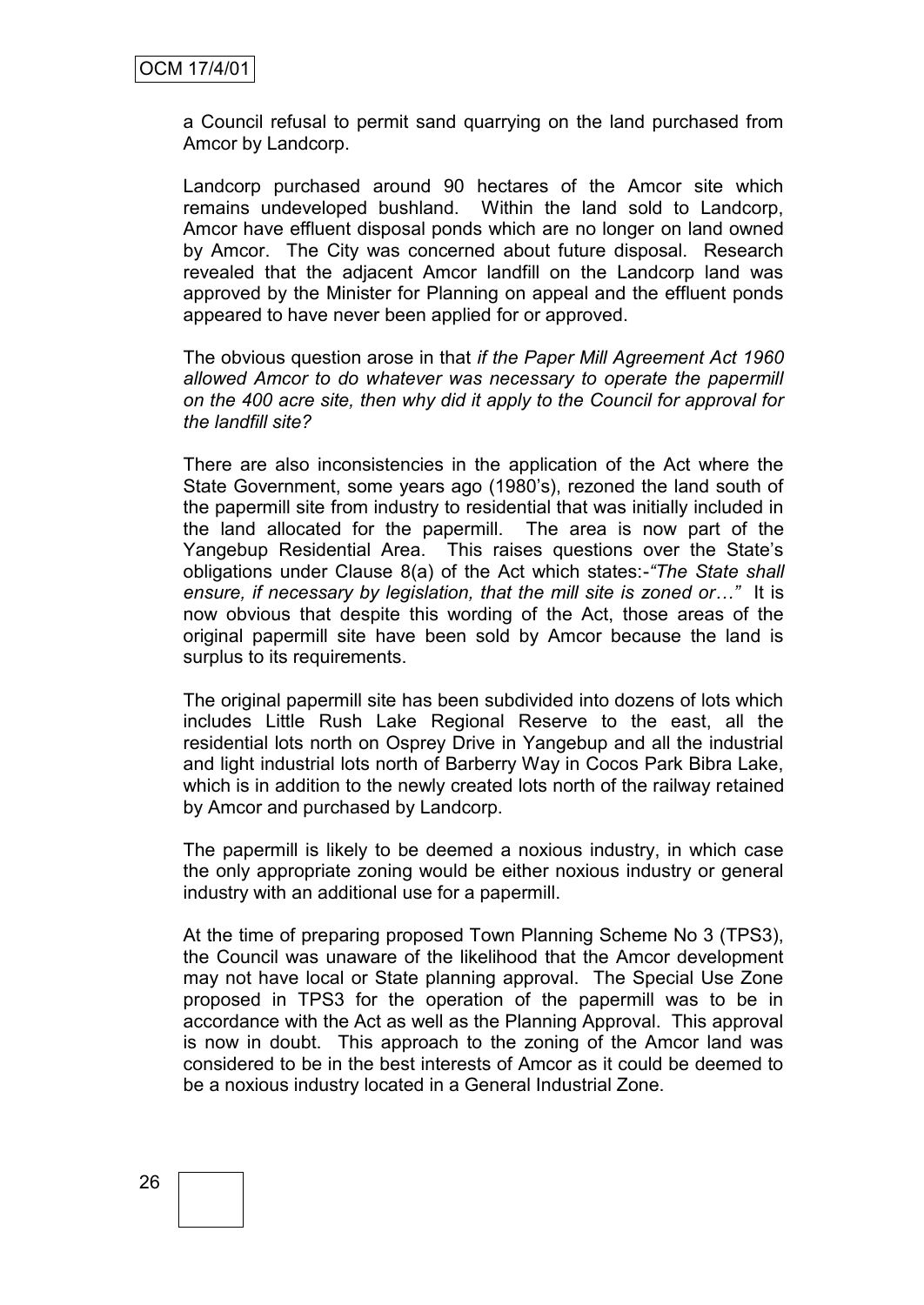a Council refusal to permit sand quarrying on the land purchased from Amcor by Landcorp.

Landcorp purchased around 90 hectares of the Amcor site which remains undeveloped bushland. Within the land sold to Landcorp, Amcor have effluent disposal ponds which are no longer on land owned by Amcor. The City was concerned about future disposal. Research revealed that the adjacent Amcor landfill on the Landcorp land was approved by the Minister for Planning on appeal and the effluent ponds appeared to have never been applied for or approved.

The obvious question arose in that *if the Paper Mill Agreement Act 1960 allowed Amcor to do whatever was necessary to operate the papermill on the 400 acre site, then why did it apply to the Council for approval for the landfill site?*

There are also inconsistencies in the application of the Act where the State Government, some years ago (1980's), rezoned the land south of the papermill site from industry to residential that was initially included in the land allocated for the papermill. The area is now part of the Yangebup Residential Area. This raises questions over the State's obligations under Clause 8(a) of the Act which states:-*"The State shall ensure, if necessary by legislation, that the mill site is zoned or…"* It is now obvious that despite this wording of the Act, those areas of the original papermill site have been sold by Amcor because the land is surplus to its requirements.

The original papermill site has been subdivided into dozens of lots which includes Little Rush Lake Regional Reserve to the east, all the residential lots north on Osprey Drive in Yangebup and all the industrial and light industrial lots north of Barberry Way in Cocos Park Bibra Lake, which is in addition to the newly created lots north of the railway retained by Amcor and purchased by Landcorp.

The papermill is likely to be deemed a noxious industry, in which case the only appropriate zoning would be either noxious industry or general industry with an additional use for a papermill.

At the time of preparing proposed Town Planning Scheme No 3 (TPS3), the Council was unaware of the likelihood that the Amcor development may not have local or State planning approval. The Special Use Zone proposed in TPS3 for the operation of the papermill was to be in accordance with the Act as well as the Planning Approval. This approval is now in doubt. This approach to the zoning of the Amcor land was considered to be in the best interests of Amcor as it could be deemed to be a noxious industry located in a General Industrial Zone.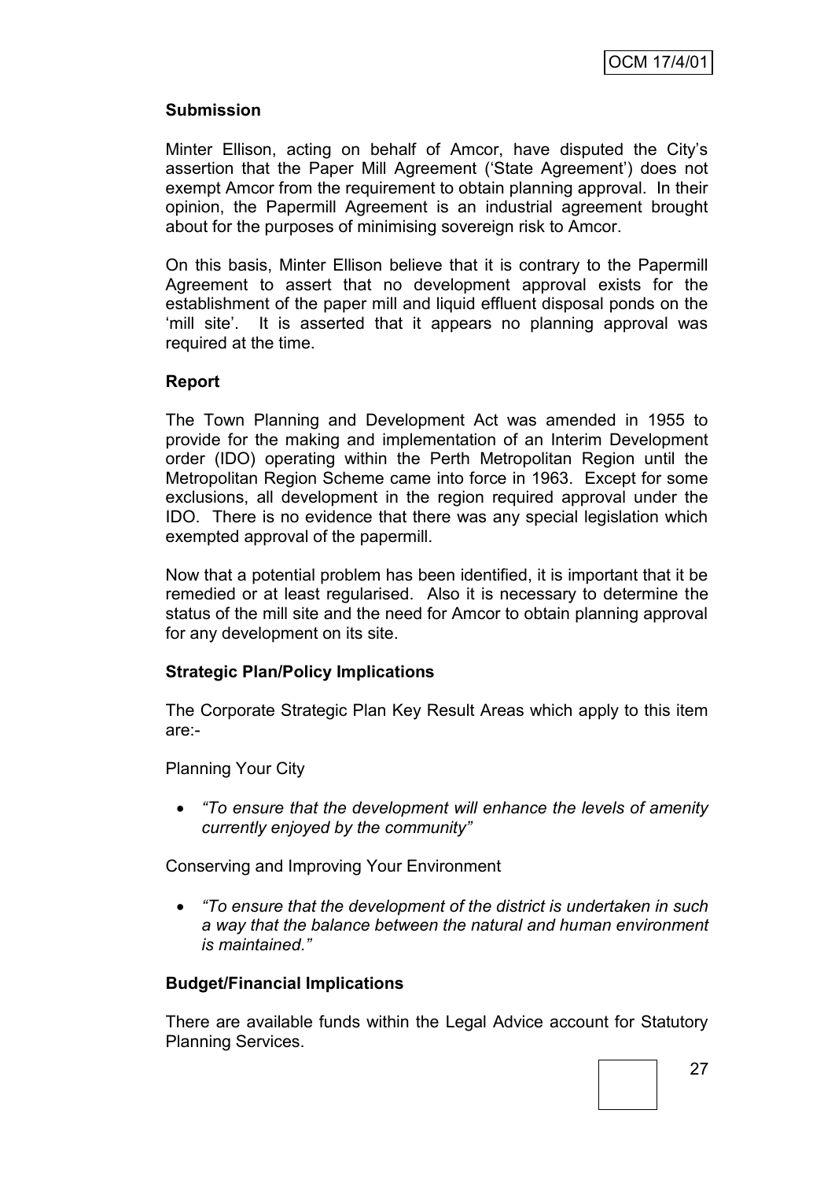**Submission**

Minter Ellison, acting on behalf of Amcor, have disputed the City's assertion that the Paper Mill Agreement ('State Agreement') does not exempt Amcor from the requirement to obtain planning approval. In their opinion, the Papermill Agreement is an industrial agreement brought about for the purposes of minimising sovereign risk to Amcor.

On this basis, Minter Ellison believe that it is contrary to the Papermill Agreement to assert that no development approval exists for the establishment of the paper mill and liquid effluent disposal ponds on the 'mill site'. It is asserted that it appears no planning approval was required at the time.

**Report**

The Town Planning and Development Act was amended in 1955 to provide for the making and implementation of an Interim Development order (IDO) operating within the Perth Metropolitan Region until the Metropolitan Region Scheme came into force in 1963. Except for some exclusions, all development in the region required approval under the IDO. There is no evidence that there was any special legislation which exempted approval of the papermill.

Now that a potential problem has been identified, it is important that it be remedied or at least regularised. Also it is necessary to determine the status of the mill site and the need for Amcor to obtain planning approval for any development on its site.

**Strategic Plan/Policy Implications**

The Corporate Strategic Plan Key Result Areas which apply to this item are:-

Planning Your City

- *"To ensure that the development will enhance the levels of amenity currently enjoyed by the community"*

Conserving and Improving Your Environment

- *"To ensure that the development of the district is undertaken in such a way that the balance between the natural and human environment is maintained."*

**Budget/Financial Implications**

There are available funds within the Legal Advice account for Statutory Planning Services.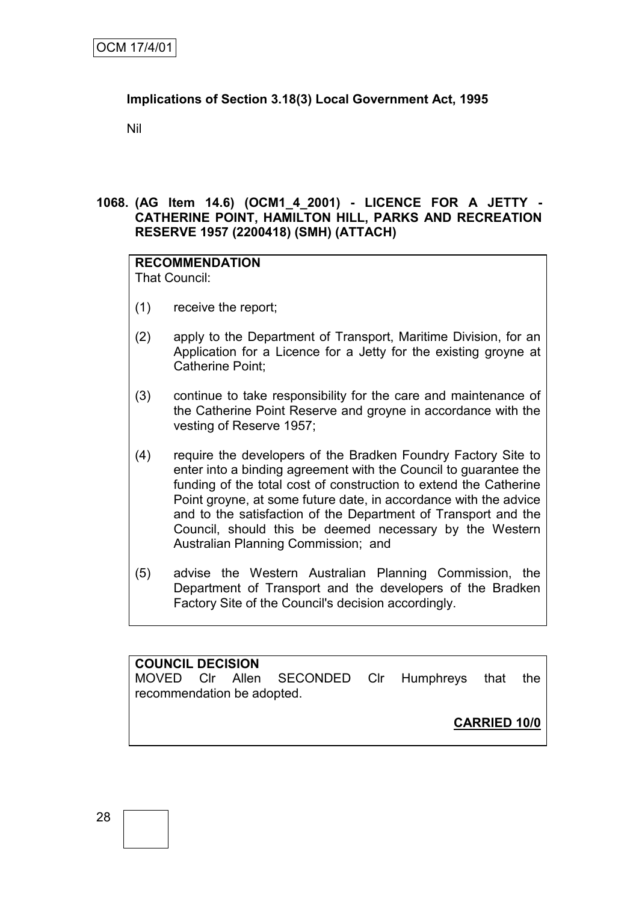**Implications of Section 3.18(3) Local Government Act, 1995**

Nil

## 1068. (AG Item 14.6) (OCM1_4_2001) - LICENCE FOR A JETTY - CATHERINE POINT, HAMILTON HILL, PARKS AND RECREATION RESERVE 1957 (2200418) (SMH) (ATTACH)

**RECOMMENDATION**

That Council:

(1) receive the report;

(2) apply to the Department of Transport, Maritime Division, for an Application for a Licence for a Jetty for the existing groyne at Catherine Point;

(3) continue to take responsibility for the care and maintenance of the Catherine Point Reserve and groyne in accordance with the vesting of Reserve 1957;

(4) require the developers of the Bradken Foundry Factory Site to enter into a binding agreement with the Council to guarantee the funding of the total cost of construction to extend the Catherine Point groyne, at some future date, in accordance with the advice and to the satisfaction of the Department of Transport and the Council, should this be deemed necessary by the Western Australian Planning Commission; and

(5) advise the Western Australian Planning Commission, the Department of Transport and the developers of the Bradken Factory Site of the Council's decision accordingly.

**COUNCIL DECISION**

MOVED Clr Allen SECONDED Clr Humphreys that the recommendation be adopted.

**CARRIED 10/0**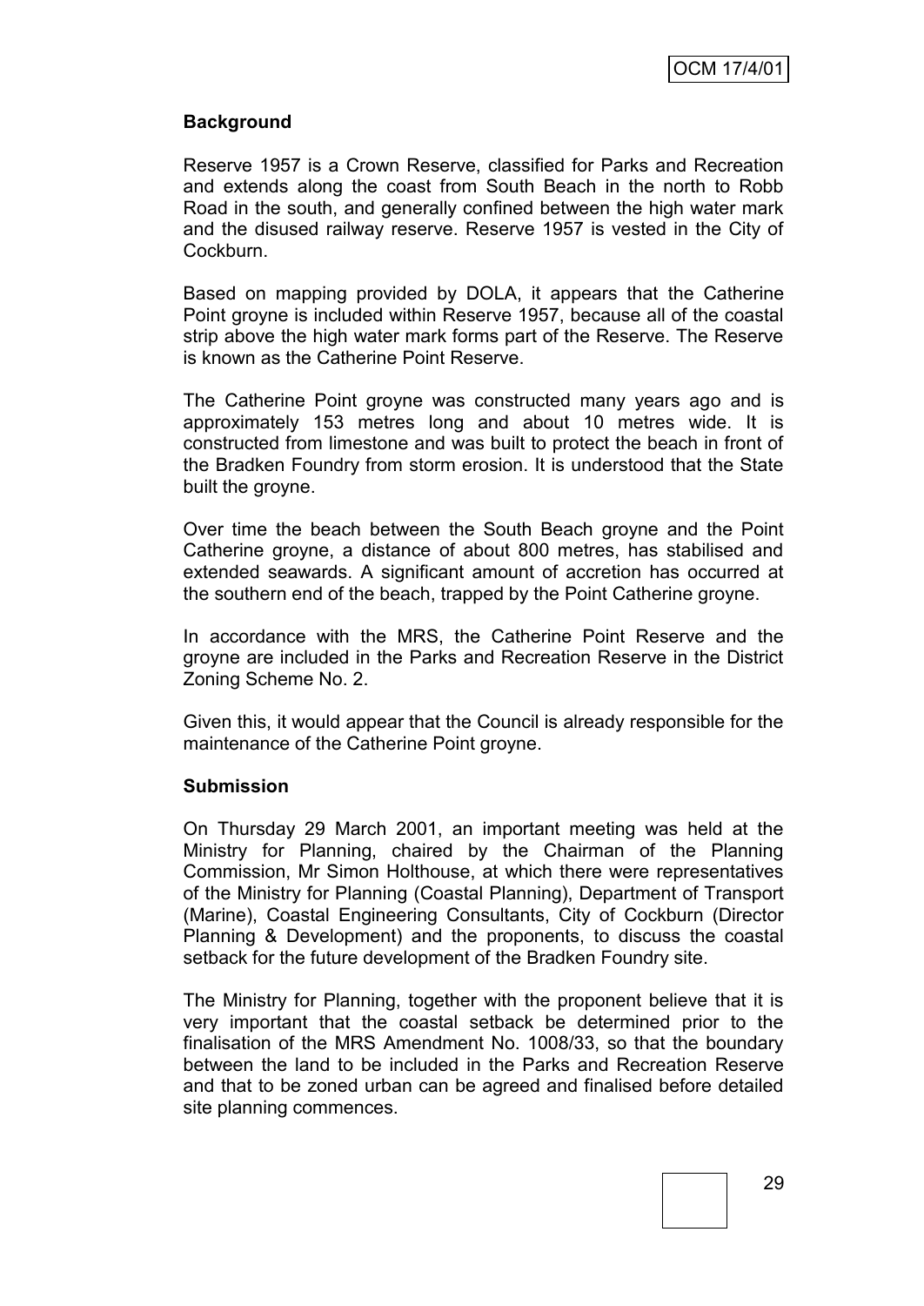**Background**

Reserve 1957 is a Crown Reserve, classified for Parks and Recreation and extends along the coast from South Beach in the north to Robb Road in the south, and generally confined between the high water mark and the disused railway reserve. Reserve 1957 is vested in the City of Cockburn.

Based on mapping provided by DOLA, it appears that the Catherine Point groyne is included within Reserve 1957, because all of the coastal strip above the high water mark forms part of the Reserve. The Reserve is known as the Catherine Point Reserve.

The Catherine Point groyne was constructed many years ago and is approximately 153 metres long and about 10 metres wide. It is constructed from limestone and was built to protect the beach in front of the Bradken Foundry from storm erosion. It is understood that the State built the groyne.

Over time the beach between the South Beach groyne and the Point Catherine groyne, a distance of about 800 metres, has stabilised and extended seawards. A significant amount of accretion has occurred at the southern end of the beach, trapped by the Point Catherine groyne.

In accordance with the MRS, the Catherine Point Reserve and the groyne are included in the Parks and Recreation Reserve in the District Zoning Scheme No. 2.

Given this, it would appear that the Council is already responsible for the maintenance of the Catherine Point groyne.

**Submission**

On Thursday 29 March 2001, an important meeting was held at the Ministry for Planning, chaired by the Chairman of the Planning Commission, Mr Simon Holthouse, at which there were representatives of the Ministry for Planning (Coastal Planning), Department of Transport (Marine), Coastal Engineering Consultants, City of Cockburn (Director Planning & Development) and the proponents, to discuss the coastal setback for the future development of the Bradken Foundry site.

The Ministry for Planning, together with the proponent believe that it is very important that the coastal setback be determined prior to the finalisation of the MRS Amendment No. 1008/33, so that the boundary between the land to be included in the Parks and Recreation Reserve and that to be zoned urban can be agreed and finalised before detailed site planning commences.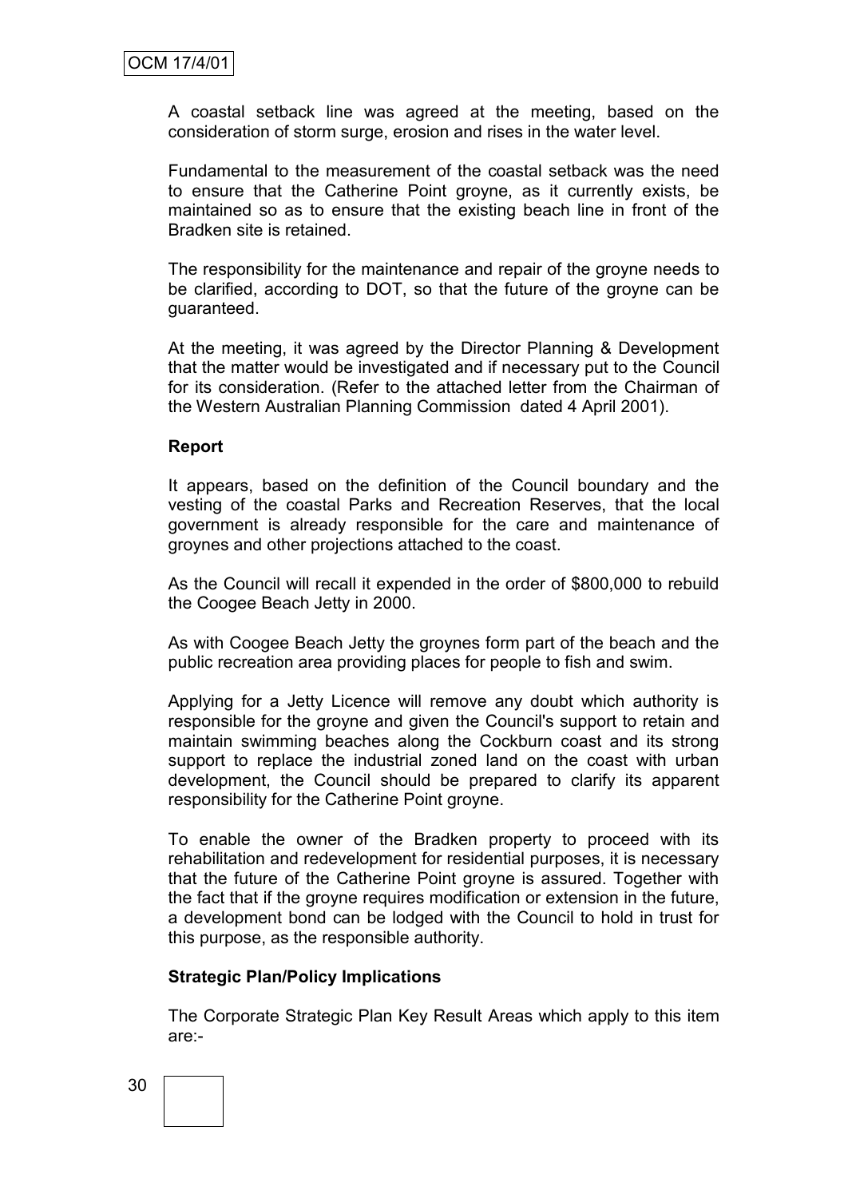A coastal setback line was agreed at the meeting, based on the consideration of storm surge, erosion and rises in the water level.

Fundamental to the measurement of the coastal setback was the need to ensure that the Catherine Point groyne, as it currently exists, be maintained so as to ensure that the existing beach line in front of the Bradken site is retained.

The responsibility for the maintenance and repair of the groyne needs to be clarified, according to DOT, so that the future of the groyne can be guaranteed.

At the meeting, it was agreed by the Director Planning & Development that the matter would be investigated and if necessary put to the Council for its consideration. (Refer to the attached letter from the Chairman of the Western Australian Planning Commission dated 4 April 2001).

**Report**

It appears, based on the definition of the Council boundary and the vesting of the coastal Parks and Recreation Reserves, that the local government is already responsible for the care and maintenance of groynes and other projections attached to the coast.

As the Council will recall it expended in the order of $800,000 to rebuild the Coogee Beach Jetty in 2000.

As with Coogee Beach Jetty the groynes form part of the beach and the public recreation area providing places for people to fish and swim.

Applying for a Jetty Licence will remove any doubt which authority is responsible for the groyne and given the Council's support to retain and maintain swimming beaches along the Cockburn coast and its strong support to replace the industrial zoned land on the coast with urban development, the Council should be prepared to clarify its apparent responsibility for the Catherine Point groyne.

To enable the owner of the Bradken property to proceed with its rehabilitation and redevelopment for residential purposes, it is necessary that the future of the Catherine Point groyne is assured. Together with the fact that if the groyne requires modification or extension in the future, a development bond can be lodged with the Council to hold in trust for this purpose, as the responsible authority.

**Strategic Plan/Policy Implications**

The Corporate Strategic Plan Key Result Areas which apply to this item are:-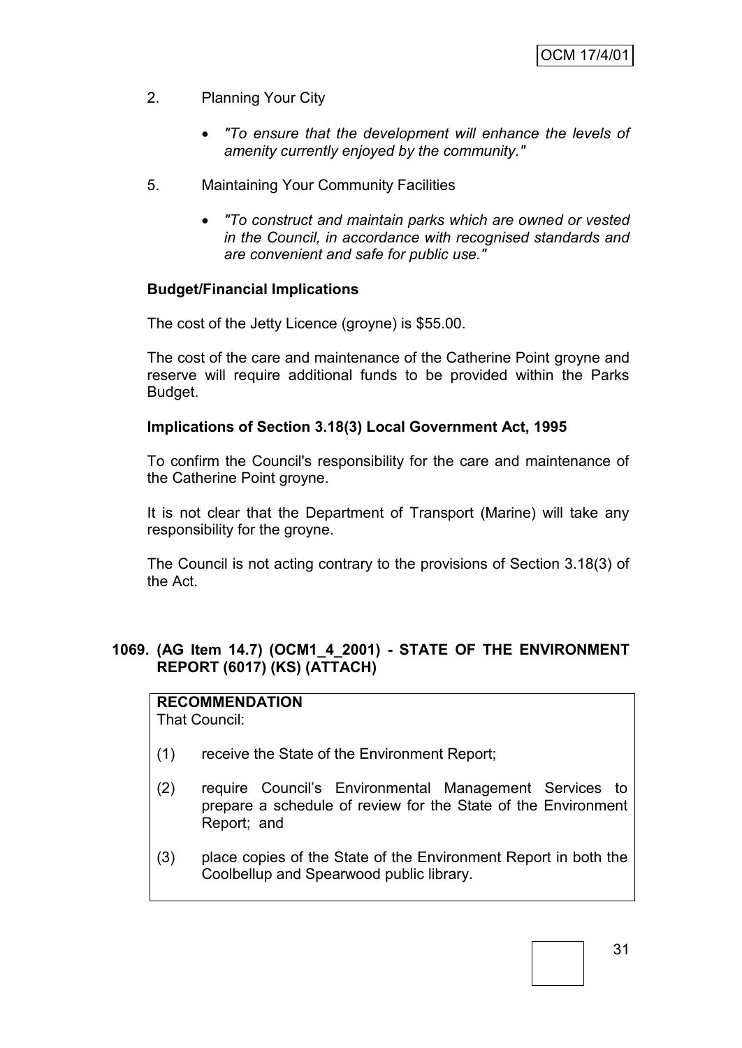2. Planning Your City

    - *"To ensure that the development will enhance the levels of amenity currently enjoyed by the community."*

5. Maintaining Your Community Facilities

    - *"To construct and maintain parks which are owned or vested in the Council, in accordance with recognised standards and are convenient and safe for public use."*

**Budget/Financial Implications**

The cost of the Jetty Licence (groyne) is $55.00.

The cost of the care and maintenance of the Catherine Point groyne and reserve will require additional funds to be provided within the Parks Budget.

**Implications of Section 3.18(3) Local Government Act, 1995**

To confirm the Council's responsibility for the care and maintenance of the Catherine Point groyne.

It is not clear that the Department of Transport (Marine) will take any responsibility for the groyne.

The Council is not acting contrary to the provisions of Section 3.18(3) of the Act.

**1069. (AG Item 14.7) (OCM1_4_2001) - STATE OF THE ENVIRONMENT REPORT (6017) (KS) (ATTACH)**

**RECOMMENDATION**
That Council:

(1) receive the State of the Environment Report;

(2) require Council's Environmental Management Services to prepare a schedule of review for the State of the Environment Report; and

(3) place copies of the State of the Environment Report in both the Coolbellup and Spearwood public library.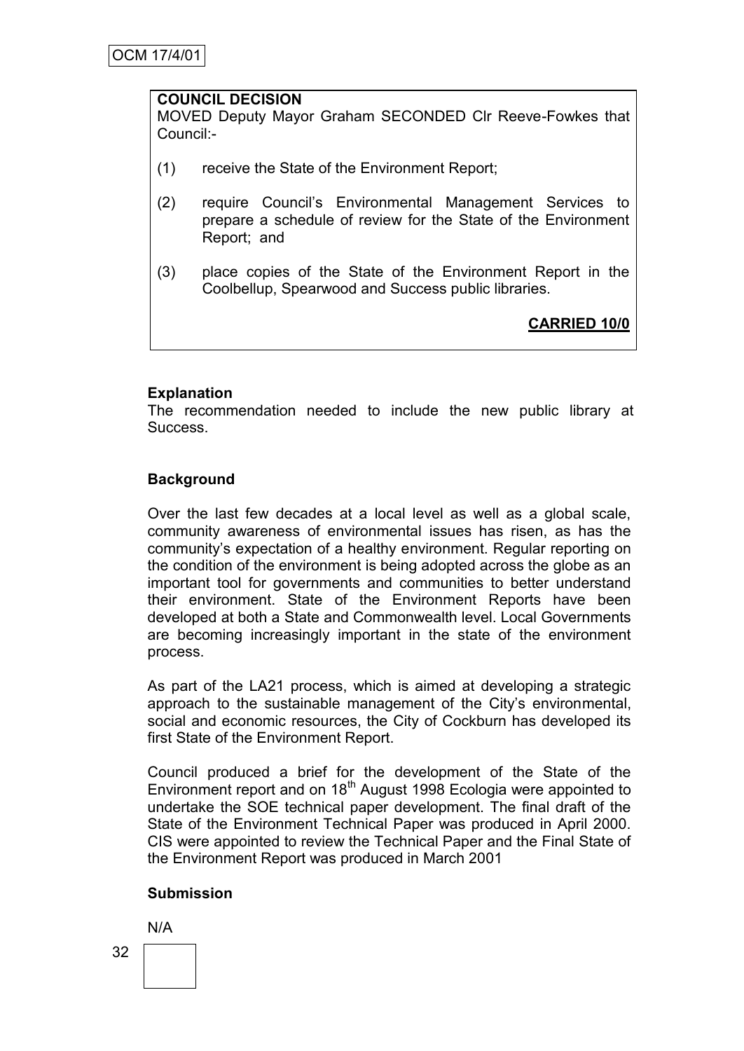**COUNCIL DECISION**

MOVED Deputy Mayor Graham SECONDED Clr Reeve-Fowkes that Council:-

(1) receive the State of the Environment Report;

(2) require Council's Environmental Management Services to prepare a schedule of review for the State of the Environment Report; and

(3) place copies of the State of the Environment Report in the Coolbellup, Spearwood and Success public libraries.

**CARRIED 10/0**

**Explanation**

The recommendation needed to include the new public library at Success.

**Background**

Over the last few decades at a local level as well as a global scale, community awareness of environmental issues has risen, as has the community's expectation of a healthy environment. Regular reporting on the condition of the environment is being adopted across the globe as an important tool for governments and communities to better understand their environment. State of the Environment Reports have been developed at both a State and Commonwealth level. Local Governments are becoming increasingly important in the state of the environment process.

As part of the LA21 process, which is aimed at developing a strategic approach to the sustainable management of the City's environmental, social and economic resources, the City of Cockburn has developed its first State of the Environment Report.

Council produced a brief for the development of the State of the Environment report and on 18th August 1998 Ecologia were appointed to undertake the SOE technical paper development. The final draft of the State of the Environment Technical Paper was produced in April 2000. CIS were appointed to review the Technical Paper and the Final State of the Environment Report was produced in March 2001

**Submission**

N/A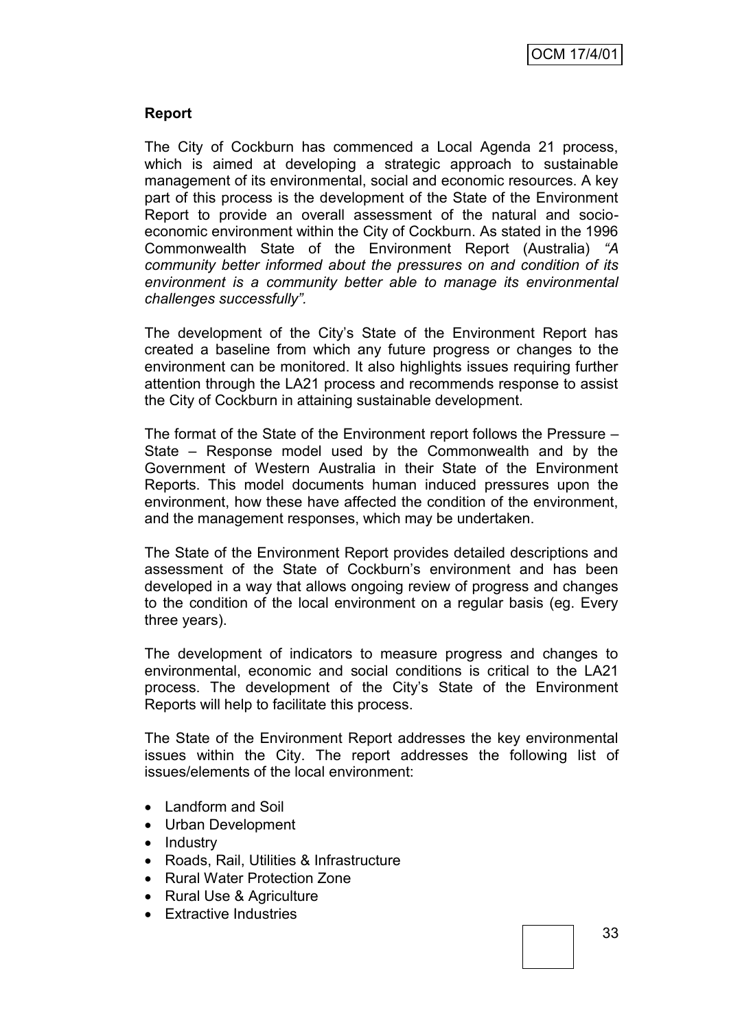**Report**

The City of Cockburn has commenced a Local Agenda 21 process, which is aimed at developing a strategic approach to sustainable management of its environmental, social and economic resources. A key part of this process is the development of the State of the Environment Report to provide an overall assessment of the natural and socio-economic environment within the City of Cockburn. As stated in the 1996 Commonwealth State of the Environment Report (Australia) *"A community better informed about the pressures on and condition of its environment is a community better able to manage its environmental challenges successfully".*

The development of the City's State of the Environment Report has created a baseline from which any future progress or changes to the environment can be monitored. It also highlights issues requiring further attention through the LA21 process and recommends response to assist the City of Cockburn in attaining sustainable development.

The format of the State of the Environment report follows the Pressure – State – Response model used by the Commonwealth and by the Government of Western Australia in their State of the Environment Reports. This model documents human induced pressures upon the environment, how these have affected the condition of the environment, and the management responses, which may be undertaken.

The State of the Environment Report provides detailed descriptions and assessment of the State of Cockburn's environment and has been developed in a way that allows ongoing review of progress and changes to the condition of the local environment on a regular basis (eg. Every three years).

The development of indicators to measure progress and changes to environmental, economic and social conditions is critical to the LA21 process. The development of the City's State of the Environment Reports will help to facilitate this process.

The State of the Environment Report addresses the key environmental issues within the City. The report addresses the following list of issues/elements of the local environment:

- Landform and Soil
- Urban Development
- Industry
- Roads, Rail, Utilities & Infrastructure
- Rural Water Protection Zone
- Rural Use & Agriculture
- Extractive Industries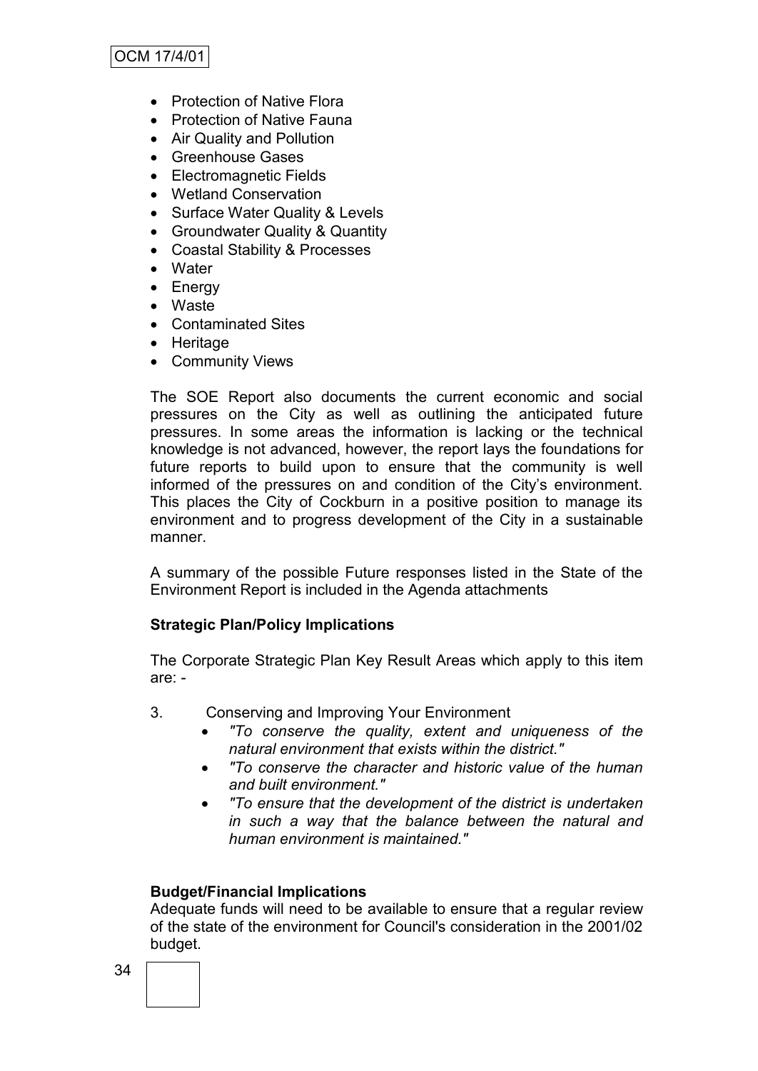- Protection of Native Flora
- Protection of Native Fauna
- Air Quality and Pollution
- Greenhouse Gases
- Electromagnetic Fields
- Wetland Conservation
- Surface Water Quality & Levels
- Groundwater Quality & Quantity
- Coastal Stability & Processes
- Water
- Energy
- Waste
- Contaminated Sites
- Heritage
- Community Views

The SOE Report also documents the current economic and social pressures on the City as well as outlining the anticipated future pressures. In some areas the information is lacking or the technical knowledge is not advanced, however, the report lays the foundations for future reports to build upon to ensure that the community is well informed of the pressures on and condition of the City's environment. This places the City of Cockburn in a positive position to manage its environment and to progress development of the City in a sustainable manner.

A summary of the possible Future responses listed in the State of the Environment Report is included in the Agenda attachments

**Strategic Plan/Policy Implications**

The Corporate Strategic Plan Key Result Areas which apply to this item are: -

3. Conserving and Improving Your Environment
   - *"To conserve the quality, extent and uniqueness of the natural environment that exists within the district."*
   - *"To conserve the character and historic value of the human and built environment."*
   - *"To ensure that the development of the district is undertaken in such a way that the balance between the natural and human environment is maintained."*

**Budget/Financial Implications**

Adequate funds will need to be available to ensure that a regular review of the state of the environment for Council's consideration in the 2001/02 budget.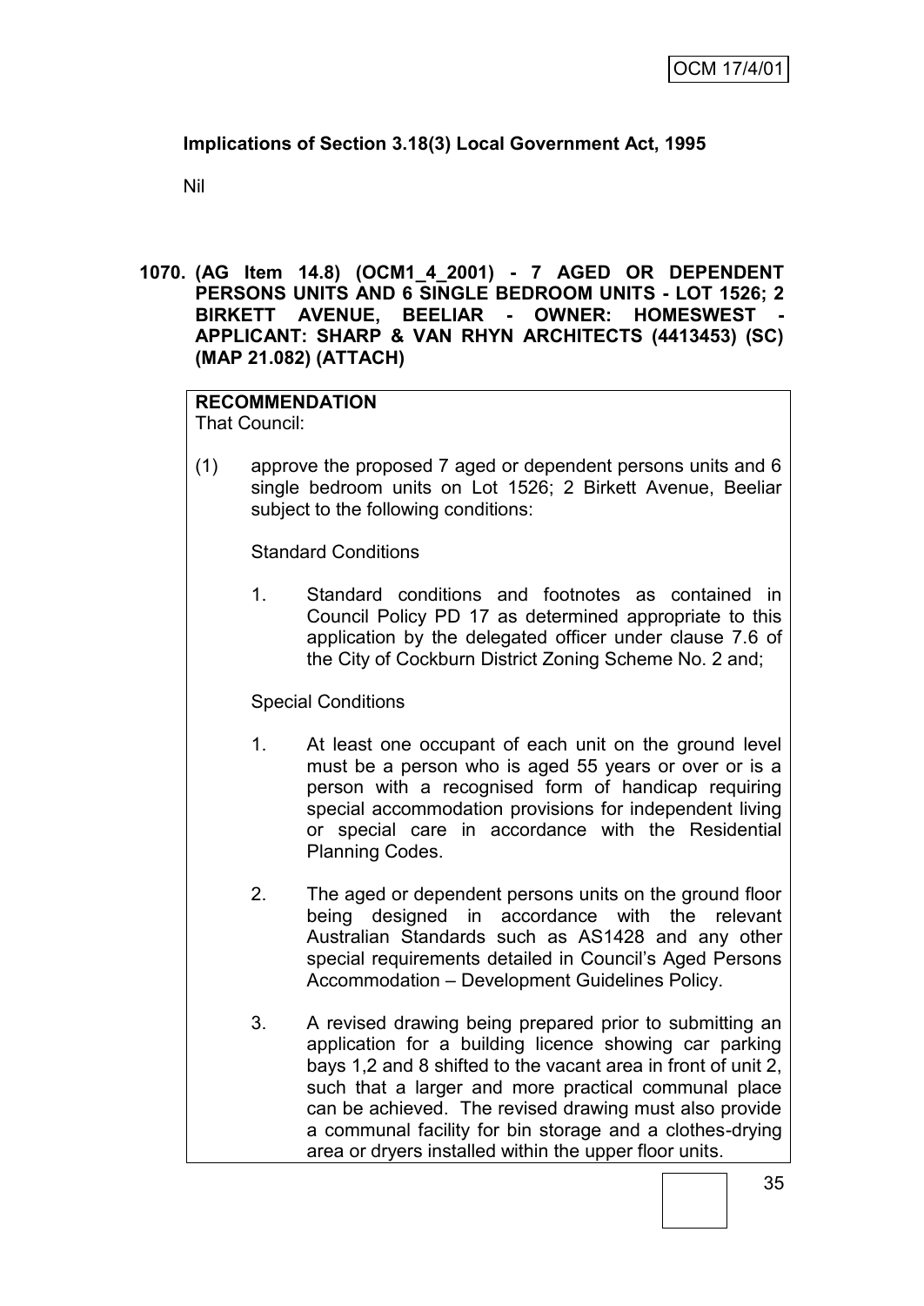**Implications of Section 3.18(3) Local Government Act, 1995**

Nil

**1070. (AG Item 14.8) (OCM1_4_2001) - 7 AGED OR DEPENDENT PERSONS UNITS AND 6 SINGLE BEDROOM UNITS - LOT 1526; 2 BIRKETT AVENUE, BEELIAR - OWNER: HOMESWEST - APPLICANT: SHARP & VAN RHYN ARCHITECTS (4413453) (SC) (MAP 21.082) (ATTACH)**

**RECOMMENDATION**
That Council:

(1) approve the proposed 7 aged or dependent persons units and 6 single bedroom units on Lot 1526; 2 Birkett Avenue, Beeliar subject to the following conditions:

Standard Conditions

1. Standard conditions and footnotes as contained in Council Policy PD 17 as determined appropriate to this application by the delegated officer under clause 7.6 of the City of Cockburn District Zoning Scheme No. 2 and;

Special Conditions

1. At least one occupant of each unit on the ground level must be a person who is aged 55 years or over or is a person with a recognised form of handicap requiring special accommodation provisions for independent living or special care in accordance with the Residential Planning Codes.

2. The aged or dependent persons units on the ground floor being designed in accordance with the relevant Australian Standards such as AS1428 and any other special requirements detailed in Council's Aged Persons Accommodation – Development Guidelines Policy.

3. A revised drawing being prepared prior to submitting an application for a building licence showing car parking bays 1,2 and 8 shifted to the vacant area in front of unit 2, such that a larger and more practical communal place can be achieved. The revised drawing must also provide a communal facility for bin storage and a clothes-drying area or dryers installed within the upper floor units.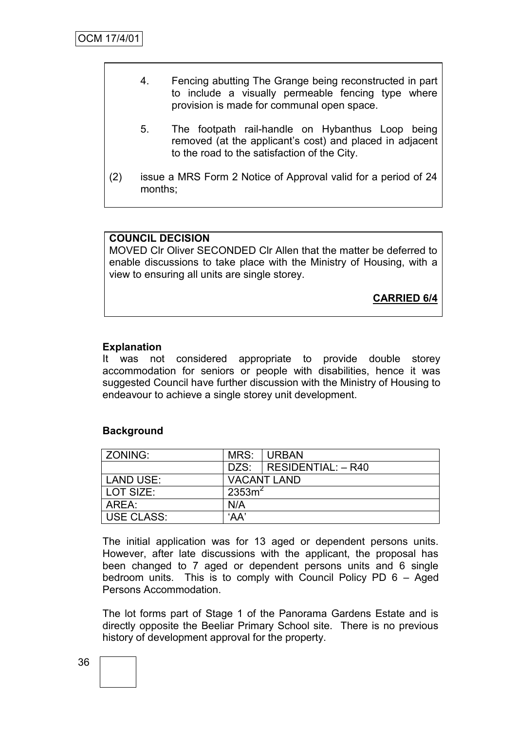4. Fencing abutting The Grange being reconstructed in part to include a visually permeable fencing type where provision is made for communal open space.

5. The footpath rail-handle on Hybanthus Loop being removed (at the applicant's cost) and placed in adjacent to the road to the satisfaction of the City.

(2) issue a MRS Form 2 Notice of Approval valid for a period of 24 months;

**COUNCIL DECISION**

MOVED Clr Oliver SECONDED Clr Allen that the matter be deferred to enable discussions to take place with the Ministry of Housing, with a view to ensuring all units are single storey.

**CARRIED 6/4**

**Explanation**

It was not considered appropriate to provide double storey accommodation for seniors or people with disabilities, hence it was suggested Council have further discussion with the Ministry of Housing to endeavour to achieve a single storey unit development.

**Background**

| ZONING: | MRS: | URBAN |
|---|---|---|
| | DZS: | RESIDENTIAL: – R40 |
| LAND USE: | VACANT LAND | |
| LOT SIZE: | 2353m$^2$ | |
| AREA: | N/A | |
| USE CLASS: | 'AA' | |

The initial application was for 13 aged or dependent persons units. However, after late discussions with the applicant, the proposal has been changed to 7 aged or dependent persons units and 6 single bedroom units. This is to comply with Council Policy PD 6 – Aged Persons Accommodation.

The lot forms part of Stage 1 of the Panorama Gardens Estate and is directly opposite the Beeliar Primary School site. There is no previous history of development approval for the property.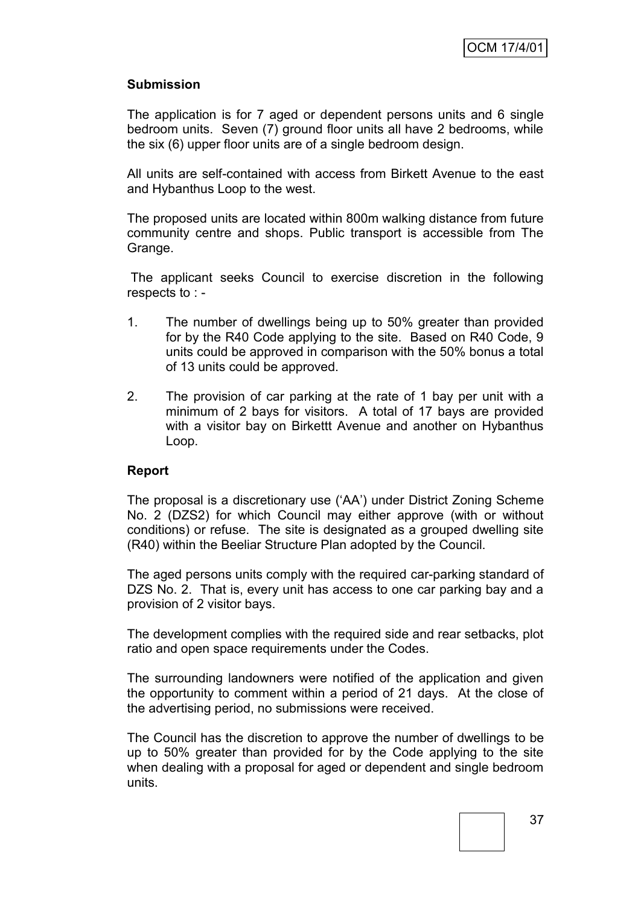**Submission**

The application is for 7 aged or dependent persons units and 6 single bedroom units. Seven (7) ground floor units all have 2 bedrooms, while the six (6) upper floor units are of a single bedroom design.

All units are self-contained with access from Birkett Avenue to the east and Hybanthus Loop to the west.

The proposed units are located within 800m walking distance from future community centre and shops. Public transport is accessible from The Grange.

The applicant seeks Council to exercise discretion in the following respects to : -

1. The number of dwellings being up to 50% greater than provided for by the R40 Code applying to the site. Based on R40 Code, 9 units could be approved in comparison with the 50% bonus a total of 13 units could be approved.

2. The provision of car parking at the rate of 1 bay per unit with a minimum of 2 bays for visitors. A total of 17 bays are provided with a visitor bay on Birkettt Avenue and another on Hybanthus Loop.

**Report**

The proposal is a discretionary use ('AA') under District Zoning Scheme No. 2 (DZS2) for which Council may either approve (with or without conditions) or refuse. The site is designated as a grouped dwelling site (R40) within the Beeliar Structure Plan adopted by the Council.

The aged persons units comply with the required car-parking standard of DZS No. 2. That is, every unit has access to one car parking bay and a provision of 2 visitor bays.

The development complies with the required side and rear setbacks, plot ratio and open space requirements under the Codes.

The surrounding landowners were notified of the application and given the opportunity to comment within a period of 21 days. At the close of the advertising period, no submissions were received.

The Council has the discretion to approve the number of dwellings to be up to 50% greater than provided for by the Code applying to the site when dealing with a proposal for aged or dependent and single bedroom units.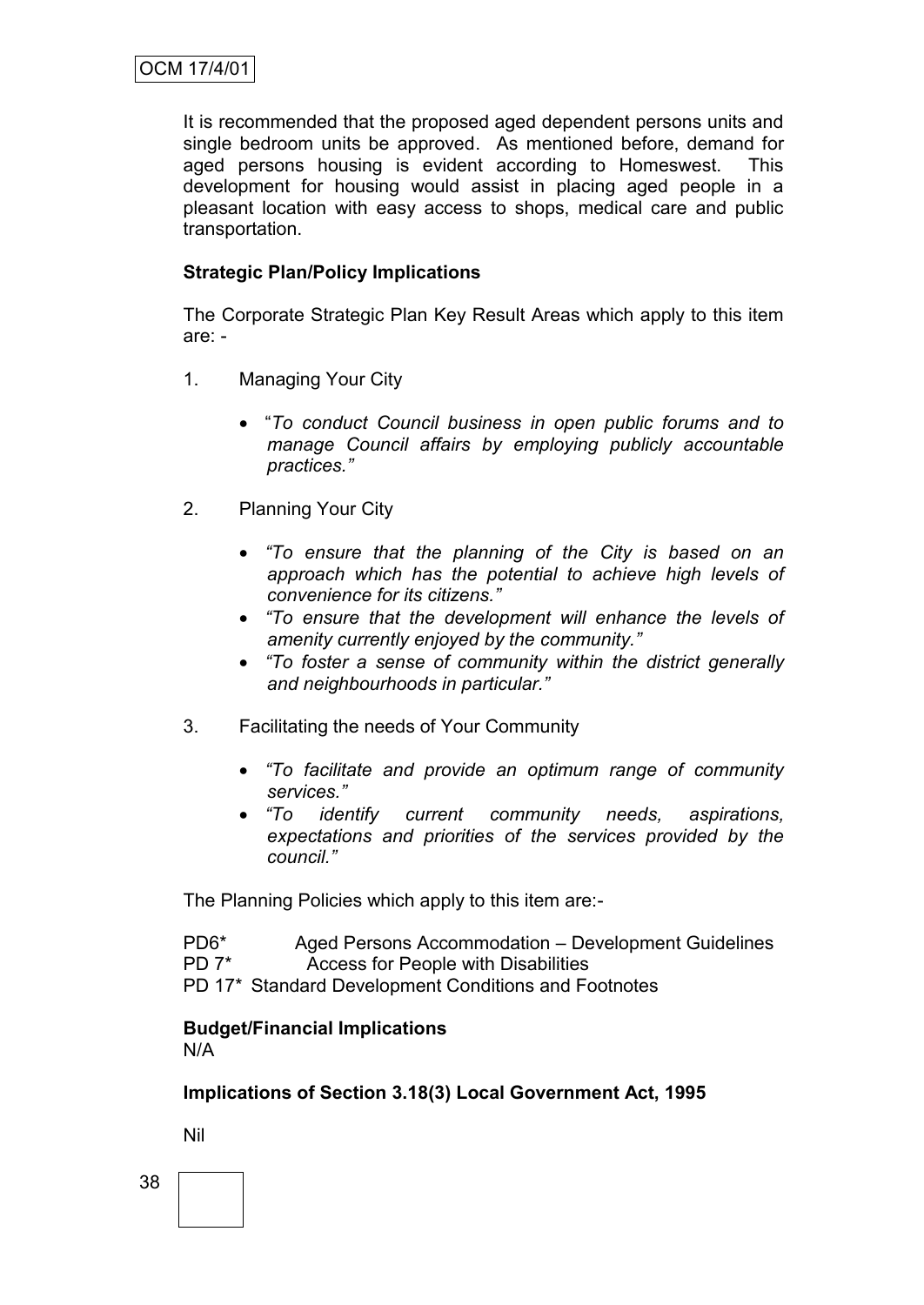It is recommended that the proposed aged dependent persons units and single bedroom units be approved. As mentioned before, demand for aged persons housing is evident according to Homeswest. This development for housing would assist in placing aged people in a pleasant location with easy access to shops, medical care and public transportation.

**Strategic Plan/Policy Implications**

The Corporate Strategic Plan Key Result Areas which apply to this item are: -

1. Managing Your City

    - "*To conduct Council business in open public forums and to manage Council affairs by employing publicly accountable practices.*"

2. Planning Your City

    - *"To ensure that the planning of the City is based on an approach which has the potential to achieve high levels of convenience for its citizens."*
    - *"To ensure that the development will enhance the levels of amenity currently enjoyed by the community."*
    - *"To foster a sense of community within the district generally and neighbourhoods in particular."*

3. Facilitating the needs of Your Community

    - *"To facilitate and provide an optimum range of community services."*
    - *"To identify current community needs, aspirations, expectations and priorities of the services provided by the council."*

The Planning Policies which apply to this item are:-

PD6* Aged Persons Accommodation – Development Guidelines
PD 7* Access for People with Disabilities
PD 17* Standard Development Conditions and Footnotes

**Budget/Financial Implications**

N/A

**Implications of Section 3.18(3) Local Government Act, 1995**

Nil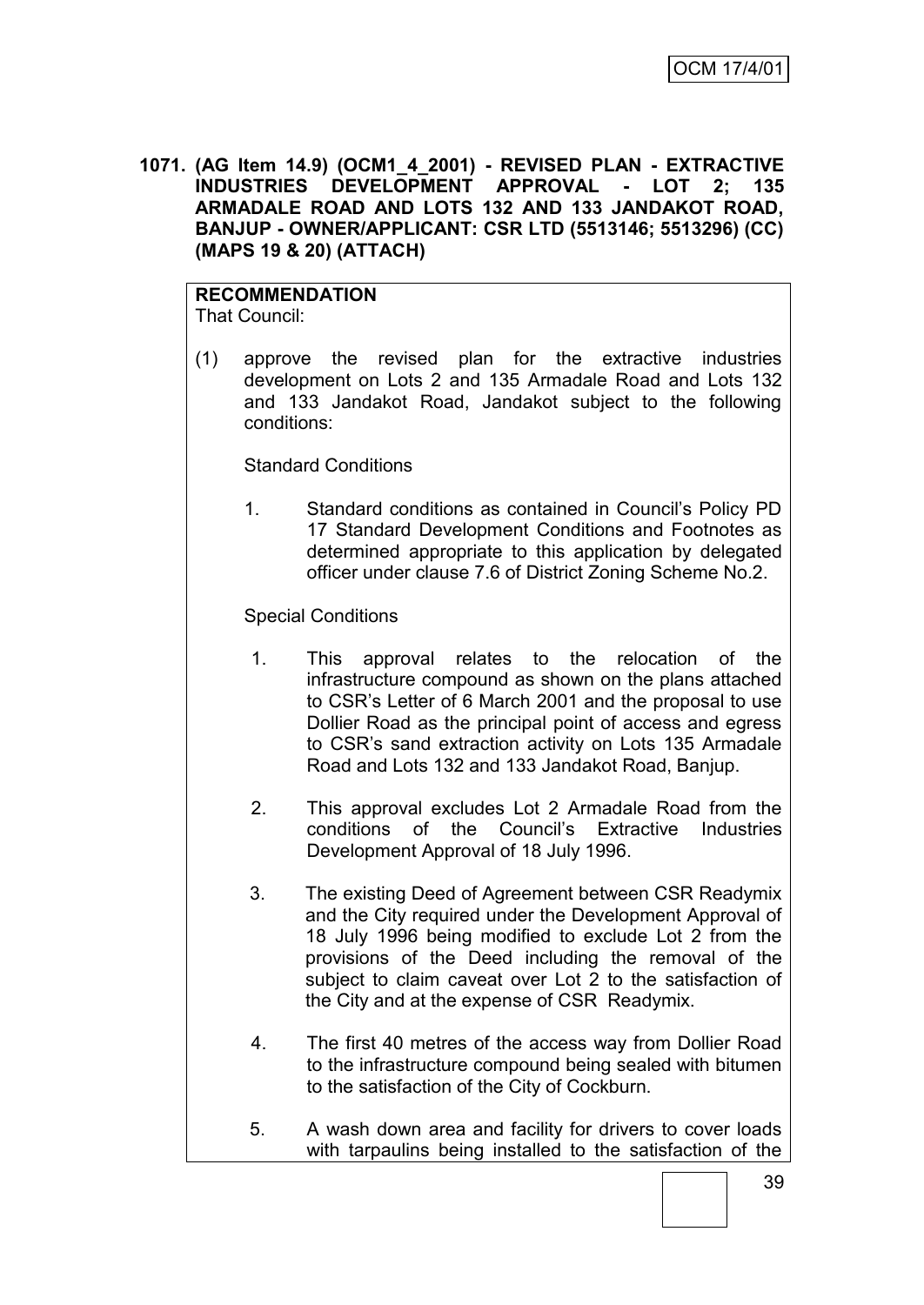**1071. (AG Item 14.9) (OCM1_4_2001) - REVISED PLAN - EXTRACTIVE INDUSTRIES DEVELOPMENT APPROVAL - LOT 2; 135 ARMADALE ROAD AND LOTS 132 AND 133 JANDAKOT ROAD, BANJUP - OWNER/APPLICANT: CSR LTD (5513146; 5513296) (CC) (MAPS 19 & 20) (ATTACH)**

**RECOMMENDATION**
That Council:

(1) approve the revised plan for the extractive industries development on Lots 2 and 135 Armadale Road and Lots 132 and 133 Jandakot Road, Jandakot subject to the following conditions:

Standard Conditions

1. Standard conditions as contained in Council's Policy PD 17 Standard Development Conditions and Footnotes as determined appropriate to this application by delegated officer under clause 7.6 of District Zoning Scheme No.2.

Special Conditions

1. This approval relates to the relocation of the infrastructure compound as shown on the plans attached to CSR's Letter of 6 March 2001 and the proposal to use Dollier Road as the principal point of access and egress to CSR's sand extraction activity on Lots 135 Armadale Road and Lots 132 and 133 Jandakot Road, Banjup.

2. This approval excludes Lot 2 Armadale Road from the conditions of the Council's Extractive Industries Development Approval of 18 July 1996.

3. The existing Deed of Agreement between CSR Readymix and the City required under the Development Approval of 18 July 1996 being modified to exclude Lot 2 from the provisions of the Deed including the removal of the subject to claim caveat over Lot 2 to the satisfaction of the City and at the expense of CSR Readymix.

4. The first 40 metres of the access way from Dollier Road to the infrastructure compound being sealed with bitumen to the satisfaction of the City of Cockburn.

5. A wash down area and facility for drivers to cover loads with tarpaulins being installed to the satisfaction of the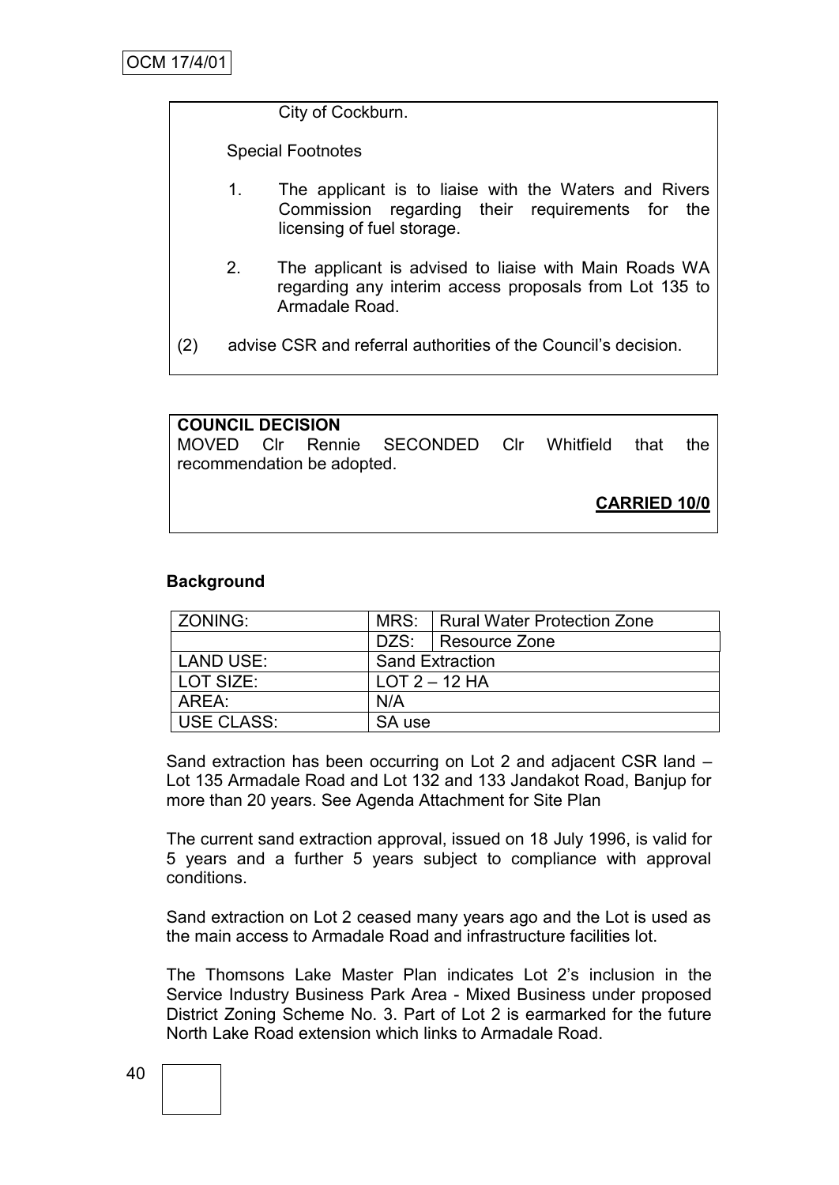City of Cockburn.

Special Footnotes

1. The applicant is to liaise with the Waters and Rivers Commission regarding their requirements for the licensing of fuel storage.

2. The applicant is advised to liaise with Main Roads WA regarding any interim access proposals from Lot 135 to Armadale Road.

(2) advise CSR and referral authorities of the Council's decision.

**COUNCIL DECISION**

MOVED Clr Rennie SECONDED Clr Whitfield that the recommendation be adopted.

**CARRIED 10/0**

**Background**

| ZONING: | MRS: | Rural Water Protection Zone |
|---|---|---|
| | DZS: | Resource Zone |
| LAND USE: | Sand Extraction | |
| LOT SIZE: | LOT 2 – 12 HA | |
| AREA: | N/A | |
| USE CLASS: | SA use | |

Sand extraction has been occurring on Lot 2 and adjacent CSR land – Lot 135 Armadale Road and Lot 132 and 133 Jandakot Road, Banjup for more than 20 years. See Agenda Attachment for Site Plan

The current sand extraction approval, issued on 18 July 1996, is valid for 5 years and a further 5 years subject to compliance with approval conditions.

Sand extraction on Lot 2 ceased many years ago and the Lot is used as the main access to Armadale Road and infrastructure facilities lot.

The Thomsons Lake Master Plan indicates Lot 2's inclusion in the Service Industry Business Park Area - Mixed Business under proposed District Zoning Scheme No. 3. Part of Lot 2 is earmarked for the future North Lake Road extension which links to Armadale Road.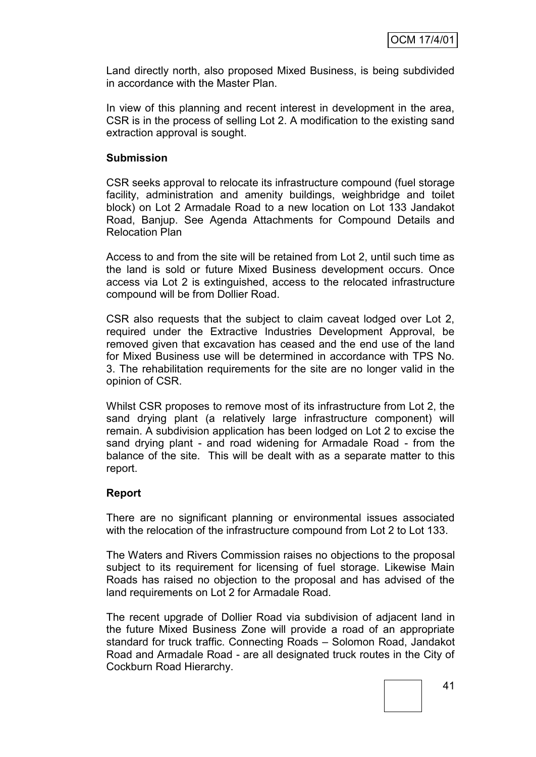Land directly north, also proposed Mixed Business, is being subdivided in accordance with the Master Plan.

In view of this planning and recent interest in development in the area, CSR is in the process of selling Lot 2. A modification to the existing sand extraction approval is sought.

**Submission**

CSR seeks approval to relocate its infrastructure compound (fuel storage facility, administration and amenity buildings, weighbridge and toilet block) on Lot 2 Armadale Road to a new location on Lot 133 Jandakot Road, Banjup. See Agenda Attachments for Compound Details and Relocation Plan

Access to and from the site will be retained from Lot 2, until such time as the land is sold or future Mixed Business development occurs. Once access via Lot 2 is extinguished, access to the relocated infrastructure compound will be from Dollier Road.

CSR also requests that the subject to claim caveat lodged over Lot 2, required under the Extractive Industries Development Approval, be removed given that excavation has ceased and the end use of the land for Mixed Business use will be determined in accordance with TPS No. 3. The rehabilitation requirements for the site are no longer valid in the opinion of CSR.

Whilst CSR proposes to remove most of its infrastructure from Lot 2, the sand drying plant (a relatively large infrastructure component) will remain. A subdivision application has been lodged on Lot 2 to excise the sand drying plant - and road widening for Armadale Road - from the balance of the site. This will be dealt with as a separate matter to this report.

**Report**

There are no significant planning or environmental issues associated with the relocation of the infrastructure compound from Lot 2 to Lot 133.

The Waters and Rivers Commission raises no objections to the proposal subject to its requirement for licensing of fuel storage. Likewise Main Roads has raised no objection to the proposal and has advised of the land requirements on Lot 2 for Armadale Road.

The recent upgrade of Dollier Road via subdivision of adjacent land in the future Mixed Business Zone will provide a road of an appropriate standard for truck traffic. Connecting Roads – Solomon Road, Jandakot Road and Armadale Road - are all designated truck routes in the City of Cockburn Road Hierarchy.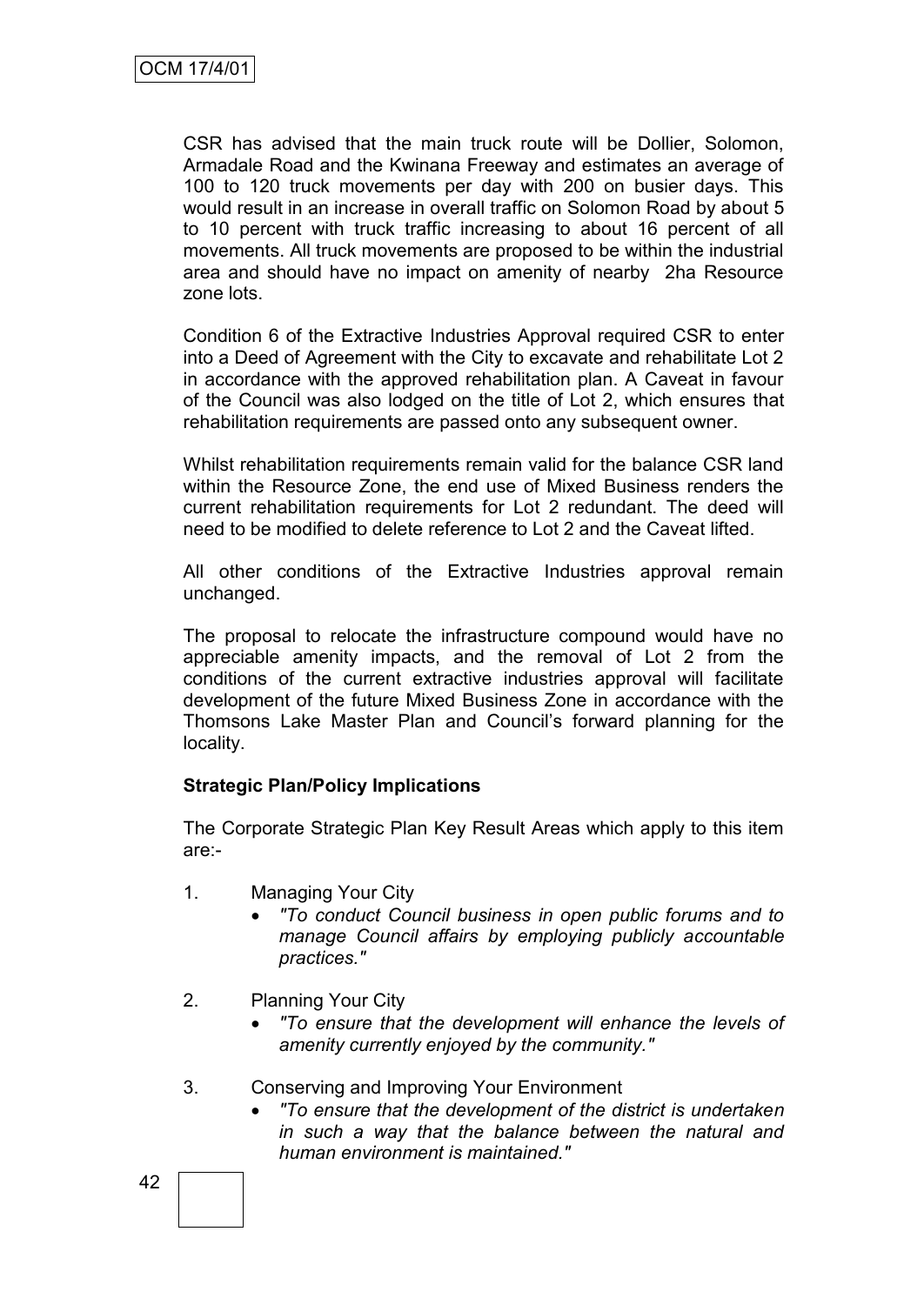CSR has advised that the main truck route will be Dollier, Solomon, Armadale Road and the Kwinana Freeway and estimates an average of 100 to 120 truck movements per day with 200 on busier days. This would result in an increase in overall traffic on Solomon Road by about 5 to 10 percent with truck traffic increasing to about 16 percent of all movements. All truck movements are proposed to be within the industrial area and should have no impact on amenity of nearby 2ha Resource zone lots.

Condition 6 of the Extractive Industries Approval required CSR to enter into a Deed of Agreement with the City to excavate and rehabilitate Lot 2 in accordance with the approved rehabilitation plan. A Caveat in favour of the Council was also lodged on the title of Lot 2, which ensures that rehabilitation requirements are passed onto any subsequent owner.

Whilst rehabilitation requirements remain valid for the balance CSR land within the Resource Zone, the end use of Mixed Business renders the current rehabilitation requirements for Lot 2 redundant. The deed will need to be modified to delete reference to Lot 2 and the Caveat lifted.

All other conditions of the Extractive Industries approval remain unchanged.

The proposal to relocate the infrastructure compound would have no appreciable amenity impacts, and the removal of Lot 2 from the conditions of the current extractive industries approval will facilitate development of the future Mixed Business Zone in accordance with the Thomsons Lake Master Plan and Council's forward planning for the locality.

**Strategic Plan/Policy Implications**

The Corporate Strategic Plan Key Result Areas which apply to this item are:-

1. Managing Your City
   - *"To conduct Council business in open public forums and to manage Council affairs by employing publicly accountable practices."*

2. Planning Your City
   - *"To ensure that the development will enhance the levels of amenity currently enjoyed by the community."*

3. Conserving and Improving Your Environment
   - *"To ensure that the development of the district is undertaken in such a way that the balance between the natural and human environment is maintained."*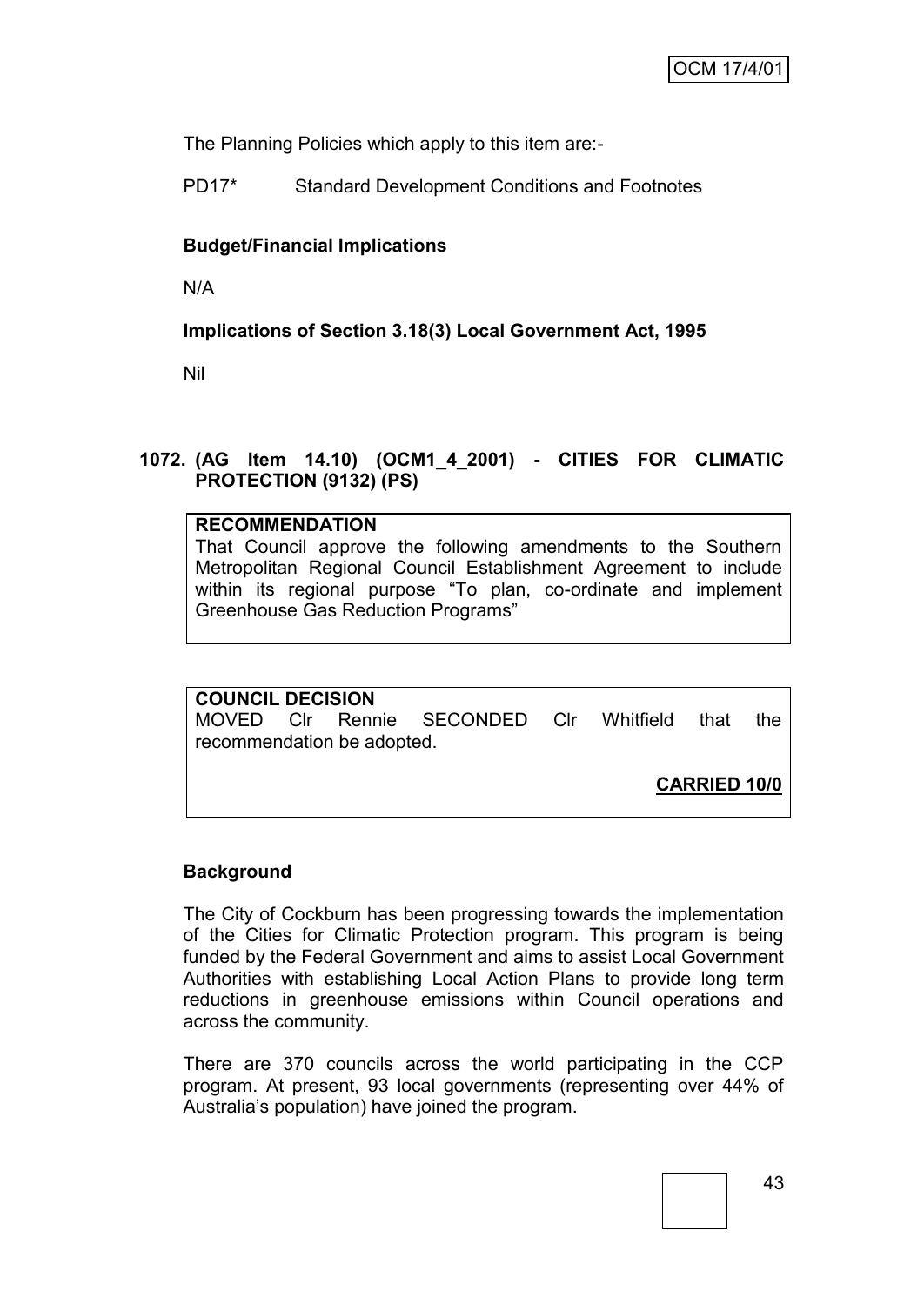The Planning Policies which apply to this item are:-

PD17* Standard Development Conditions and Footnotes

**Budget/Financial Implications**

N/A

**Implications of Section 3.18(3) Local Government Act, 1995**

Nil

## 1072. (AG Item 14.10) (OCM1_4_2001) - CITIES FOR CLIMATIC PROTECTION (9132) (PS)

**RECOMMENDATION**
That Council approve the following amendments to the Southern Metropolitan Regional Council Establishment Agreement to include within its regional purpose "To plan, co-ordinate and implement Greenhouse Gas Reduction Programs"

**COUNCIL DECISION**
MOVED Clr Rennie SECONDED Clr Whitfield that the recommendation be adopted.

**CARRIED 10/0**

**Background**

The City of Cockburn has been progressing towards the implementation of the Cities for Climatic Protection program. This program is being funded by the Federal Government and aims to assist Local Government Authorities with establishing Local Action Plans to provide long term reductions in greenhouse emissions within Council operations and across the community.

There are 370 councils across the world participating in the CCP program. At present, 93 local governments (representing over 44% of Australia's population) have joined the program.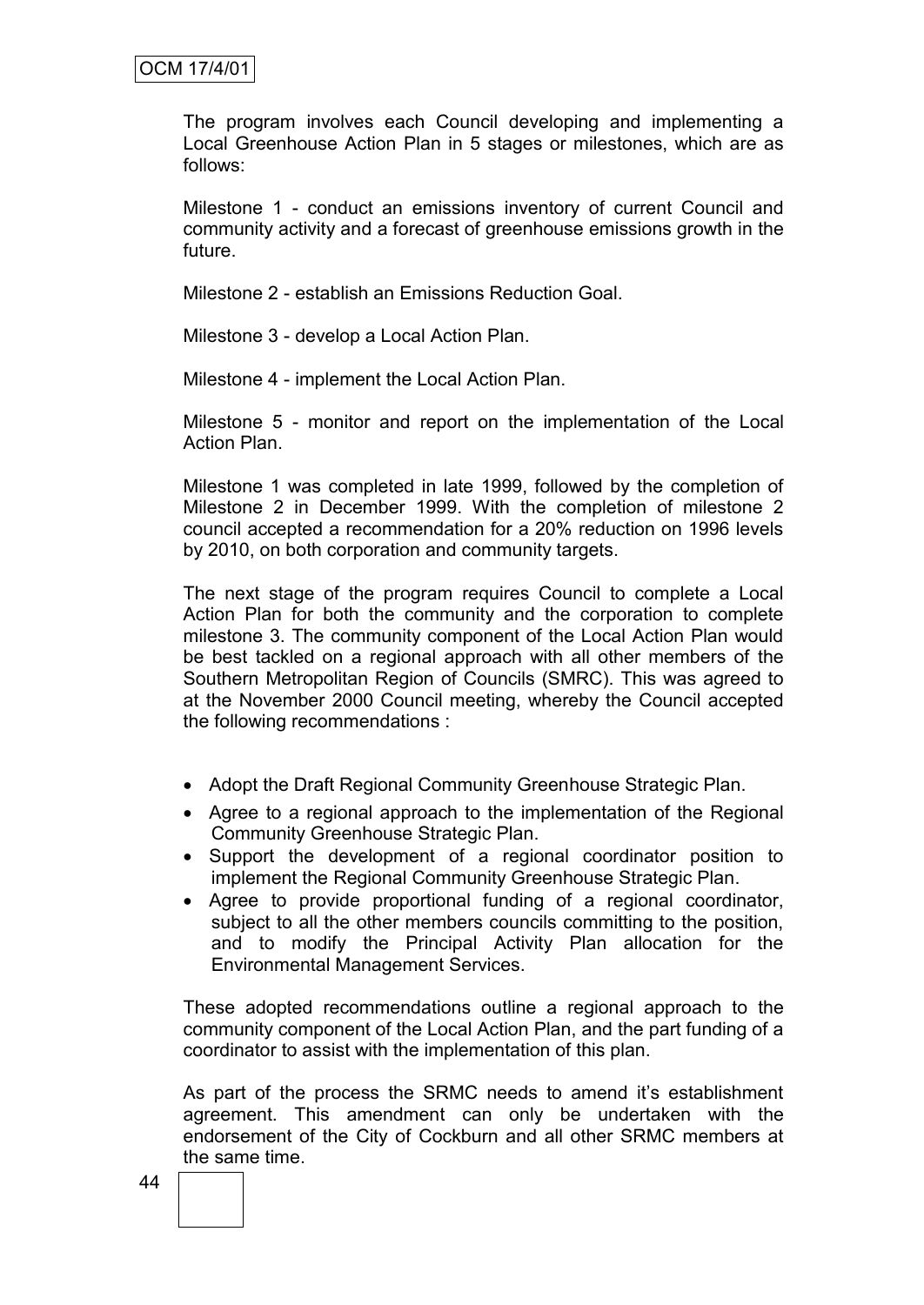The program involves each Council developing and implementing a Local Greenhouse Action Plan in 5 stages or milestones, which are as follows:

Milestone 1 - conduct an emissions inventory of current Council and community activity and a forecast of greenhouse emissions growth in the future.

Milestone 2 - establish an Emissions Reduction Goal.

Milestone 3 - develop a Local Action Plan.

Milestone 4 - implement the Local Action Plan.

Milestone 5 - monitor and report on the implementation of the Local Action Plan.

Milestone 1 was completed in late 1999, followed by the completion of Milestone 2 in December 1999. With the completion of milestone 2 council accepted a recommendation for a 20% reduction on 1996 levels by 2010, on both corporation and community targets.

The next stage of the program requires Council to complete a Local Action Plan for both the community and the corporation to complete milestone 3. The community component of the Local Action Plan would be best tackled on a regional approach with all other members of the Southern Metropolitan Region of Councils (SMRC). This was agreed to at the November 2000 Council meeting, whereby the Council accepted the following recommendations :

- Adopt the Draft Regional Community Greenhouse Strategic Plan.
- Agree to a regional approach to the implementation of the Regional Community Greenhouse Strategic Plan.
- Support the development of a regional coordinator position to implement the Regional Community Greenhouse Strategic Plan.
- Agree to provide proportional funding of a regional coordinator, subject to all the other members councils committing to the position, and to modify the Principal Activity Plan allocation for the Environmental Management Services.

These adopted recommendations outline a regional approach to the community component of the Local Action Plan, and the part funding of a coordinator to assist with the implementation of this plan.

As part of the process the SRMC needs to amend it's establishment agreement. This amendment can only be undertaken with the endorsement of the City of Cockburn and all other SRMC members at the same time.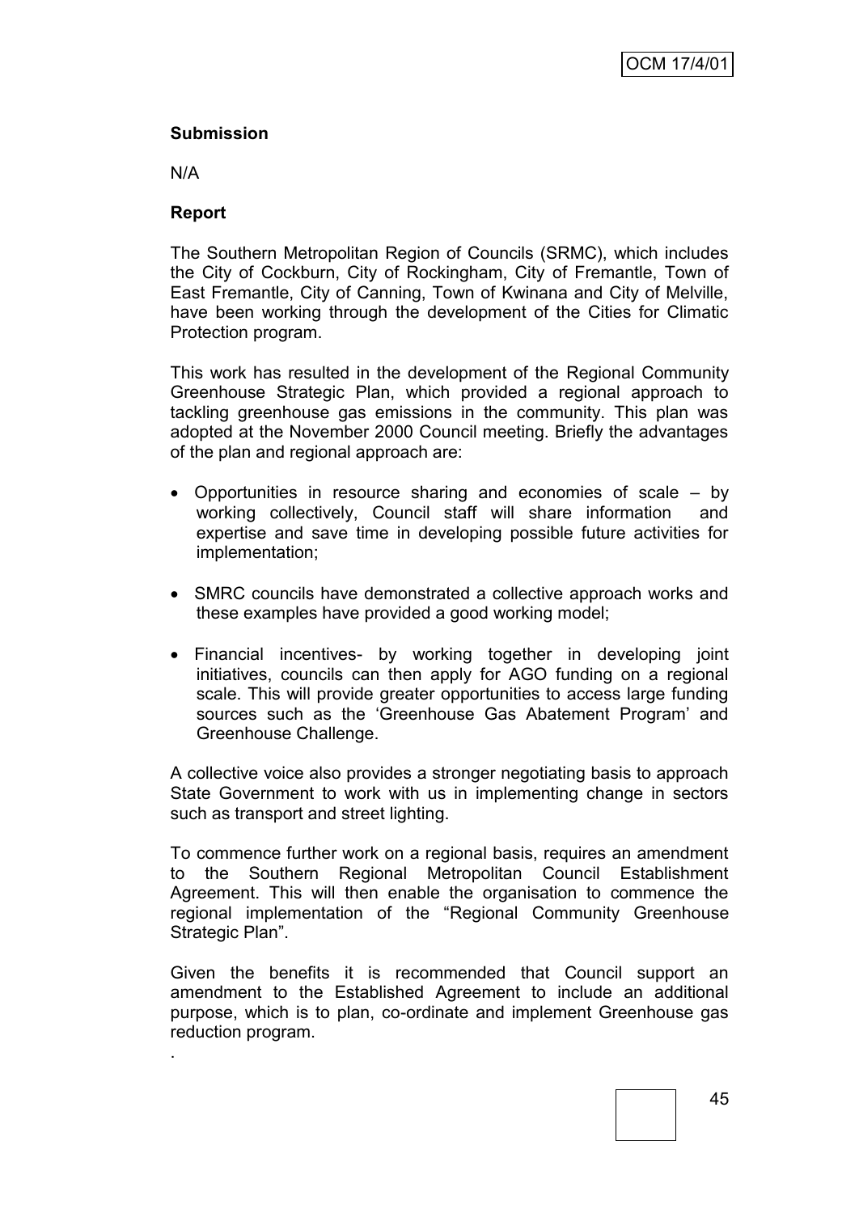**Submission**

N/A

**Report**

The Southern Metropolitan Region of Councils (SRMC), which includes the City of Cockburn, City of Rockingham, City of Fremantle, Town of East Fremantle, City of Canning, Town of Kwinana and City of Melville, have been working through the development of the Cities for Climatic Protection program.

This work has resulted in the development of the Regional Community Greenhouse Strategic Plan, which provided a regional approach to tackling greenhouse gas emissions in the community. This plan was adopted at the November 2000 Council meeting. Briefly the advantages of the plan and regional approach are:

- Opportunities in resource sharing and economies of scale – by working collectively, Council staff will share information and expertise and save time in developing possible future activities for implementation;
- SMRC councils have demonstrated a collective approach works and these examples have provided a good working model;
- Financial incentives- by working together in developing joint initiatives, councils can then apply for AGO funding on a regional scale. This will provide greater opportunities to access large funding sources such as the 'Greenhouse Gas Abatement Program' and Greenhouse Challenge.

A collective voice also provides a stronger negotiating basis to approach State Government to work with us in implementing change in sectors such as transport and street lighting.

To commence further work on a regional basis, requires an amendment to the Southern Regional Metropolitan Council Establishment Agreement. This will then enable the organisation to commence the regional implementation of the "Regional Community Greenhouse Strategic Plan".

Given the benefits it is recommended that Council support an amendment to the Established Agreement to include an additional purpose, which is to plan, co-ordinate and implement Greenhouse gas reduction program.

.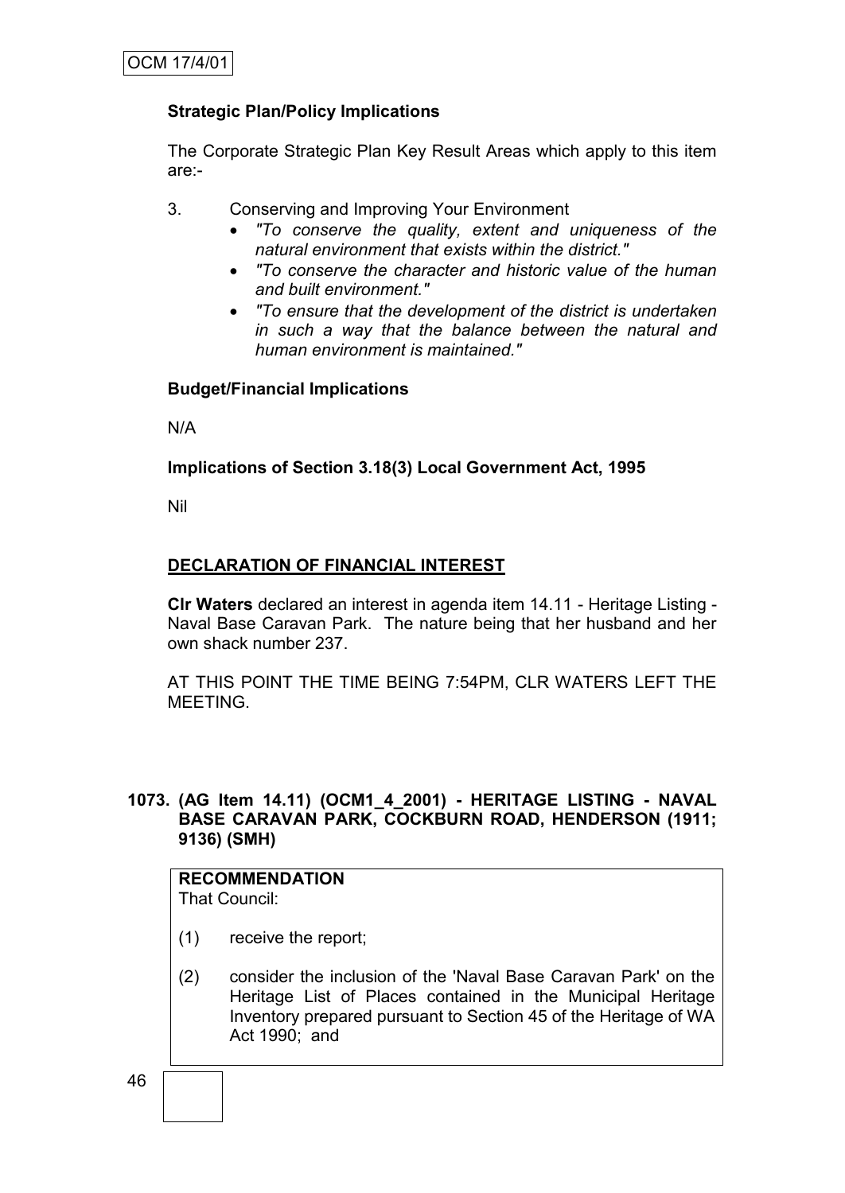**Strategic Plan/Policy Implications**

The Corporate Strategic Plan Key Result Areas which apply to this item are:-

3. Conserving and Improving Your Environment
   - *"To conserve the quality, extent and uniqueness of the natural environment that exists within the district."*
   - *"To conserve the character and historic value of the human and built environment."*
   - *"To ensure that the development of the district is undertaken in such a way that the balance between the natural and human environment is maintained."*

**Budget/Financial Implications**

N/A

**Implications of Section 3.18(3) Local Government Act, 1995**

Nil

## DECLARATION OF FINANCIAL INTEREST

**Clr Waters** declared an interest in agenda item 14.11 - Heritage Listing - Naval Base Caravan Park. The nature being that her husband and her own shack number 237.

AT THIS POINT THE TIME BEING 7:54PM, CLR WATERS LEFT THE MEETING.

### 1073. (AG Item 14.11) (OCM1_4_2001) - HERITAGE LISTING - NAVAL BASE CARAVAN PARK, COCKBURN ROAD, HENDERSON (1911; 9136) (SMH)

**RECOMMENDATION**
That Council:

(1) receive the report;

(2) consider the inclusion of the 'Naval Base Caravan Park' on the Heritage List of Places contained in the Municipal Heritage Inventory prepared pursuant to Section 45 of the Heritage of WA Act 1990; and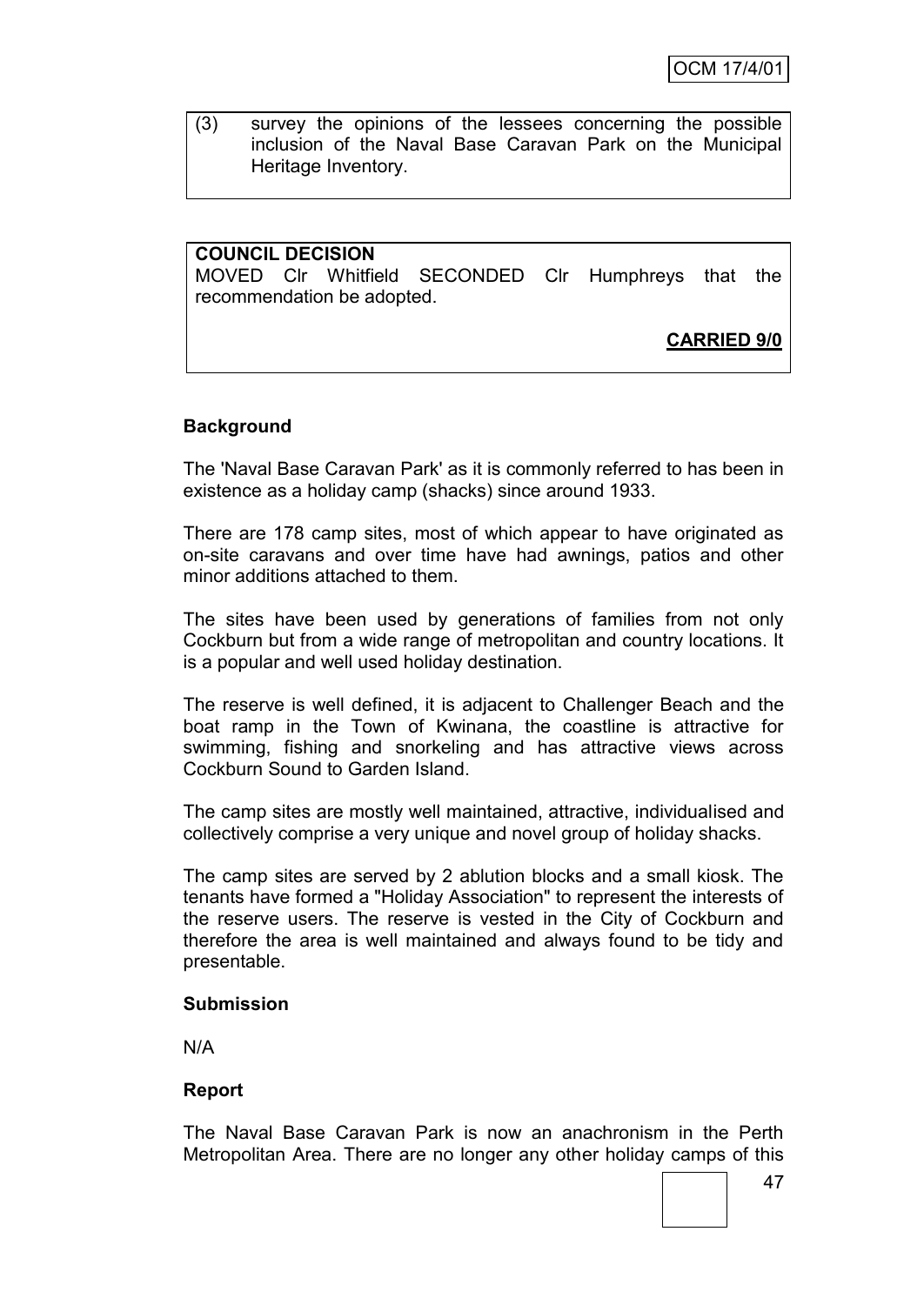(3) survey the opinions of the lessees concerning the possible inclusion of the Naval Base Caravan Park on the Municipal Heritage Inventory.

**COUNCIL DECISION**
MOVED Clr Whitfield SECONDED Clr Humphreys that the recommendation be adopted.

**CARRIED 9/0**

**Background**

The 'Naval Base Caravan Park' as it is commonly referred to has been in existence as a holiday camp (shacks) since around 1933.

There are 178 camp sites, most of which appear to have originated as on-site caravans and over time have had awnings, patios and other minor additions attached to them.

The sites have been used by generations of families from not only Cockburn but from a wide range of metropolitan and country locations. It is a popular and well used holiday destination.

The reserve is well defined, it is adjacent to Challenger Beach and the boat ramp in the Town of Kwinana, the coastline is attractive for swimming, fishing and snorkeling and has attractive views across Cockburn Sound to Garden Island.

The camp sites are mostly well maintained, attractive, individualised and collectively comprise a very unique and novel group of holiday shacks.

The camp sites are served by 2 ablution blocks and a small kiosk. The tenants have formed a "Holiday Association" to represent the interests of the reserve users. The reserve is vested in the City of Cockburn and therefore the area is well maintained and always found to be tidy and presentable.

**Submission**

N/A

**Report**

The Naval Base Caravan Park is now an anachronism in the Perth Metropolitan Area. There are no longer any other holiday camps of this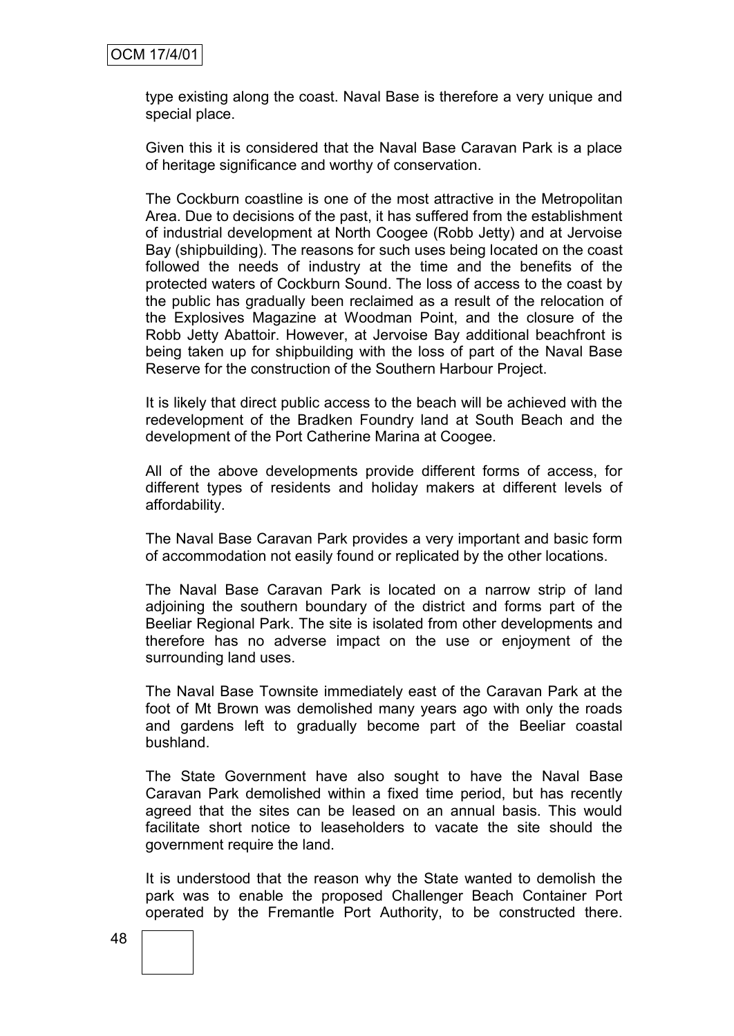type existing along the coast. Naval Base is therefore a very unique and special place.

Given this it is considered that the Naval Base Caravan Park is a place of heritage significance and worthy of conservation.

The Cockburn coastline is one of the most attractive in the Metropolitan Area. Due to decisions of the past, it has suffered from the establishment of industrial development at North Coogee (Robb Jetty) and at Jervoise Bay (shipbuilding). The reasons for such uses being located on the coast followed the needs of industry at the time and the benefits of the protected waters of Cockburn Sound. The loss of access to the coast by the public has gradually been reclaimed as a result of the relocation of the Explosives Magazine at Woodman Point, and the closure of the Robb Jetty Abattoir. However, at Jervoise Bay additional beachfront is being taken up for shipbuilding with the loss of part of the Naval Base Reserve for the construction of the Southern Harbour Project.

It is likely that direct public access to the beach will be achieved with the redevelopment of the Bradken Foundry land at South Beach and the development of the Port Catherine Marina at Coogee.

All of the above developments provide different forms of access, for different types of residents and holiday makers at different levels of affordability.

The Naval Base Caravan Park provides a very important and basic form of accommodation not easily found or replicated by the other locations.

The Naval Base Caravan Park is located on a narrow strip of land adjoining the southern boundary of the district and forms part of the Beeliar Regional Park. The site is isolated from other developments and therefore has no adverse impact on the use or enjoyment of the surrounding land uses.

The Naval Base Townsite immediately east of the Caravan Park at the foot of Mt Brown was demolished many years ago with only the roads and gardens left to gradually become part of the Beeliar coastal bushland.

The State Government have also sought to have the Naval Base Caravan Park demolished within a fixed time period, but has recently agreed that the sites can be leased on an annual basis. This would facilitate short notice to leaseholders to vacate the site should the government require the land.

It is understood that the reason why the State wanted to demolish the park was to enable the proposed Challenger Beach Container Port operated by the Fremantle Port Authority, to be constructed there.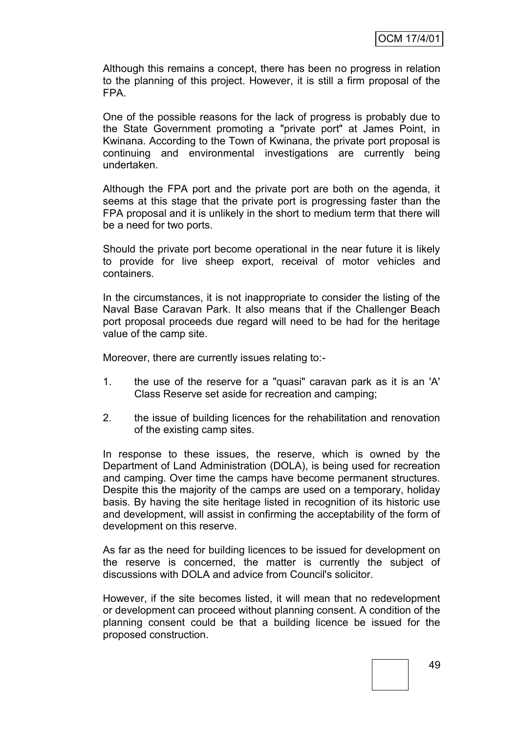Although this remains a concept, there has been no progress in relation to the planning of this project. However, it is still a firm proposal of the FPA.

One of the possible reasons for the lack of progress is probably due to the State Government promoting a "private port" at James Point, in Kwinana. According to the Town of Kwinana, the private port proposal is continuing and environmental investigations are currently being undertaken.

Although the FPA port and the private port are both on the agenda, it seems at this stage that the private port is progressing faster than the FPA proposal and it is unlikely in the short to medium term that there will be a need for two ports.

Should the private port become operational in the near future it is likely to provide for live sheep export, receival of motor vehicles and containers.

In the circumstances, it is not inappropriate to consider the listing of the Naval Base Caravan Park. It also means that if the Challenger Beach port proposal proceeds due regard will need to be had for the heritage value of the camp site.

Moreover, there are currently issues relating to:-

1. the use of the reserve for a "quasi" caravan park as it is an 'A' Class Reserve set aside for recreation and camping;
2. the issue of building licences for the rehabilitation and renovation of the existing camp sites.

In response to these issues, the reserve, which is owned by the Department of Land Administration (DOLA), is being used for recreation and camping. Over time the camps have become permanent structures. Despite this the majority of the camps are used on a temporary, holiday basis. By having the site heritage listed in recognition of its historic use and development, will assist in confirming the acceptability of the form of development on this reserve.

As far as the need for building licences to be issued for development on the reserve is concerned, the matter is currently the subject of discussions with DOLA and advice from Council's solicitor.

However, if the site becomes listed, it will mean that no redevelopment or development can proceed without planning consent. A condition of the planning consent could be that a building licence be issued for the proposed construction.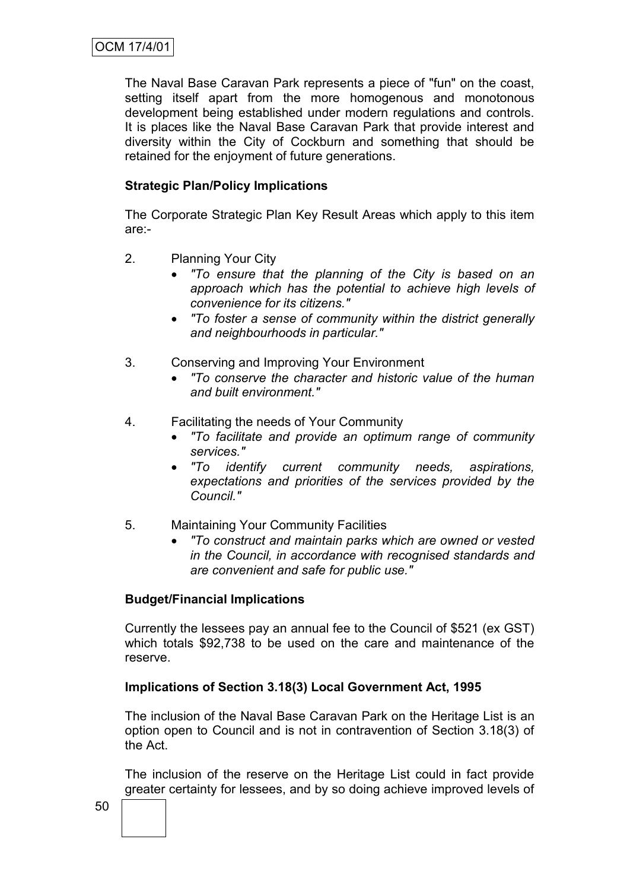The Naval Base Caravan Park represents a piece of "fun" on the coast, setting itself apart from the more homogenous and monotonous development being established under modern regulations and controls. It is places like the Naval Base Caravan Park that provide interest and diversity within the City of Cockburn and something that should be retained for the enjoyment of future generations.

**Strategic Plan/Policy Implications**

The Corporate Strategic Plan Key Result Areas which apply to this item are:-

2. Planning Your City
   - *"To ensure that the planning of the City is based on an approach which has the potential to achieve high levels of convenience for its citizens."*
   - *"To foster a sense of community within the district generally and neighbourhoods in particular."*

3. Conserving and Improving Your Environment
   - *"To conserve the character and historic value of the human and built environment."*

4. Facilitating the needs of Your Community
   - *"To facilitate and provide an optimum range of community services."*
   - *"To identify current community needs, aspirations, expectations and priorities of the services provided by the Council."*

5. Maintaining Your Community Facilities
   - *"To construct and maintain parks which are owned or vested in the Council, in accordance with recognised standards and are convenient and safe for public use."*

**Budget/Financial Implications**

Currently the lessees pay an annual fee to the Council of $521 (ex GST) which totals $92,738 to be used on the care and maintenance of the reserve.

**Implications of Section 3.18(3) Local Government Act, 1995**

The inclusion of the Naval Base Caravan Park on the Heritage List is an option open to Council and is not in contravention of Section 3.18(3) of the Act.

The inclusion of the reserve on the Heritage List could in fact provide greater certainty for lessees, and by so doing achieve improved levels of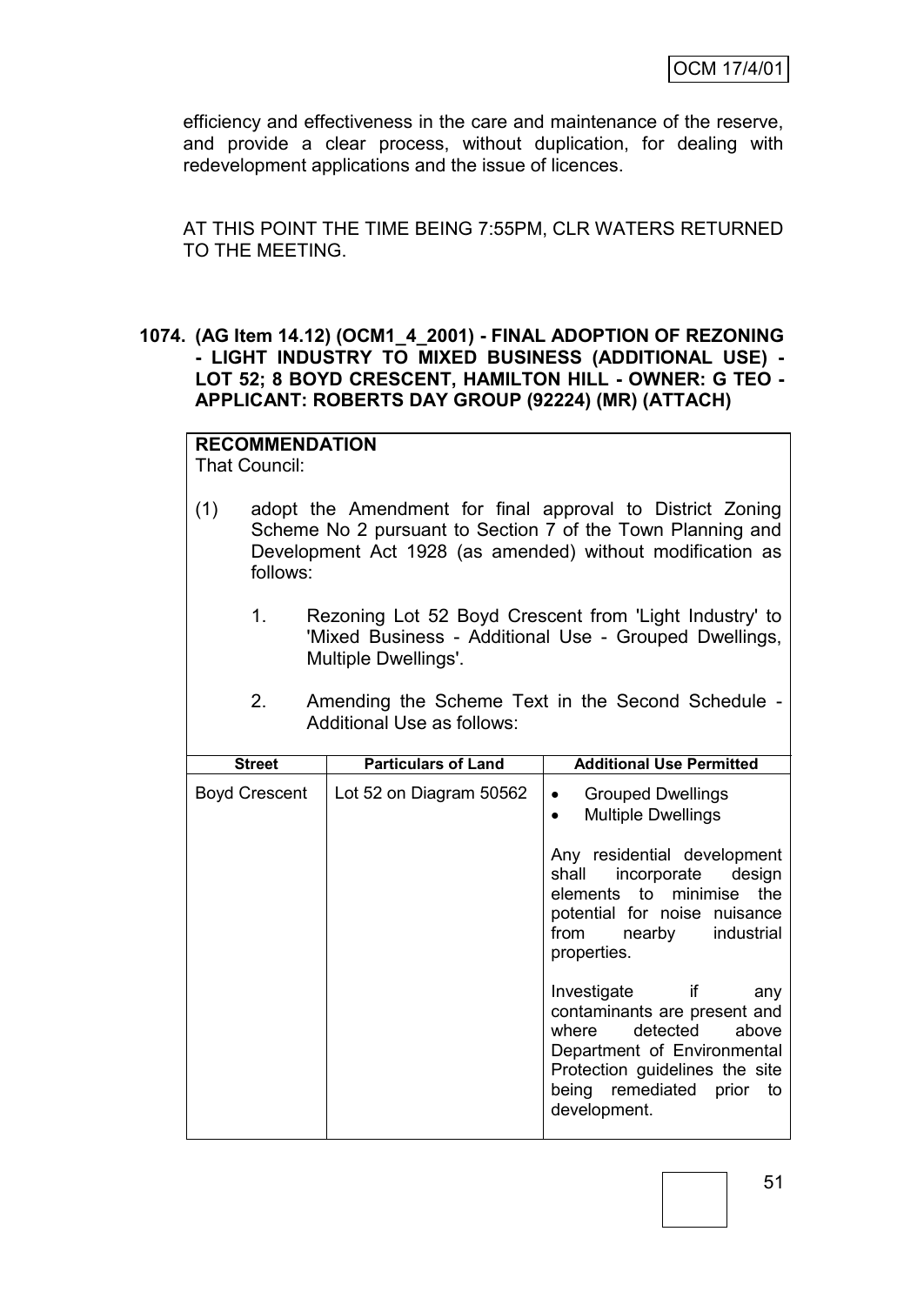efficiency and effectiveness in the care and maintenance of the reserve, and provide a clear process, without duplication, for dealing with redevelopment applications and the issue of licences.

AT THIS POINT THE TIME BEING 7:55PM, CLR WATERS RETURNED TO THE MEETING.

**1074. (AG Item 14.12) (OCM1_4_2001) - FINAL ADOPTION OF REZONING - LIGHT INDUSTRY TO MIXED BUSINESS (ADDITIONAL USE) - LOT 52; 8 BOYD CRESCENT, HAMILTON HILL - OWNER: G TEO - APPLICANT: ROBERTS DAY GROUP (92224) (MR) (ATTACH)**

**RECOMMENDATION**

That Council:

(1) adopt the Amendment for final approval to District Zoning Scheme No 2 pursuant to Section 7 of the Town Planning and Development Act 1928 (as amended) without modification as follows:

1. Rezoning Lot 52 Boyd Crescent from 'Light Industry' to 'Mixed Business - Additional Use - Grouped Dwellings, Multiple Dwellings'.

2. Amending the Scheme Text in the Second Schedule - Additional Use as follows:

| Street | Particulars of Land | Additional Use Permitted |
|---|---|---|
| Boyd Crescent | Lot 52 on Diagram 50562 | • Grouped Dwellings<br>• Multiple Dwellings<br><br>Any residential development shall incorporate design elements to minimise the potential for noise nuisance from nearby industrial properties.<br><br>Investigate if any contaminants are present and where detected above Department of Environmental Protection guidelines the site being remediated prior to development. |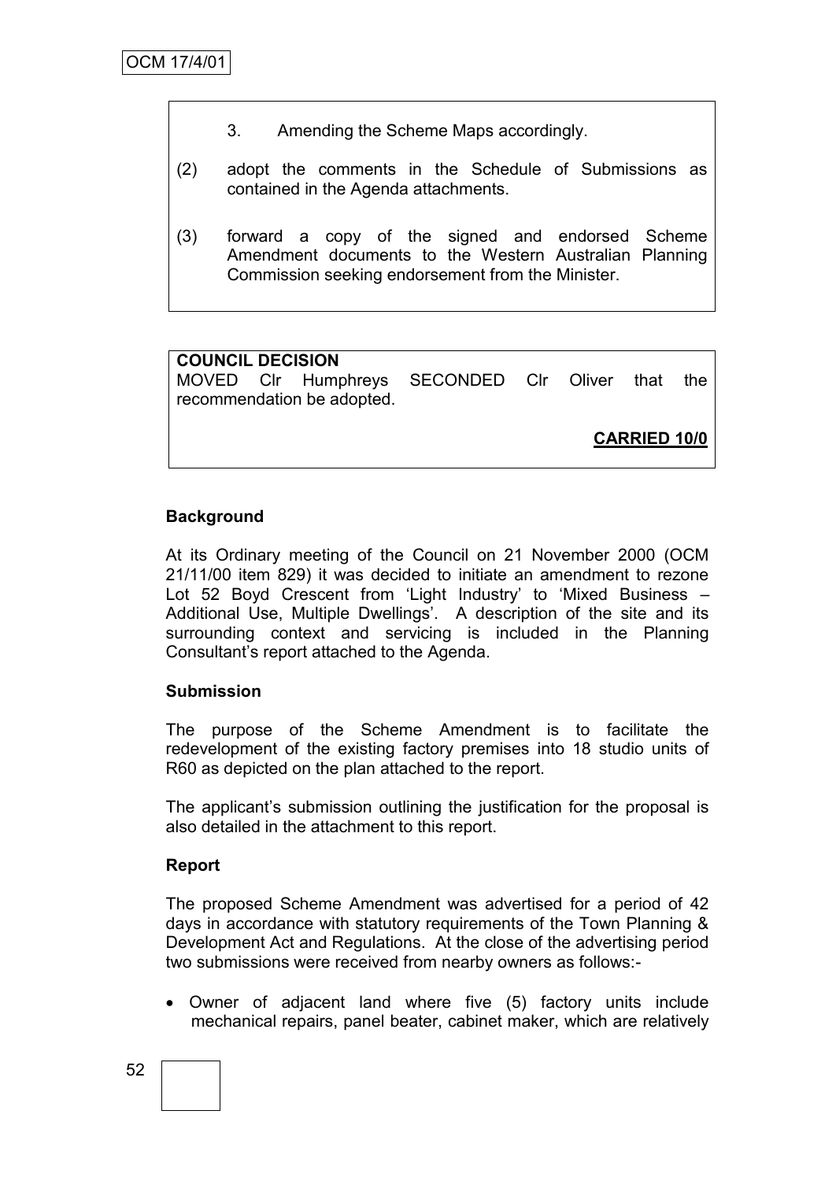3. Amending the Scheme Maps accordingly.

(2) adopt the comments in the Schedule of Submissions as contained in the Agenda attachments.

(3) forward a copy of the signed and endorsed Scheme Amendment documents to the Western Australian Planning Commission seeking endorsement from the Minister.

**COUNCIL DECISION**
MOVED Clr Humphreys SECONDED Clr Oliver that the recommendation be adopted.

**CARRIED 10/0**

**Background**

At its Ordinary meeting of the Council on 21 November 2000 (OCM 21/11/00 item 829) it was decided to initiate an amendment to rezone Lot 52 Boyd Crescent from 'Light Industry' to 'Mixed Business – Additional Use, Multiple Dwellings'. A description of the site and its surrounding context and servicing is included in the Planning Consultant's report attached to the Agenda.

**Submission**

The purpose of the Scheme Amendment is to facilitate the redevelopment of the existing factory premises into 18 studio units of R60 as depicted on the plan attached to the report.

The applicant's submission outlining the justification for the proposal is also detailed in the attachment to this report.

**Report**

The proposed Scheme Amendment was advertised for a period of 42 days in accordance with statutory requirements of the Town Planning & Development Act and Regulations. At the close of the advertising period two submissions were received from nearby owners as follows:-

- Owner of adjacent land where five (5) factory units include mechanical repairs, panel beater, cabinet maker, which are relatively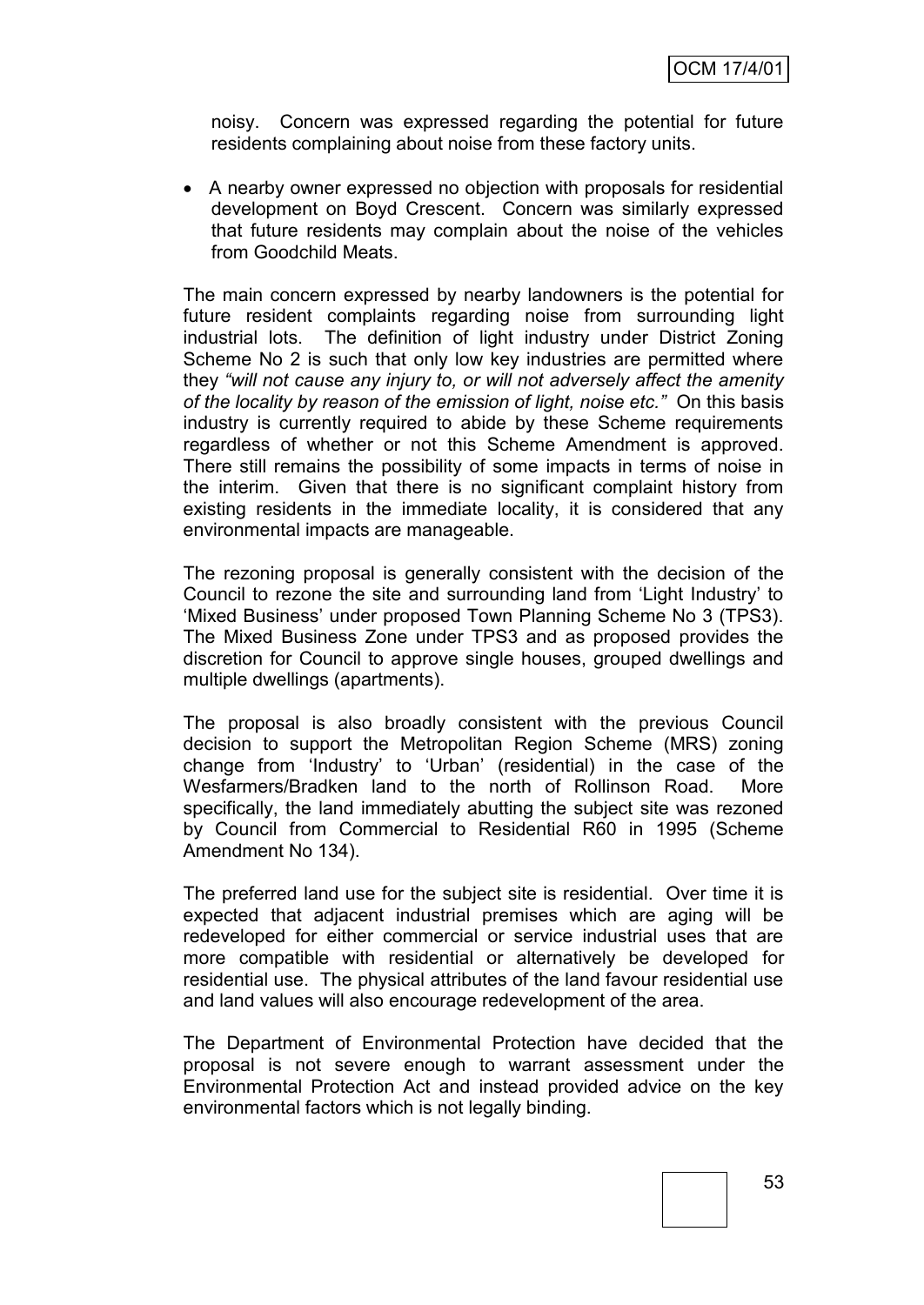noisy. Concern was expressed regarding the potential for future residents complaining about noise from these factory units.

- A nearby owner expressed no objection with proposals for residential development on Boyd Crescent. Concern was similarly expressed that future residents may complain about the noise of the vehicles from Goodchild Meats.

The main concern expressed by nearby landowners is the potential for future resident complaints regarding noise from surrounding light industrial lots. The definition of light industry under District Zoning Scheme No 2 is such that only low key industries are permitted where they *"will not cause any injury to, or will not adversely affect the amenity of the locality by reason of the emission of light, noise etc."* On this basis industry is currently required to abide by these Scheme requirements regardless of whether or not this Scheme Amendment is approved. There still remains the possibility of some impacts in terms of noise in the interim. Given that there is no significant complaint history from existing residents in the immediate locality, it is considered that any environmental impacts are manageable.

The rezoning proposal is generally consistent with the decision of the Council to rezone the site and surrounding land from 'Light Industry' to 'Mixed Business' under proposed Town Planning Scheme No 3 (TPS3). The Mixed Business Zone under TPS3 and as proposed provides the discretion for Council to approve single houses, grouped dwellings and multiple dwellings (apartments).

The proposal is also broadly consistent with the previous Council decision to support the Metropolitan Region Scheme (MRS) zoning change from 'Industry' to 'Urban' (residential) in the case of the Wesfarmers/Bradken land to the north of Rollinson Road. More specifically, the land immediately abutting the subject site was rezoned by Council from Commercial to Residential R60 in 1995 (Scheme Amendment No 134).

The preferred land use for the subject site is residential. Over time it is expected that adjacent industrial premises which are aging will be redeveloped for either commercial or service industrial uses that are more compatible with residential or alternatively be developed for residential use. The physical attributes of the land favour residential use and land values will also encourage redevelopment of the area.

The Department of Environmental Protection have decided that the proposal is not severe enough to warrant assessment under the Environmental Protection Act and instead provided advice on the key environmental factors which is not legally binding.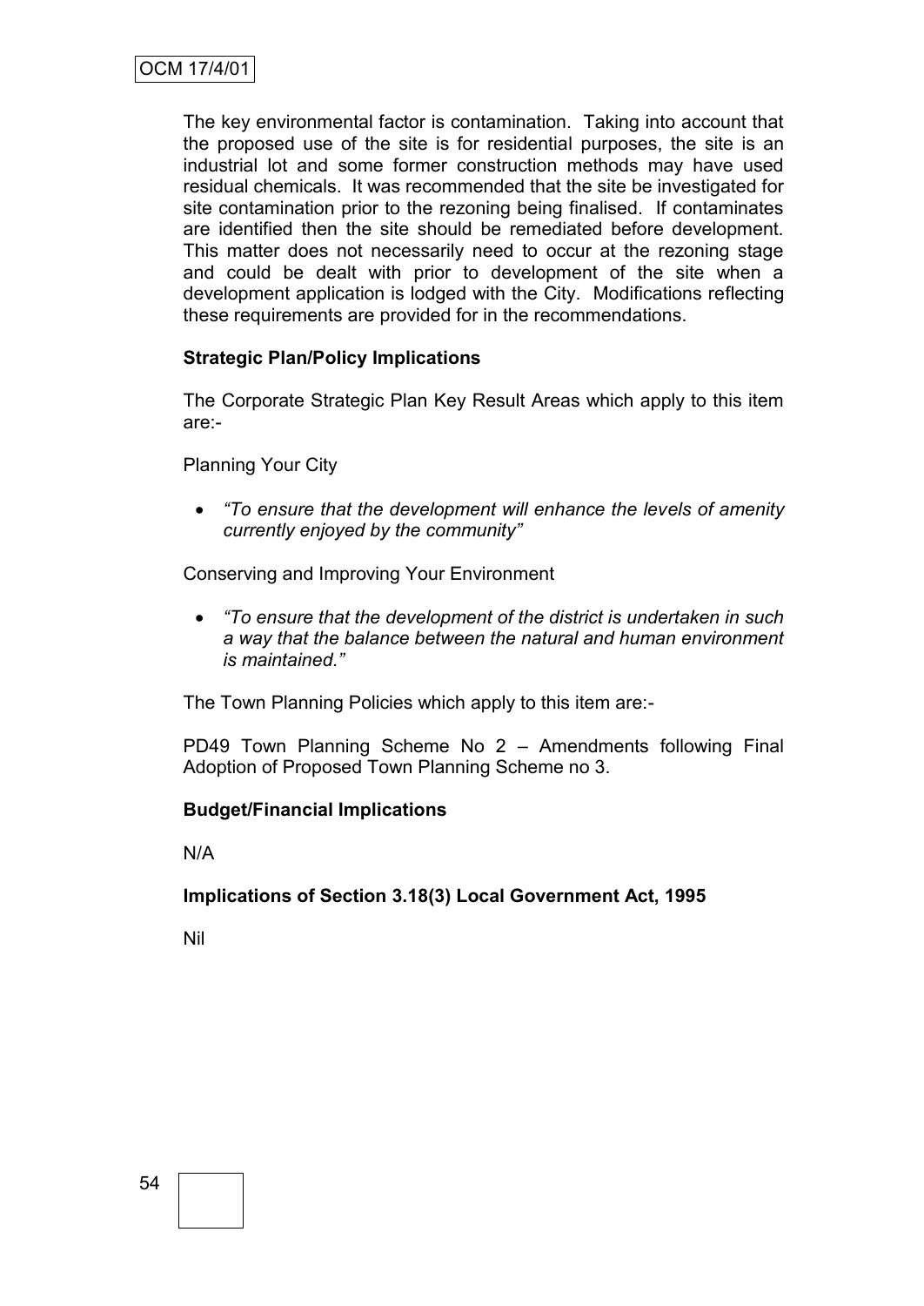The key environmental factor is contamination. Taking into account that the proposed use of the site is for residential purposes, the site is an industrial lot and some former construction methods may have used residual chemicals. It was recommended that the site be investigated for site contamination prior to the rezoning being finalised. If contaminates are identified then the site should be remediated before development. This matter does not necessarily need to occur at the rezoning stage and could be dealt with prior to development of the site when a development application is lodged with the City. Modifications reflecting these requirements are provided for in the recommendations.

**Strategic Plan/Policy Implications**

The Corporate Strategic Plan Key Result Areas which apply to this item are:-

Planning Your City

- *"To ensure that the development will enhance the levels of amenity currently enjoyed by the community"*

Conserving and Improving Your Environment

- *"To ensure that the development of the district is undertaken in such a way that the balance between the natural and human environment is maintained."*

The Town Planning Policies which apply to this item are:-

PD49 Town Planning Scheme No 2 – Amendments following Final Adoption of Proposed Town Planning Scheme no 3.

**Budget/Financial Implications**

N/A

**Implications of Section 3.18(3) Local Government Act, 1995**

Nil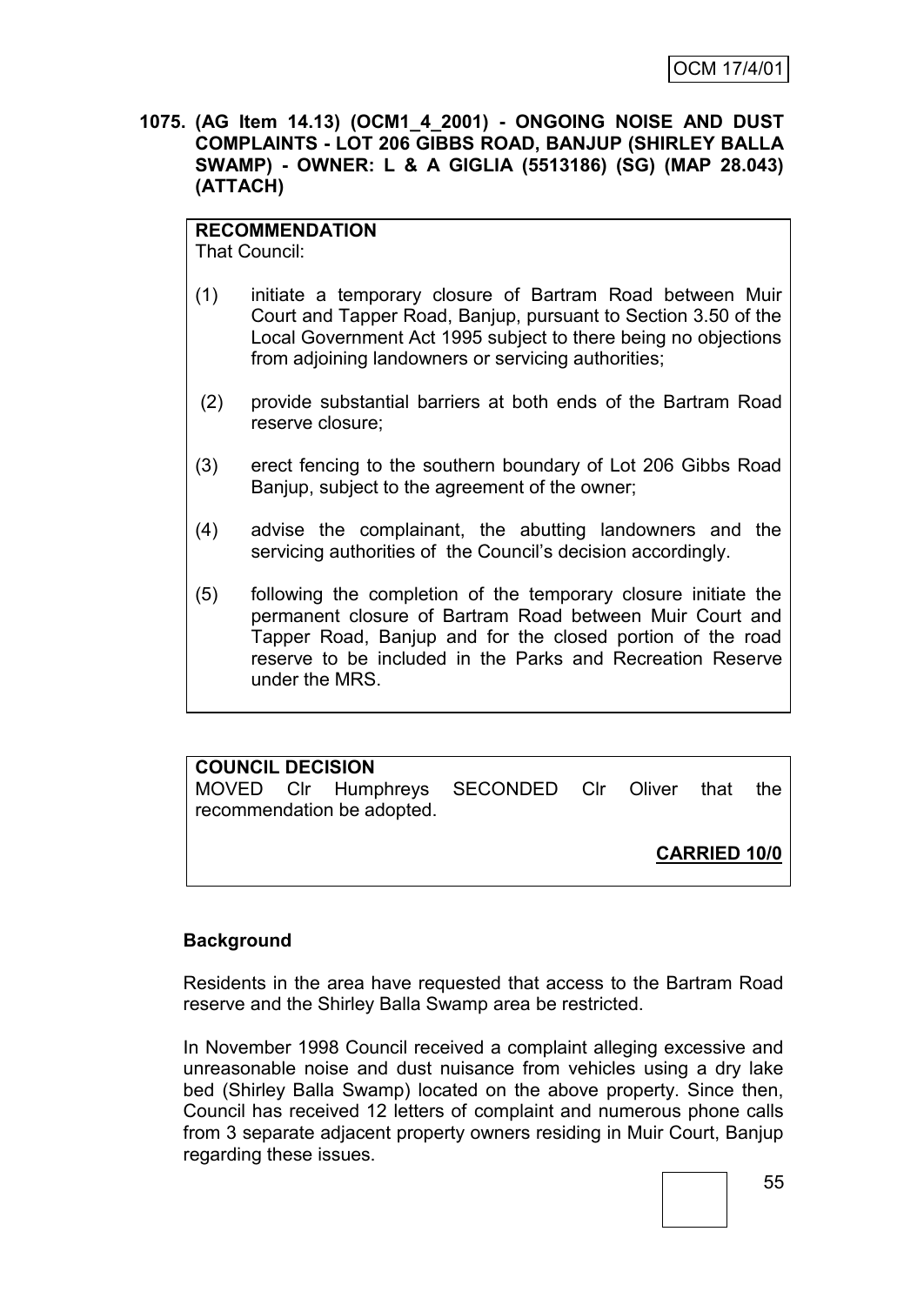**1075. (AG Item 14.13) (OCM1_4_2001) - ONGOING NOISE AND DUST COMPLAINTS - LOT 206 GIBBS ROAD, BANJUP (SHIRLEY BALLA SWAMP) - OWNER: L & A GIGLIA (5513186) (SG) (MAP 28.043) (ATTACH)**

**RECOMMENDATION**
That Council:

(1) initiate a temporary closure of Bartram Road between Muir Court and Tapper Road, Banjup, pursuant to Section 3.50 of the Local Government Act 1995 subject to there being no objections from adjoining landowners or servicing authorities;

(2) provide substantial barriers at both ends of the Bartram Road reserve closure;

(3) erect fencing to the southern boundary of Lot 206 Gibbs Road Banjup, subject to the agreement of the owner;

(4) advise the complainant, the abutting landowners and the servicing authorities of the Council's decision accordingly.

(5) following the completion of the temporary closure initiate the permanent closure of Bartram Road between Muir Court and Tapper Road, Banjup and for the closed portion of the road reserve to be included in the Parks and Recreation Reserve under the MRS.

**COUNCIL DECISION**
MOVED Clr Humphreys SECONDED Clr Oliver that the recommendation be adopted.

**CARRIED 10/0**

**Background**

Residents in the area have requested that access to the Bartram Road reserve and the Shirley Balla Swamp area be restricted.

In November 1998 Council received a complaint alleging excessive and unreasonable noise and dust nuisance from vehicles using a dry lake bed (Shirley Balla Swamp) located on the above property. Since then, Council has received 12 letters of complaint and numerous phone calls from 3 separate adjacent property owners residing in Muir Court, Banjup regarding these issues.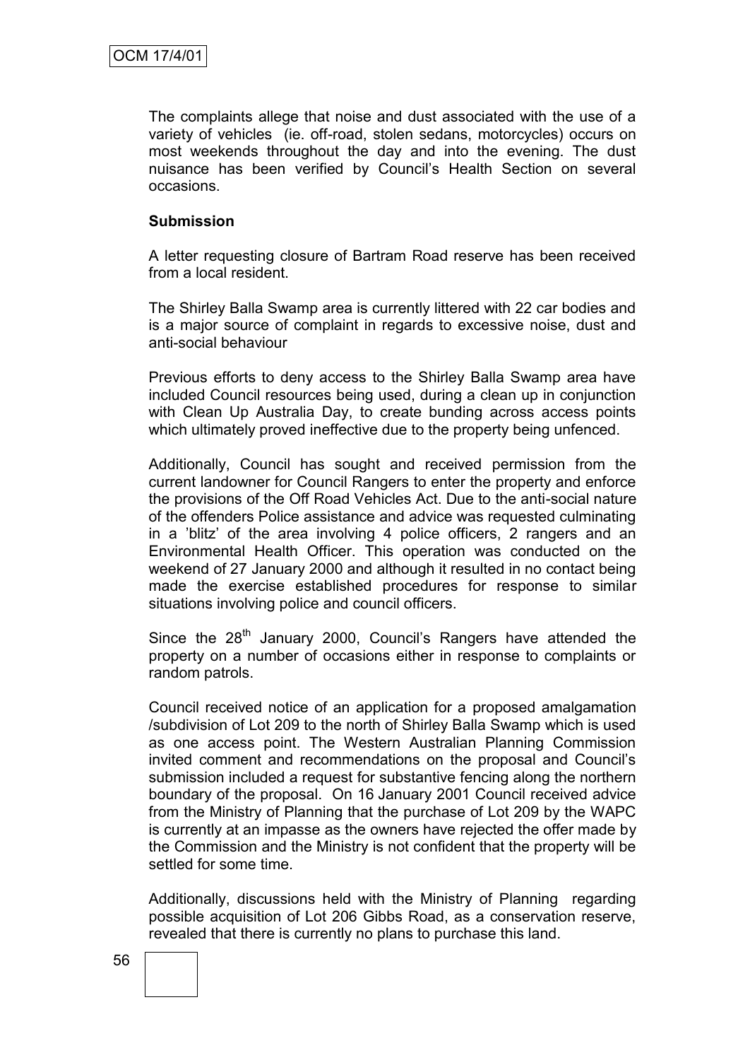The complaints allege that noise and dust associated with the use of a variety of vehicles (ie. off-road, stolen sedans, motorcycles) occurs on most weekends throughout the day and into the evening. The dust nuisance has been verified by Council's Health Section on several occasions.

**Submission**

A letter requesting closure of Bartram Road reserve has been received from a local resident.

The Shirley Balla Swamp area is currently littered with 22 car bodies and is a major source of complaint in regards to excessive noise, dust and anti-social behaviour

Previous efforts to deny access to the Shirley Balla Swamp area have included Council resources being used, during a clean up in conjunction with Clean Up Australia Day, to create bunding across access points which ultimately proved ineffective due to the property being unfenced.

Additionally, Council has sought and received permission from the current landowner for Council Rangers to enter the property and enforce the provisions of the Off Road Vehicles Act. Due to the anti-social nature of the offenders Police assistance and advice was requested culminating in a 'blitz' of the area involving 4 police officers, 2 rangers and an Environmental Health Officer. This operation was conducted on the weekend of 27 January 2000 and although it resulted in no contact being made the exercise established procedures for response to similar situations involving police and council officers.

Since the 28th January 2000, Council's Rangers have attended the property on a number of occasions either in response to complaints or random patrols.

Council received notice of an application for a proposed amalgamation /subdivision of Lot 209 to the north of Shirley Balla Swamp which is used as one access point. The Western Australian Planning Commission invited comment and recommendations on the proposal and Council's submission included a request for substantive fencing along the northern boundary of the proposal. On 16 January 2001 Council received advice from the Ministry of Planning that the purchase of Lot 209 by the WAPC is currently at an impasse as the owners have rejected the offer made by the Commission and the Ministry is not confident that the property will be settled for some time.

Additionally, discussions held with the Ministry of Planning regarding possible acquisition of Lot 206 Gibbs Road, as a conservation reserve, revealed that there is currently no plans to purchase this land.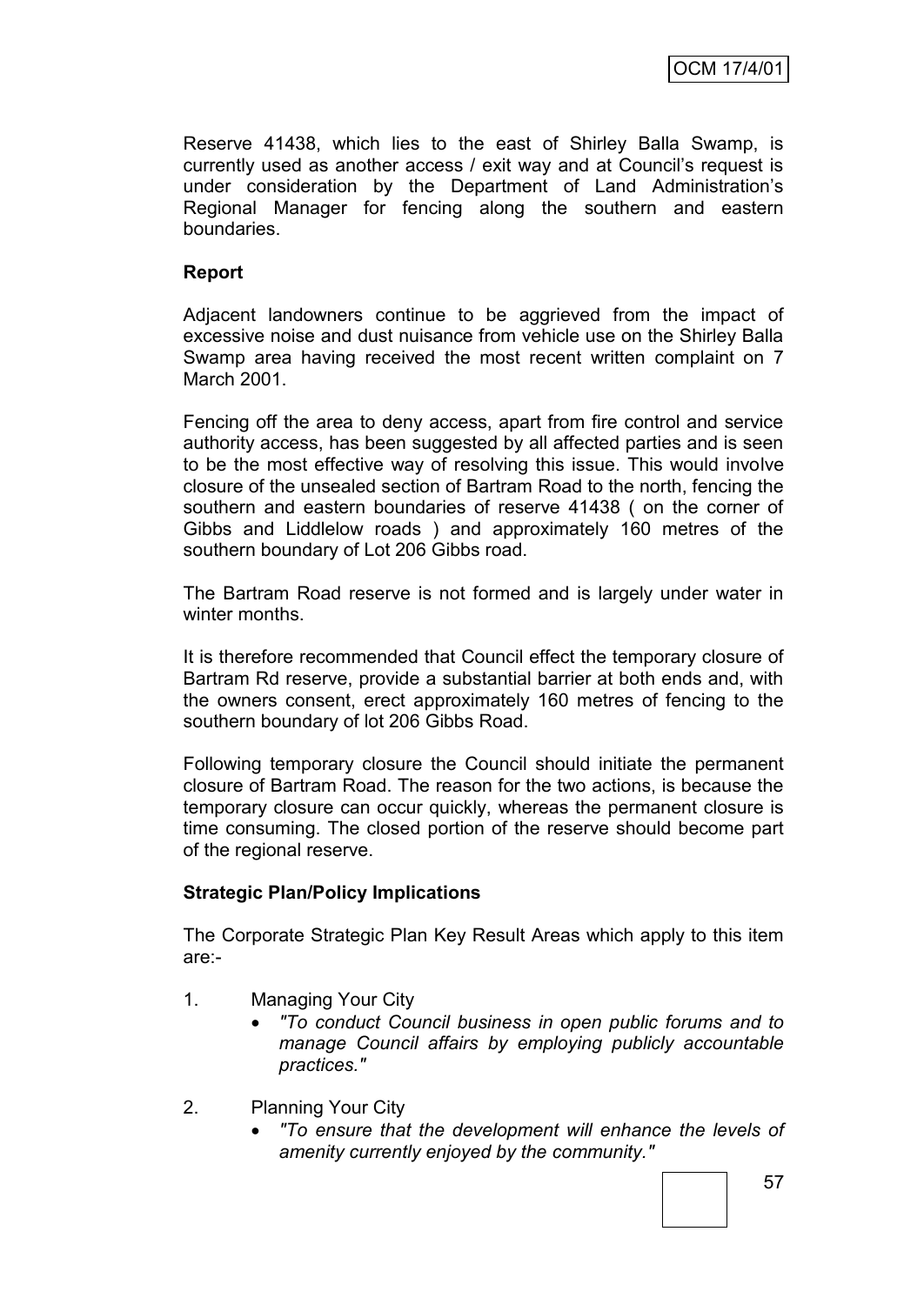Reserve 41438, which lies to the east of Shirley Balla Swamp, is currently used as another access / exit way and at Council's request is under consideration by the Department of Land Administration's Regional Manager for fencing along the southern and eastern boundaries.

**Report**

Adjacent landowners continue to be aggrieved from the impact of excessive noise and dust nuisance from vehicle use on the Shirley Balla Swamp area having received the most recent written complaint on 7 March 2001.

Fencing off the area to deny access, apart from fire control and service authority access, has been suggested by all affected parties and is seen to be the most effective way of resolving this issue. This would involve closure of the unsealed section of Bartram Road to the north, fencing the southern and eastern boundaries of reserve 41438 ( on the corner of Gibbs and Liddlelow roads ) and approximately 160 metres of the southern boundary of Lot 206 Gibbs road.

The Bartram Road reserve is not formed and is largely under water in winter months.

It is therefore recommended that Council effect the temporary closure of Bartram Rd reserve, provide a substantial barrier at both ends and, with the owners consent, erect approximately 160 metres of fencing to the southern boundary of lot 206 Gibbs Road.

Following temporary closure the Council should initiate the permanent closure of Bartram Road. The reason for the two actions, is because the temporary closure can occur quickly, whereas the permanent closure is time consuming. The closed portion of the reserve should become part of the regional reserve.

**Strategic Plan/Policy Implications**

The Corporate Strategic Plan Key Result Areas which apply to this item are:-

1. Managing Your City
   - *"To conduct Council business in open public forums and to manage Council affairs by employing publicly accountable practices."*

2. Planning Your City
   - *"To ensure that the development will enhance the levels of amenity currently enjoyed by the community."*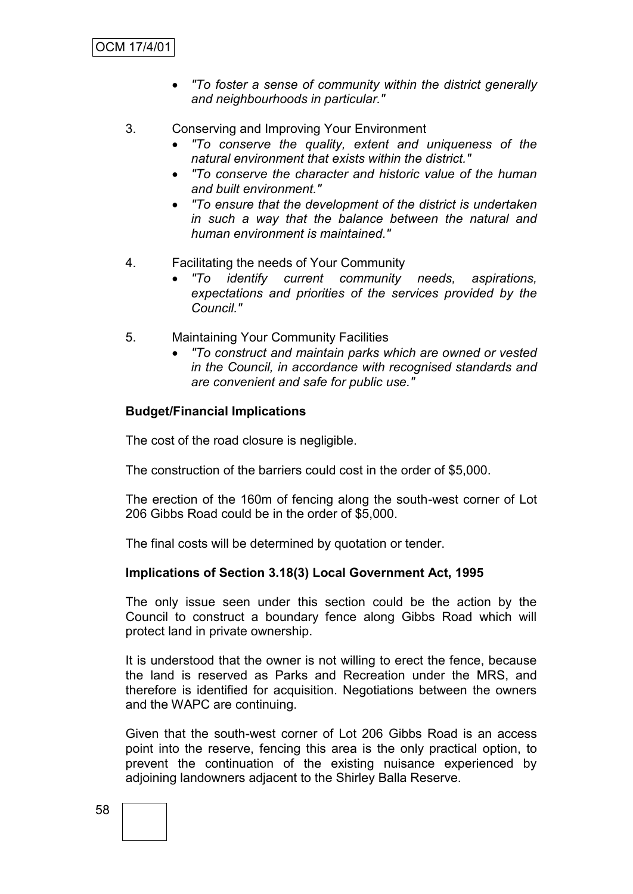- *"To foster a sense of community within the district generally and neighbourhoods in particular."*

3. Conserving and Improving Your Environment
   - *"To conserve the quality, extent and uniqueness of the natural environment that exists within the district."*
   - *"To conserve the character and historic value of the human and built environment."*
   - *"To ensure that the development of the district is undertaken in such a way that the balance between the natural and human environment is maintained."*

4. Facilitating the needs of Your Community
   - *"To identify current community needs, aspirations, expectations and priorities of the services provided by the Council."*

5. Maintaining Your Community Facilities
   - *"To construct and maintain parks which are owned or vested in the Council, in accordance with recognised standards and are convenient and safe for public use."*

**Budget/Financial Implications**

The cost of the road closure is negligible.

The construction of the barriers could cost in the order of $5,000.

The erection of the 160m of fencing along the south-west corner of Lot 206 Gibbs Road could be in the order of $5,000.

The final costs will be determined by quotation or tender.

**Implications of Section 3.18(3) Local Government Act, 1995**

The only issue seen under this section could be the action by the Council to construct a boundary fence along Gibbs Road which will protect land in private ownership.

It is understood that the owner is not willing to erect the fence, because the land is reserved as Parks and Recreation under the MRS, and therefore is identified for acquisition. Negotiations between the owners and the WAPC are continuing.

Given that the south-west corner of Lot 206 Gibbs Road is an access point into the reserve, fencing this area is the only practical option, to prevent the continuation of the existing nuisance experienced by adjoining landowners adjacent to the Shirley Balla Reserve.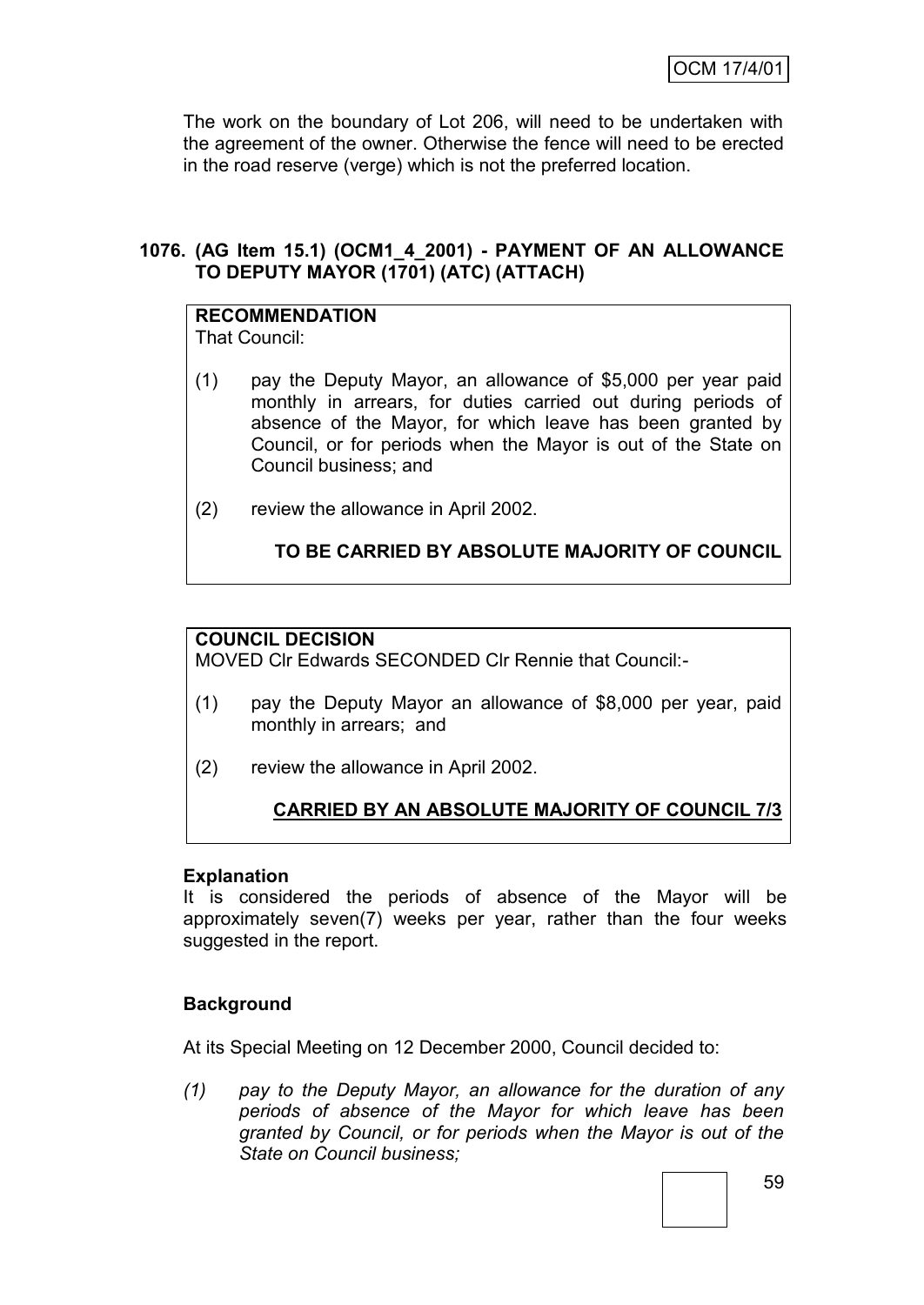The work on the boundary of Lot 206, will need to be undertaken with the agreement of the owner. Otherwise the fence will need to be erected in the road reserve (verge) which is not the preferred location.

### 1076. (AG Item 15.1) (OCM1_4_2001) - PAYMENT OF AN ALLOWANCE TO DEPUTY MAYOR (1701) (ATC) (ATTACH)

**RECOMMENDATION**
That Council:

(1) pay the Deputy Mayor, an allowance of $5,000 per year paid monthly in arrears, for duties carried out during periods of absence of the Mayor, for which leave has been granted by Council, or for periods when the Mayor is out of the State on Council business; and

(2) review the allowance in April 2002.

**TO BE CARRIED BY ABSOLUTE MAJORITY OF COUNCIL**

**COUNCIL DECISION**
MOVED Clr Edwards SECONDED Clr Rennie that Council:-

(1) pay the Deputy Mayor an allowance of $8,000 per year, paid monthly in arrears; and

(2) review the allowance in April 2002.

**CARRIED BY AN ABSOLUTE MAJORITY OF COUNCIL 7/3**

**Explanation**
It is considered the periods of absence of the Mayor will be approximately seven(7) weeks per year, rather than the four weeks suggested in the report.

**Background**

At its Special Meeting on 12 December 2000, Council decided to:

*(1) pay to the Deputy Mayor, an allowance for the duration of any periods of absence of the Mayor for which leave has been granted by Council, or for periods when the Mayor is out of the State on Council business;*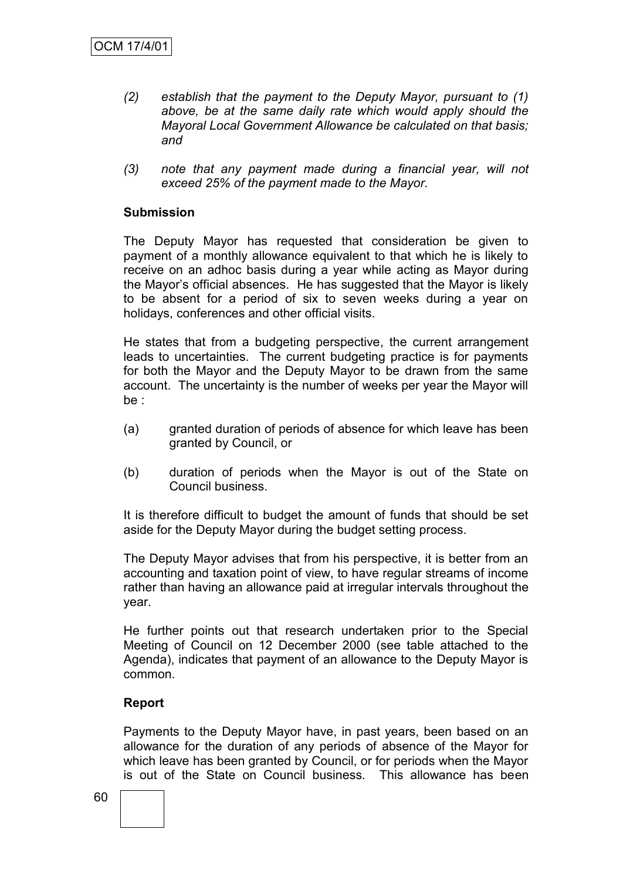*(2) establish that the payment to the Deputy Mayor, pursuant to (1) above, be at the same daily rate which would apply should the Mayoral Local Government Allowance be calculated on that basis; and*

*(3) note that any payment made during a financial year, will not exceed 25% of the payment made to the Mayor.*

**Submission**

The Deputy Mayor has requested that consideration be given to payment of a monthly allowance equivalent to that which he is likely to receive on an adhoc basis during a year while acting as Mayor during the Mayor's official absences. He has suggested that the Mayor is likely to be absent for a period of six to seven weeks during a year on holidays, conferences and other official visits.

He states that from a budgeting perspective, the current arrangement leads to uncertainties. The current budgeting practice is for payments for both the Mayor and the Deputy Mayor to be drawn from the same account. The uncertainty is the number of weeks per year the Mayor will be :

(a) granted duration of periods of absence for which leave has been granted by Council, or

(b) duration of periods when the Mayor is out of the State on Council business.

It is therefore difficult to budget the amount of funds that should be set aside for the Deputy Mayor during the budget setting process.

The Deputy Mayor advises that from his perspective, it is better from an accounting and taxation point of view, to have regular streams of income rather than having an allowance paid at irregular intervals throughout the year.

He further points out that research undertaken prior to the Special Meeting of Council on 12 December 2000 (see table attached to the Agenda), indicates that payment of an allowance to the Deputy Mayor is common.

**Report**

Payments to the Deputy Mayor have, in past years, been based on an allowance for the duration of any periods of absence of the Mayor for which leave has been granted by Council, or for periods when the Mayor is out of the State on Council business. This allowance has been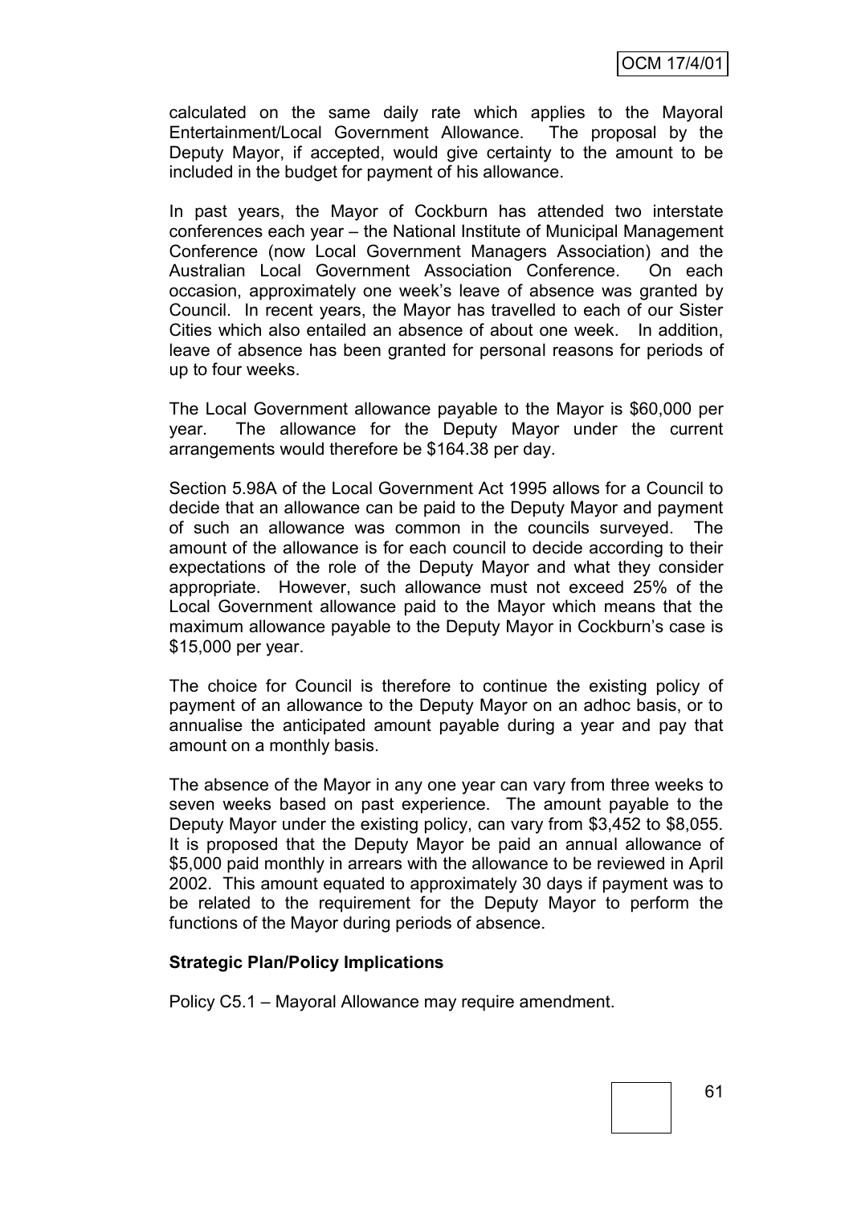calculated on the same daily rate which applies to the Mayoral Entertainment/Local Government Allowance. The proposal by the Deputy Mayor, if accepted, would give certainty to the amount to be included in the budget for payment of his allowance.

In past years, the Mayor of Cockburn has attended two interstate conferences each year – the National Institute of Municipal Management Conference (now Local Government Managers Association) and the Australian Local Government Association Conference. On each occasion, approximately one week's leave of absence was granted by Council. In recent years, the Mayor has travelled to each of our Sister Cities which also entailed an absence of about one week. In addition, leave of absence has been granted for personal reasons for periods of up to four weeks.

The Local Government allowance payable to the Mayor is $60,000 per year. The allowance for the Deputy Mayor under the current arrangements would therefore be $164.38 per day.

Section 5.98A of the Local Government Act 1995 allows for a Council to decide that an allowance can be paid to the Deputy Mayor and payment of such an allowance was common in the councils surveyed. The amount of the allowance is for each council to decide according to their expectations of the role of the Deputy Mayor and what they consider appropriate. However, such allowance must not exceed 25% of the Local Government allowance paid to the Mayor which means that the maximum allowance payable to the Deputy Mayor in Cockburn's case is $15,000 per year.

The choice for Council is therefore to continue the existing policy of payment of an allowance to the Deputy Mayor on an adhoc basis, or to annualise the anticipated amount payable during a year and pay that amount on a monthly basis.

The absence of the Mayor in any one year can vary from three weeks to seven weeks based on past experience. The amount payable to the Deputy Mayor under the existing policy, can vary from $3,452 to $8,055. It is proposed that the Deputy Mayor be paid an annual allowance of $5,000 paid monthly in arrears with the allowance to be reviewed in April 2002. This amount equated to approximately 30 days if payment was to be related to the requirement for the Deputy Mayor to perform the functions of the Mayor during periods of absence.

**Strategic Plan/Policy Implications**

Policy C5.1 – Mayoral Allowance may require amendment.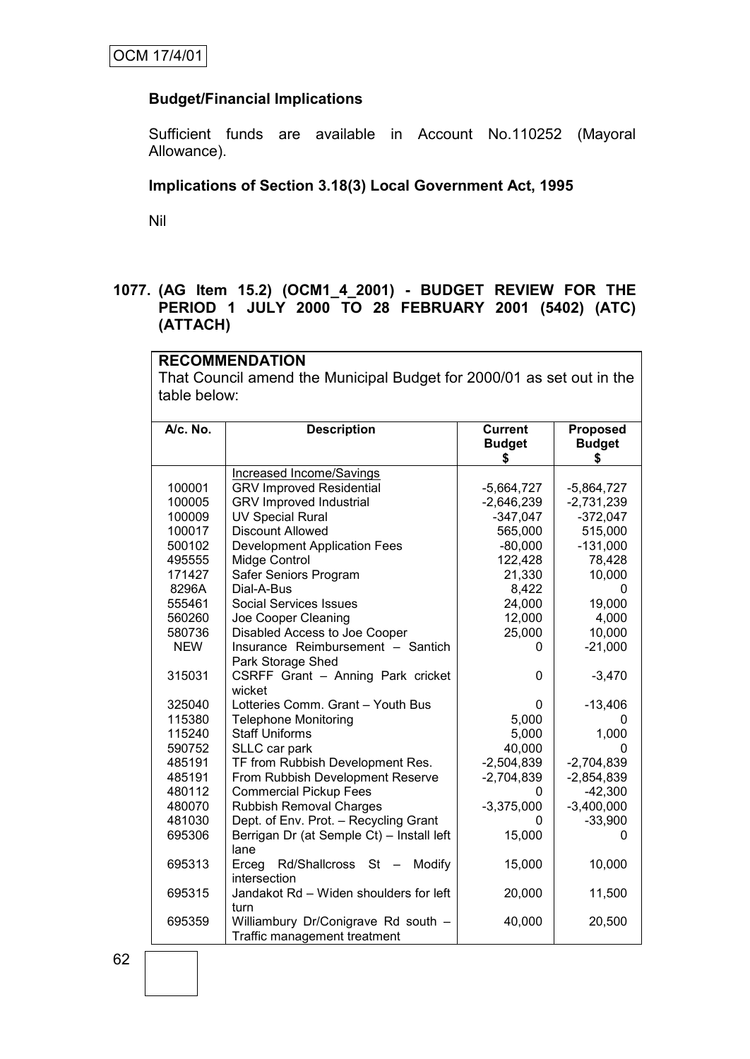**Budget/Financial Implications**

Sufficient funds are available in Account No.110252 (Mayoral Allowance).

**Implications of Section 3.18(3) Local Government Act, 1995**

Nil

## 1077. (AG Item 15.2) (OCM1_4_2001) - BUDGET REVIEW FOR THE PERIOD 1 JULY 2000 TO 28 FEBRUARY 2001 (5402) (ATC) (ATTACH)

**RECOMMENDATION**

That Council amend the Municipal Budget for 2000/01 as set out in the table below:

| A/c. No. | Description | Current Budget $ | Proposed Budget $ |
|---|---|---|---|
| | Increased Income/Savings | | |
| 100001 | GRV Improved Residential | -5,664,727 | -5,864,727 |
| 100005 | GRV Improved Industrial | -2,646,239 | -2,731,239 |
| 100009 | UV Special Rural | -347,047 | -372,047 |
| 100017 | Discount Allowed | 565,000 | 515,000 |
| 500102 | Development Application Fees | -80,000 | -131,000 |
| 495555 | Midge Control | 122,428 | 78,428 |
| 171427 | Safer Seniors Program | 21,330 | 10,000 |
| 8296A | Dial-A-Bus | 8,422 | 0 |
| 555461 | Social Services Issues | 24,000 | 19,000 |
| 560260 | Joe Cooper Cleaning | 12,000 | 4,000 |
| 580736 | Disabled Access to Joe Cooper | 25,000 | 10,000 |
| NEW | Insurance Reimbursement – Santich Park Storage Shed | 0 | -21,000 |
| 315031 | CSRFF Grant – Anning Park cricket wicket | 0 | -3,470 |
| 325040 | Lotteries Comm. Grant – Youth Bus | 0 | -13,406 |
| 115380 | Telephone Monitoring | 5,000 | 0 |
| 115240 | Staff Uniforms | 5,000 | 1,000 |
| 590752 | SLLC car park | 40,000 | 0 |
| 485191 | TF from Rubbish Development Res. | -2,504,839 | -2,704,839 |
| 485191 | From Rubbish Development Reserve | -2,704,839 | -2,854,839 |
| 480112 | Commercial Pickup Fees | 0 | -42,300 |
| 480070 | Rubbish Removal Charges | -3,375,000 | -3,400,000 |
| 481030 | Dept. of Env. Prot. – Recycling Grant | 0 | -33,900 |
| 695306 | Berrigan Dr (at Semple Ct) – Install left lane | 15,000 | 0 |
| 695313 | Erceg Rd/Shallcross St – Modify intersection | 15,000 | 10,000 |
| 695315 | Jandakot Rd – Widen shoulders for left turn | 20,000 | 11,500 |
| 695359 | Williambury Dr/Conigrave Rd south – Traffic management treatment | 40,000 | 20,500 |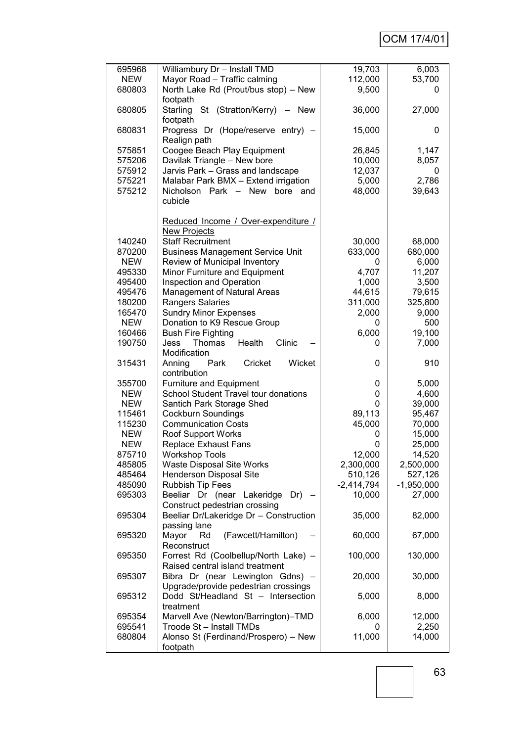| | | | |
|---|---|---|---|
| 695968 | Williambury Dr – Install TMD | 19,703 | 6,003 |
| NEW | Mayor Road – Traffic calming | 112,000 | 53,700 |
| 680803 | North Lake Rd (Prout/bus stop) – New footpath | 9,500 | 0 |
| 680805 | Starling St (Stratton/Kerry) – New footpath | 36,000 | 27,000 |
| 680831 | Progress Dr (Hope/reserve entry) – Realign path | 15,000 | 0 |
| 575851 | Coogee Beach Play Equipment | 26,845 | 1,147 |
| 575206 | Davilak Triangle – New bore | 10,000 | 8,057 |
| 575912 | Jarvis Park – Grass and landscape | 12,037 | 0 |
| 575221 | Malabar Park BMX – Extend irrigation | 5,000 | 2,786 |
| 575212 | Nicholson Park – New bore and cubicle | 48,000 | 39,643 |
| | Reduced Income / Over-expenditure / New Projects | | |
| 140240 | Staff Recruitment | 30,000 | 68,000 |
| 870200 | Business Management Service Unit | 633,000 | 680,000 |
| NEW | Review of Municipal Inventory | 0 | 6,000 |
| 495330 | Minor Furniture and Equipment | 4,707 | 11,207 |
| 495400 | Inspection and Operation | 1,000 | 3,500 |
| 495476 | Management of Natural Areas | 44,615 | 79,615 |
| 180200 | Rangers Salaries | 311,000 | 325,800 |
| 165470 | Sundry Minor Expenses | 2,000 | 9,000 |
| NEW | Donation to K9 Rescue Group | 0 | 500 |
| 160466 | Bush Fire Fighting | 6,000 | 19,100 |
| 190750 | Jess Thomas Health Clinic – Modification | 0 | 7,000 |
| 315431 | Anning Park Cricket Wicket contribution | 0 | 910 |
| 355700 | Furniture and Equipment | 0 | 5,000 |
| NEW | School Student Travel tour donations | 0 | 4,600 |
| NEW | Santich Park Storage Shed | 0 | 39,000 |
| 115461 | Cockburn Soundings | 89,113 | 95,467 |
| 115230 | Communication Costs | 45,000 | 70,000 |
| NEW | Roof Support Works | 0 | 15,000 |
| NEW | Replace Exhaust Fans | 0 | 25,000 |
| 875710 | Workshop Tools | 12,000 | 14,520 |
| 485805 | Waste Disposal Site Works | 2,300,000 | 2,500,000 |
| 485464 | Henderson Disposal Site | 510,126 | 527,126 |
| 485090 | Rubbish Tip Fees | -2,414,794 | -1,950,000 |
| 695303 | Beeliar Dr (near Lakeridge Dr) – Construct pedestrian crossing | 10,000 | 27,000 |
| 695304 | Beeliar Dr/Lakeridge Dr – Construction passing lane | 35,000 | 82,000 |
| 695320 | Mayor Rd (Fawcett/Hamilton) – Reconstruct | 60,000 | 67,000 |
| 695350 | Forrest Rd (Coolbellup/North Lake) – Raised central island treatment | 100,000 | 130,000 |
| 695307 | Bibra Dr (near Lewington Gdns) – Upgrade/provide pedestrian crossings | 20,000 | 30,000 |
| 695312 | Dodd St/Headland St – Intersection treatment | 5,000 | 8,000 |
| 695354 | Marvell Ave (Newton/Barrington)–TMD | 6,000 | 12,000 |
| 695541 | Troode St – Install TMDs | 0 | 2,250 |
| 680804 | Alonso St (Ferdinand/Prospero) – New footpath | 11,000 | 14,000 |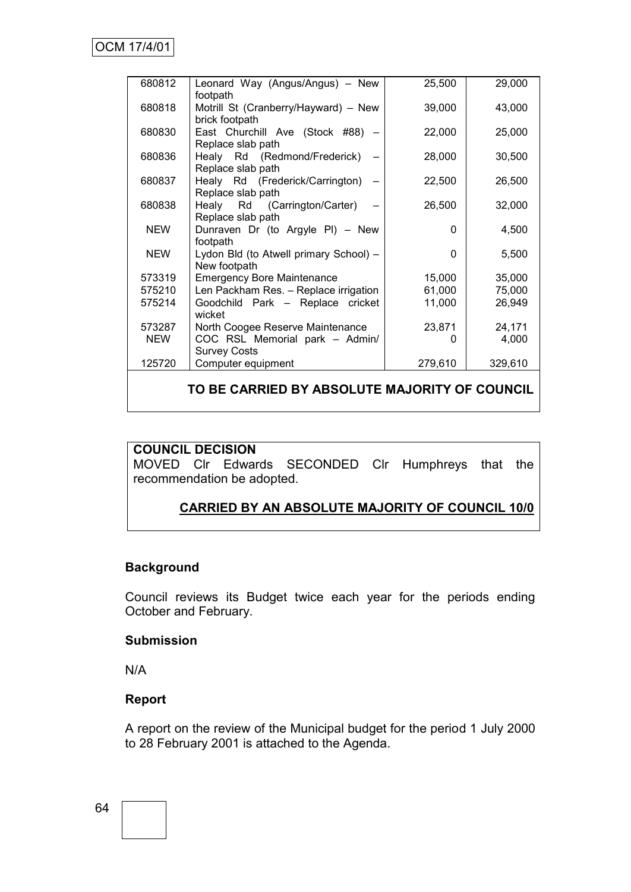| | | | |
|---|---|---|---|
| 680812 | Leonard Way (Angus/Angus) – New footpath | 25,500 | 29,000 |
| 680818 | Motrill St (Cranberry/Hayward) – New brick footpath | 39,000 | 43,000 |
| 680830 | East Churchill Ave (Stock #88) – Replace slab path | 22,000 | 25,000 |
| 680836 | Healy Rd (Redmond/Frederick) – Replace slab path | 28,000 | 30,500 |
| 680837 | Healy Rd (Frederick/Carrington) – Replace slab path | 22,500 | 26,500 |
| 680838 | Healy Rd (Carrington/Carter) – Replace slab path | 26,500 | 32,000 |
| NEW | Dunraven Dr (to Argyle Pl) – New footpath | 0 | 4,500 |
| NEW | Lydon Bld (to Atwell primary School) – New footpath | 0 | 5,500 |
| 573319 | Emergency Bore Maintenance | 15,000 | 35,000 |
| 575210 | Len Packham Res. – Replace irrigation | 61,000 | 75,000 |
| 575214 | Goodchild Park – Replace cricket wicket | 11,000 | 26,949 |
| 573287 | North Coogee Reserve Maintenance | 23,871 | 24,171 |
| NEW | COC RSL Memorial park – Admin/ Survey Costs | 0 | 4,000 |
| 125720 | Computer equipment | 279,610 | 329,610 |

**TO BE CARRIED BY ABSOLUTE MAJORITY OF COUNCIL**

**COUNCIL DECISION**

MOVED Clr Edwards SECONDED Clr Humphreys that the recommendation be adopted.

**CARRIED BY AN ABSOLUTE MAJORITY OF COUNCIL 10/0**

### Background

Council reviews its Budget twice each year for the periods ending October and February.

### Submission

N/A

### Report

A report on the review of the Municipal budget for the period 1 July 2000 to 28 February 2001 is attached to the Agenda.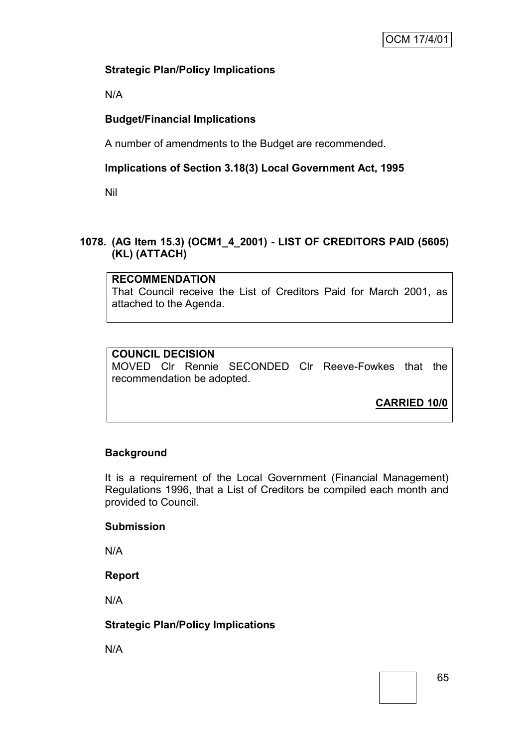**Strategic Plan/Policy Implications**

N/A

**Budget/Financial Implications**

A number of amendments to the Budget are recommended.

**Implications of Section 3.18(3) Local Government Act, 1995**

Nil

## 1078. (AG Item 15.3) (OCM1_4_2001) - LIST OF CREDITORS PAID (5605) (KL) (ATTACH)

**RECOMMENDATION**
That Council receive the List of Creditors Paid for March 2001, as attached to the Agenda.

**COUNCIL DECISION**
MOVED Clr Rennie SECONDED Clr Reeve-Fowkes that the recommendation be adopted.

**CARRIED 10/0**

**Background**

It is a requirement of the Local Government (Financial Management) Regulations 1996, that a List of Creditors be compiled each month and provided to Council.

**Submission**

N/A

**Report**

N/A

**Strategic Plan/Policy Implications**

N/A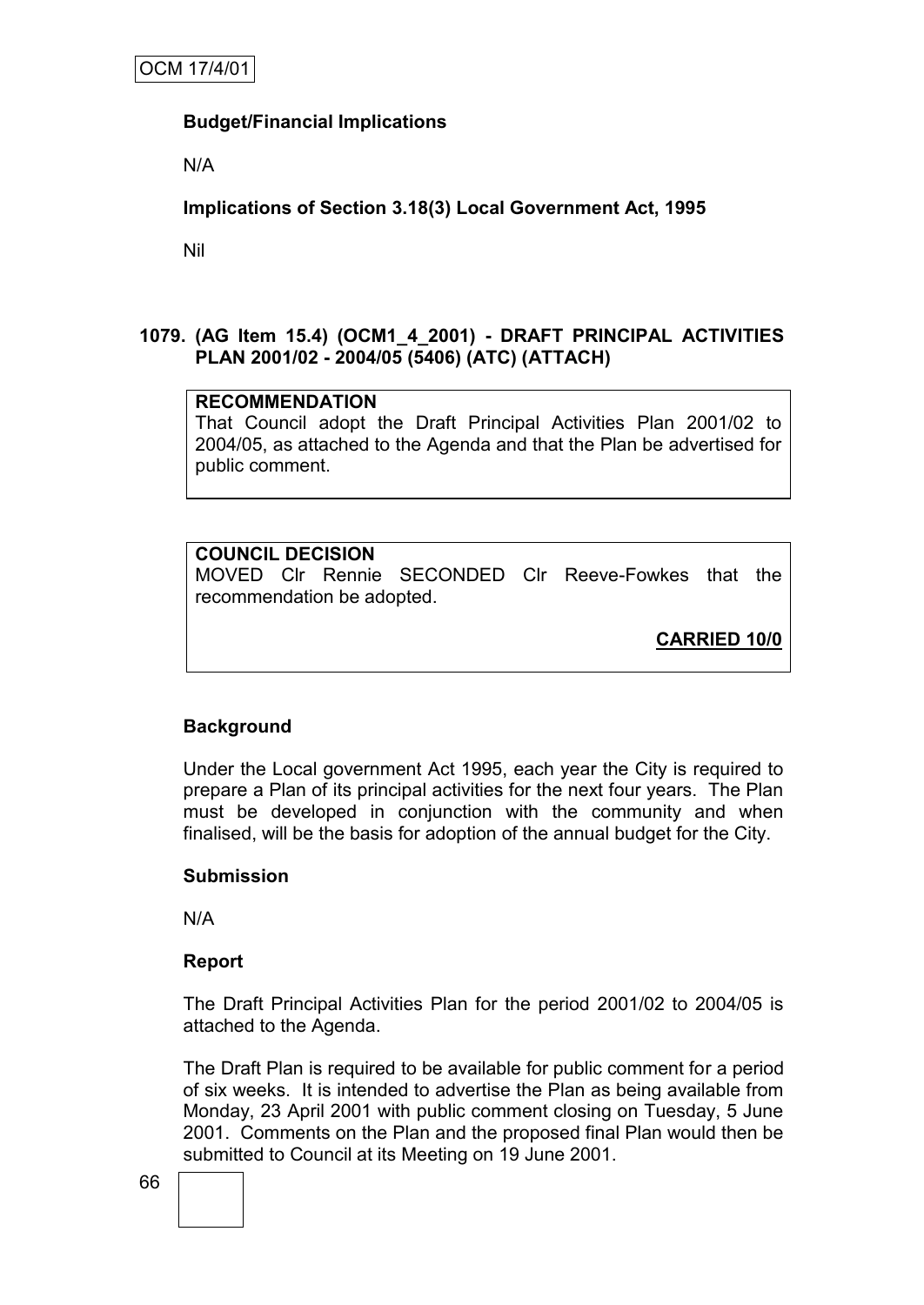**Budget/Financial Implications**

N/A

**Implications of Section 3.18(3) Local Government Act, 1995**

Nil

## 1079. (AG Item 15.4) (OCM1_4_2001) - DRAFT PRINCIPAL ACTIVITIES PLAN 2001/02 - 2004/05 (5406) (ATC) (ATTACH)

**RECOMMENDATION**

That Council adopt the Draft Principal Activities Plan 2001/02 to 2004/05, as attached to the Agenda and that the Plan be advertised for public comment.

**COUNCIL DECISION**

MOVED Clr Rennie SECONDED Clr Reeve-Fowkes that the recommendation be adopted.

**CARRIED 10/0**

**Background**

Under the Local government Act 1995, each year the City is required to prepare a Plan of its principal activities for the next four years. The Plan must be developed in conjunction with the community and when finalised, will be the basis for adoption of the annual budget for the City.

**Submission**

N/A

**Report**

The Draft Principal Activities Plan for the period 2001/02 to 2004/05 is attached to the Agenda.

The Draft Plan is required to be available for public comment for a period of six weeks. It is intended to advertise the Plan as being available from Monday, 23 April 2001 with public comment closing on Tuesday, 5 June 2001. Comments on the Plan and the proposed final Plan would then be submitted to Council at its Meeting on 19 June 2001.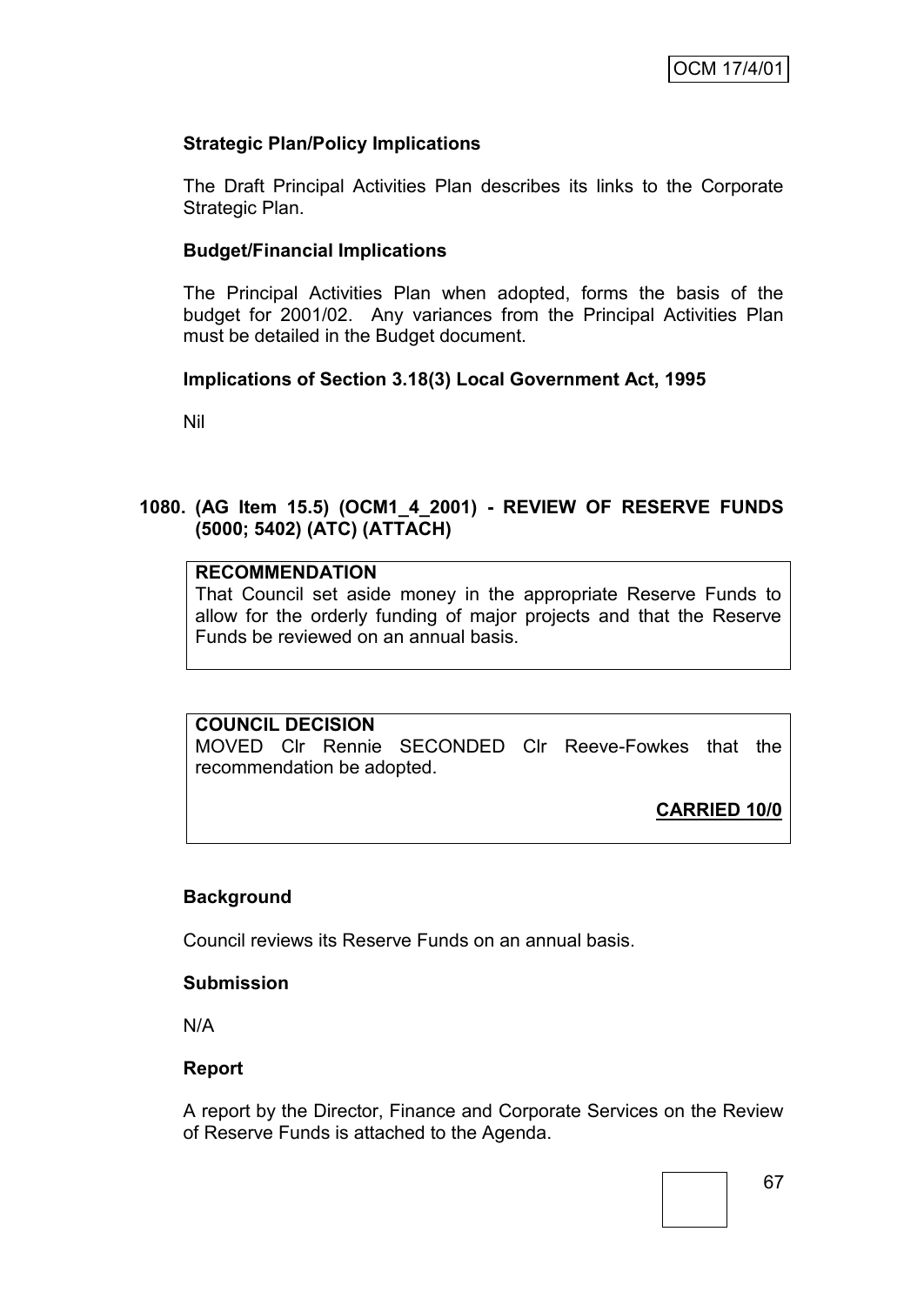**Strategic Plan/Policy Implications**

The Draft Principal Activities Plan describes its links to the Corporate Strategic Plan.

**Budget/Financial Implications**

The Principal Activities Plan when adopted, forms the basis of the budget for 2001/02. Any variances from the Principal Activities Plan must be detailed in the Budget document.

**Implications of Section 3.18(3) Local Government Act, 1995**

Nil

## 1080. (AG Item 15.5) (OCM1_4_2001) - REVIEW OF RESERVE FUNDS (5000; 5402) (ATC) (ATTACH)

**RECOMMENDATION**
That Council set aside money in the appropriate Reserve Funds to allow for the orderly funding of major projects and that the Reserve Funds be reviewed on an annual basis.

**COUNCIL DECISION**
MOVED Clr Rennie SECONDED Clr Reeve-Fowkes that the recommendation be adopted.

**CARRIED 10/0**

**Background**

Council reviews its Reserve Funds on an annual basis.

**Submission**

N/A

**Report**

A report by the Director, Finance and Corporate Services on the Review of Reserve Funds is attached to the Agenda.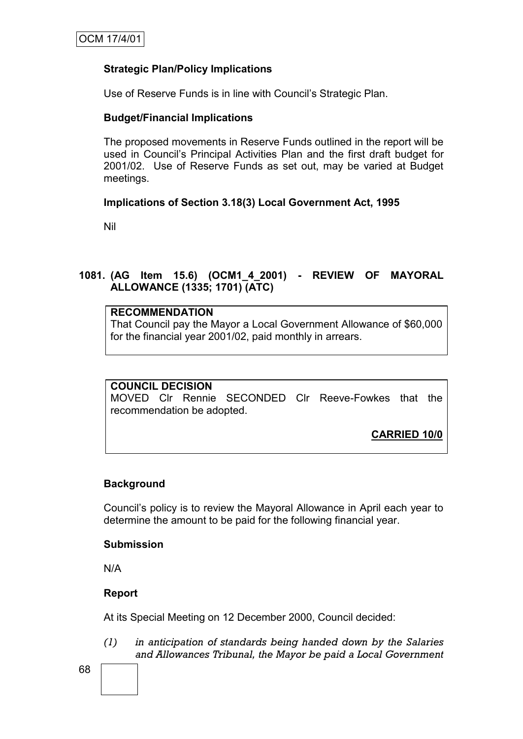**Strategic Plan/Policy Implications**

Use of Reserve Funds is in line with Council's Strategic Plan.

**Budget/Financial Implications**

The proposed movements in Reserve Funds outlined in the report will be used in Council's Principal Activities Plan and the first draft budget for 2001/02. Use of Reserve Funds as set out, may be varied at Budget meetings.

**Implications of Section 3.18(3) Local Government Act, 1995**

Nil

## 1081. (AG Item 15.6) (OCM1_4_2001) - REVIEW OF MAYORAL ALLOWANCE (1335; 1701) (ATC)

**RECOMMENDATION**
That Council pay the Mayor a Local Government Allowance of $60,000 for the financial year 2001/02, paid monthly in arrears.

**COUNCIL DECISION**
MOVED Clr Rennie SECONDED Clr Reeve-Fowkes that the recommendation be adopted.

**CARRIED 10/0**

**Background**

Council's policy is to review the Mayoral Allowance in April each year to determine the amount to be paid for the following financial year.

**Submission**

N/A

**Report**

At its Special Meeting on 12 December 2000, Council decided:

*(1) in anticipation of standards being handed down by the Salaries and Allowances Tribunal, the Mayor be paid a Local Government*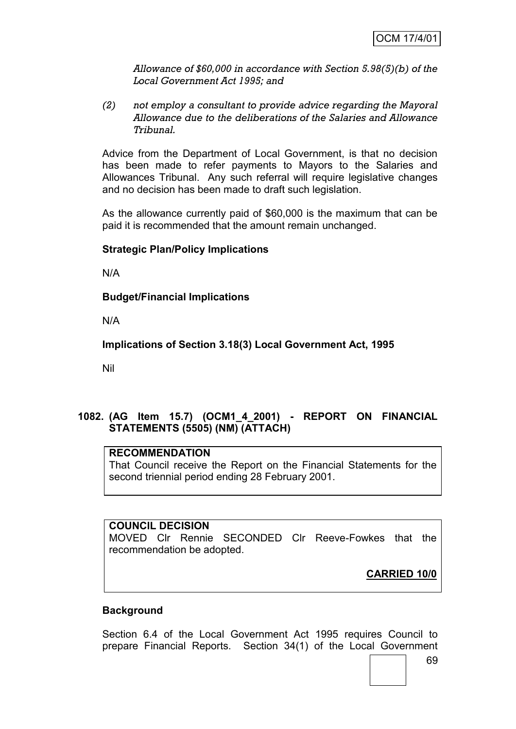*Allowance of $60,000 in accordance with Section 5.98(5)(b) of the Local Government Act 1995; and*

*(2) not employ a consultant to provide advice regarding the Mayoral Allowance due to the deliberations of the Salaries and Allowance Tribunal.*

Advice from the Department of Local Government, is that no decision has been made to refer payments to Mayors to the Salaries and Allowances Tribunal. Any such referral will require legislative changes and no decision has been made to draft such legislation.

As the allowance currently paid of $60,000 is the maximum that can be paid it is recommended that the amount remain unchanged.

**Strategic Plan/Policy Implications**

N/A

**Budget/Financial Implications**

N/A

**Implications of Section 3.18(3) Local Government Act, 1995**

Nil

## 1082. (AG Item 15.7) (OCM1_4_2001) - REPORT ON FINANCIAL STATEMENTS (5505) (NM) (ATTACH)

**RECOMMENDATION**

That Council receive the Report on the Financial Statements for the second triennial period ending 28 February 2001.

**COUNCIL DECISION**

MOVED Clr Rennie SECONDED Clr Reeve-Fowkes that the recommendation be adopted.

**CARRIED 10/0**

**Background**

Section 6.4 of the Local Government Act 1995 requires Council to prepare Financial Reports. Section 34(1) of the Local Government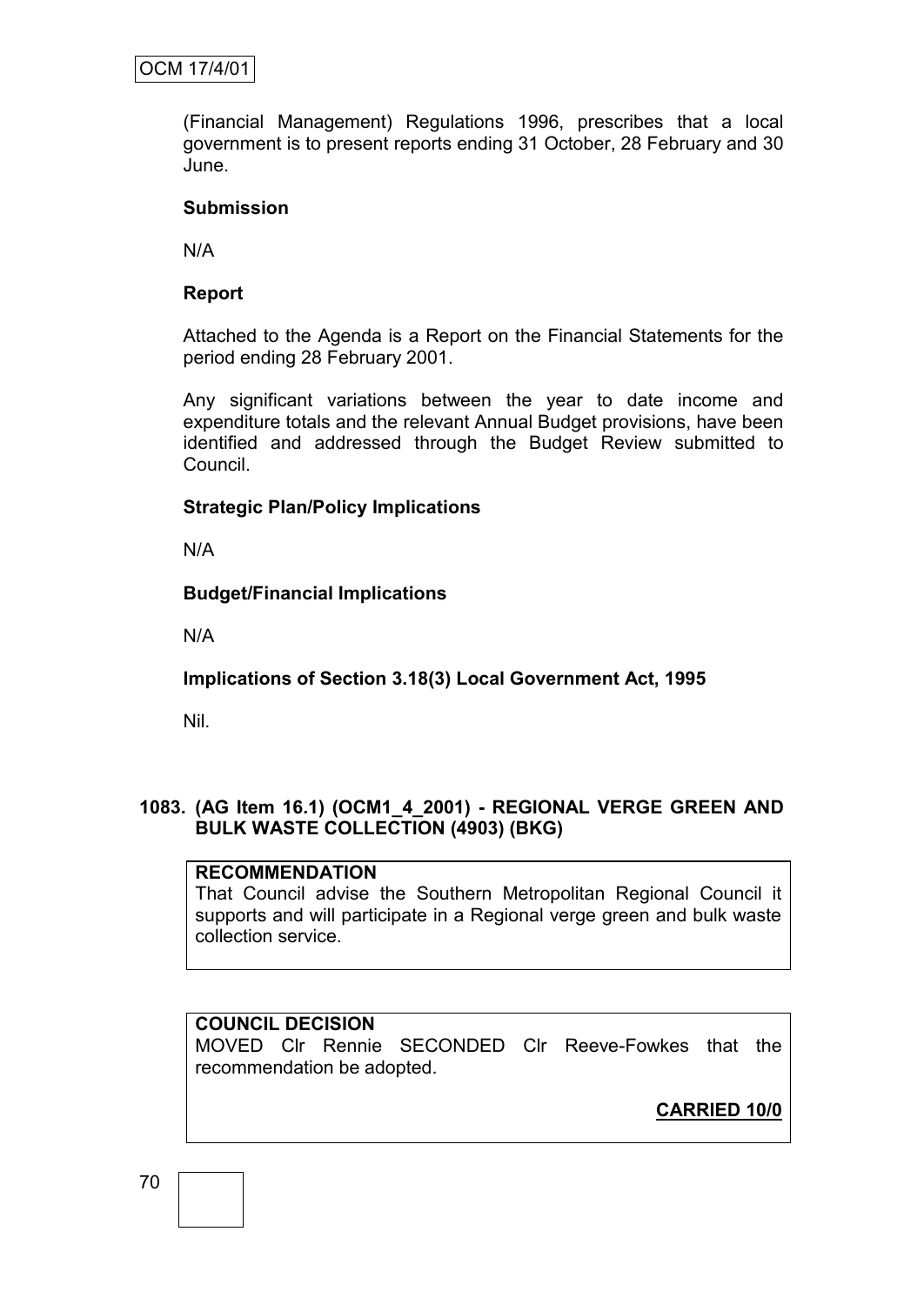(Financial Management) Regulations 1996, prescribes that a local government is to present reports ending 31 October, 28 February and 30 June.

**Submission**

N/A

**Report**

Attached to the Agenda is a Report on the Financial Statements for the period ending 28 February 2001.

Any significant variations between the year to date income and expenditure totals and the relevant Annual Budget provisions, have been identified and addressed through the Budget Review submitted to Council.

**Strategic Plan/Policy Implications**

N/A

**Budget/Financial Implications**

N/A

**Implications of Section 3.18(3) Local Government Act, 1995**

Nil.

**1083. (AG Item 16.1) (OCM1_4_2001) - REGIONAL VERGE GREEN AND BULK WASTE COLLECTION (4903) (BKG)**

**RECOMMENDATION**
That Council advise the Southern Metropolitan Regional Council it supports and will participate in a Regional verge green and bulk waste collection service.

**COUNCIL DECISION**
MOVED Clr Rennie SECONDED Clr Reeve-Fowkes that the recommendation be adopted.

**CARRIED 10/0**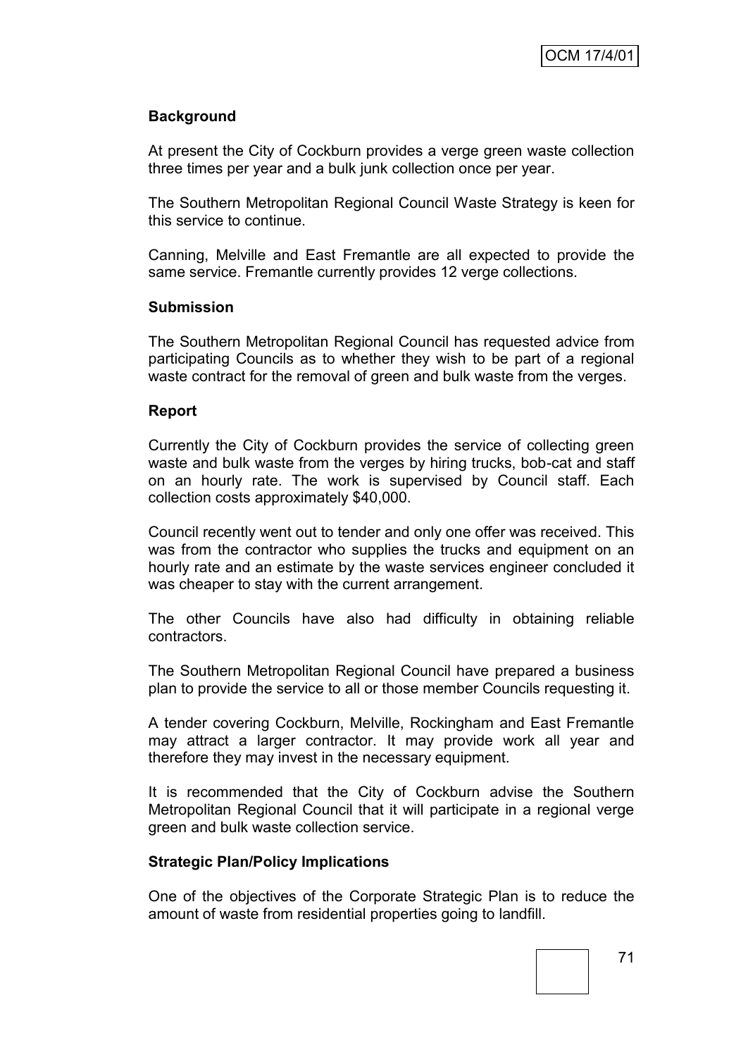**Background**

At present the City of Cockburn provides a verge green waste collection three times per year and a bulk junk collection once per year.

The Southern Metropolitan Regional Council Waste Strategy is keen for this service to continue.

Canning, Melville and East Fremantle are all expected to provide the same service. Fremantle currently provides 12 verge collections.

**Submission**

The Southern Metropolitan Regional Council has requested advice from participating Councils as to whether they wish to be part of a regional waste contract for the removal of green and bulk waste from the verges.

**Report**

Currently the City of Cockburn provides the service of collecting green waste and bulk waste from the verges by hiring trucks, bob-cat and staff on an hourly rate. The work is supervised by Council staff. Each collection costs approximately $40,000.

Council recently went out to tender and only one offer was received. This was from the contractor who supplies the trucks and equipment on an hourly rate and an estimate by the waste services engineer concluded it was cheaper to stay with the current arrangement.

The other Councils have also had difficulty in obtaining reliable contractors.

The Southern Metropolitan Regional Council have prepared a business plan to provide the service to all or those member Councils requesting it.

A tender covering Cockburn, Melville, Rockingham and East Fremantle may attract a larger contractor. It may provide work all year and therefore they may invest in the necessary equipment.

It is recommended that the City of Cockburn advise the Southern Metropolitan Regional Council that it will participate in a regional verge green and bulk waste collection service.

**Strategic Plan/Policy Implications**

One of the objectives of the Corporate Strategic Plan is to reduce the amount of waste from residential properties going to landfill.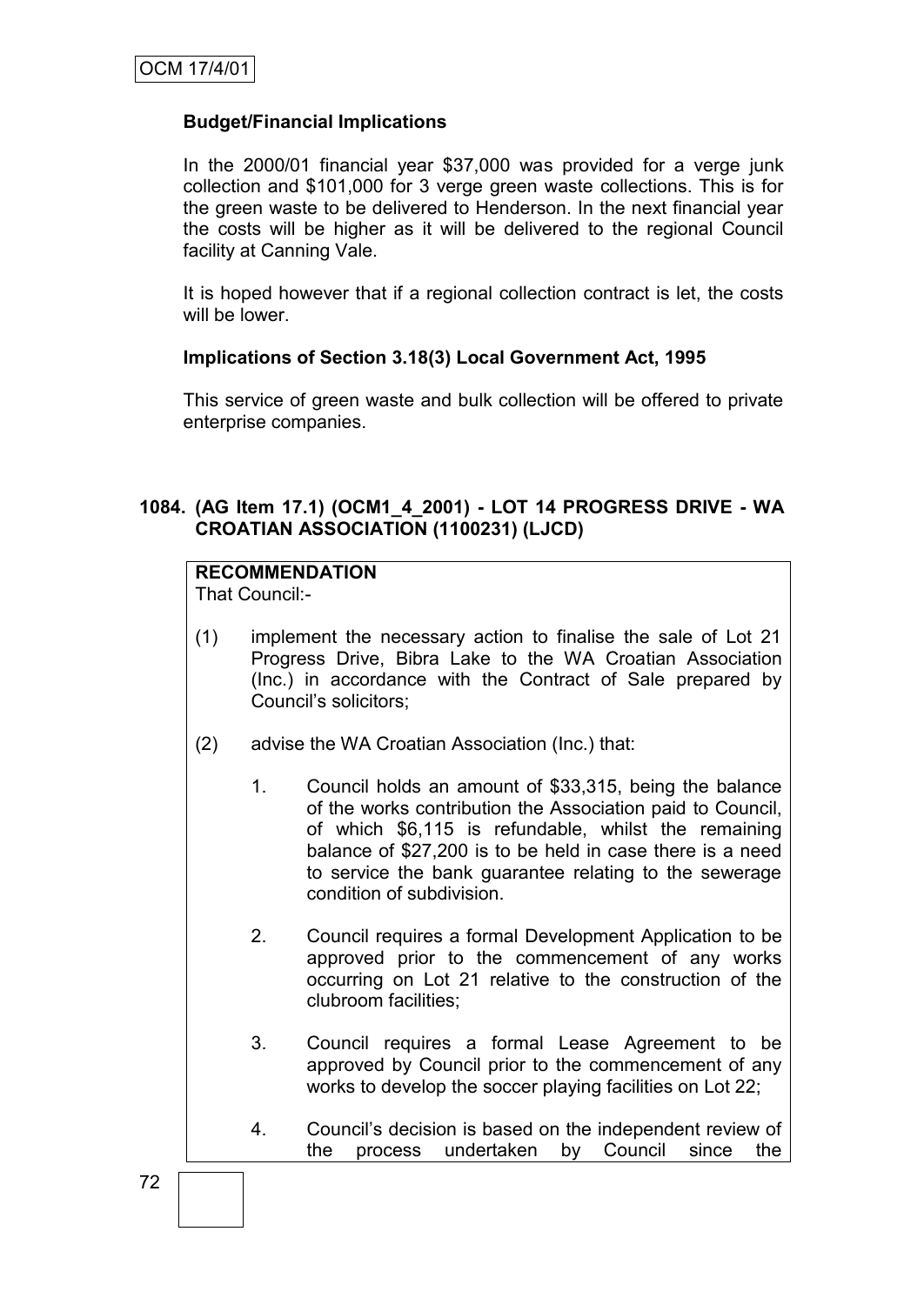**Budget/Financial Implications**

In the 2000/01 financial year $37,000 was provided for a verge junk collection and $101,000 for 3 verge green waste collections. This is for the green waste to be delivered to Henderson. In the next financial year the costs will be higher as it will be delivered to the regional Council facility at Canning Vale.

It is hoped however that if a regional collection contract is let, the costs will be lower.

**Implications of Section 3.18(3) Local Government Act, 1995**

This service of green waste and bulk collection will be offered to private enterprise companies.

## 1084. (AG Item 17.1) (OCM1_4_2001) - LOT 14 PROGRESS DRIVE - WA CROATIAN ASSOCIATION (1100231) (LJCD)

**RECOMMENDATION**

That Council:-

(1) implement the necessary action to finalise the sale of Lot 21 Progress Drive, Bibra Lake to the WA Croatian Association (Inc.) in accordance with the Contract of Sale prepared by Council's solicitors;

(2) advise the WA Croatian Association (Inc.) that:

1. Council holds an amount of $33,315, being the balance of the works contribution the Association paid to Council, of which $6,115 is refundable, whilst the remaining balance of $27,200 is to be held in case there is a need to service the bank guarantee relating to the sewerage condition of subdivision.

2. Council requires a formal Development Application to be approved prior to the commencement of any works occurring on Lot 21 relative to the construction of the clubroom facilities;

3. Council requires a formal Lease Agreement to be approved by Council prior to the commencement of any works to develop the soccer playing facilities on Lot 22;

4. Council's decision is based on the independent review of the process undertaken by Council since the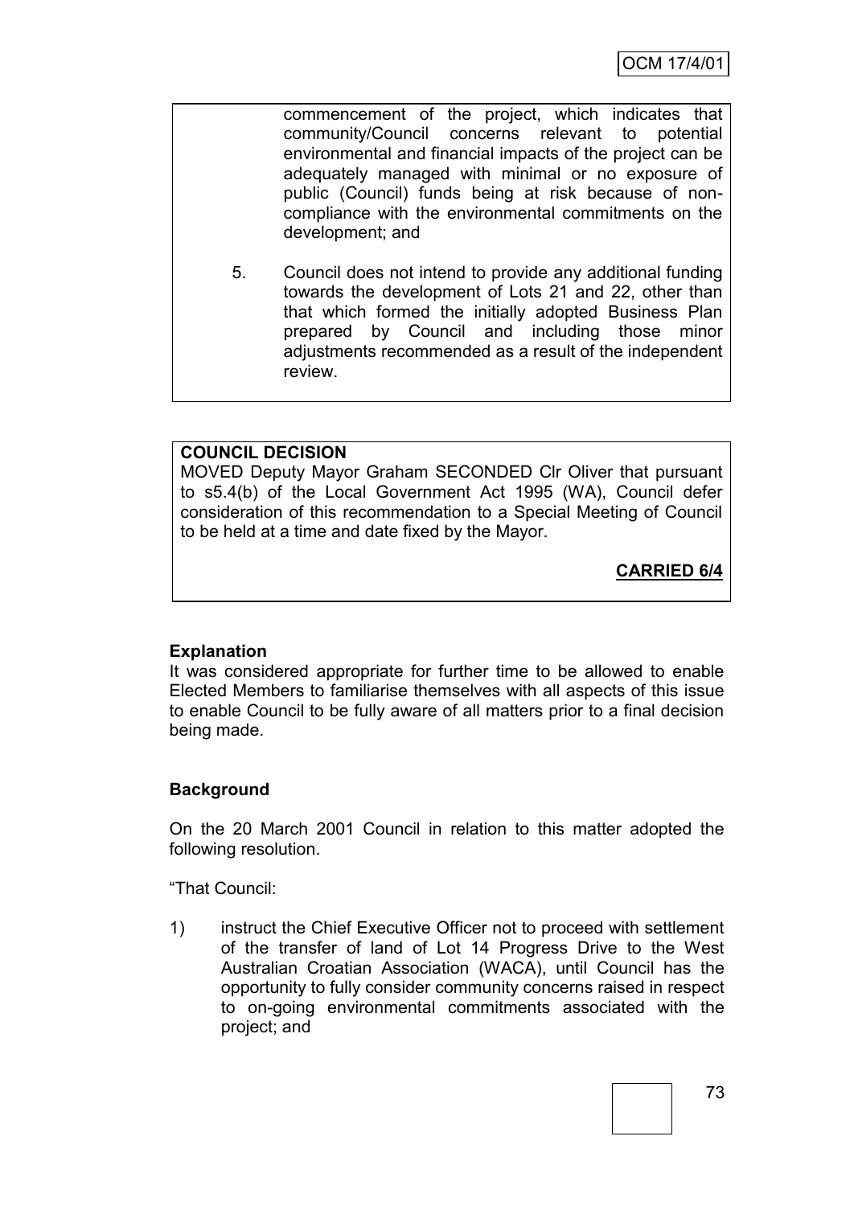commencement of the project, which indicates that community/Council concerns relevant to potential environmental and financial impacts of the project can be adequately managed with minimal or no exposure of public (Council) funds being at risk because of non-compliance with the environmental commitments on the development; and

5. Council does not intend to provide any additional funding towards the development of Lots 21 and 22, other than that which formed the initially adopted Business Plan prepared by Council and including those minor adjustments recommended as a result of the independent review.

**COUNCIL DECISION**

MOVED Deputy Mayor Graham SECONDED Clr Oliver that pursuant to s5.4(b) of the Local Government Act 1995 (WA), Council defer consideration of this recommendation to a Special Meeting of Council to be held at a time and date fixed by the Mayor.

**CARRIED 6/4**

**Explanation**

It was considered appropriate for further time to be allowed to enable Elected Members to familiarise themselves with all aspects of this issue to enable Council to be fully aware of all matters prior to a final decision being made.

**Background**

On the 20 March 2001 Council in relation to this matter adopted the following resolution.

"That Council:

1) instruct the Chief Executive Officer not to proceed with settlement of the transfer of land of Lot 14 Progress Drive to the West Australian Croatian Association (WACA), until Council has the opportunity to fully consider community concerns raised in respect to on-going environmental commitments associated with the project; and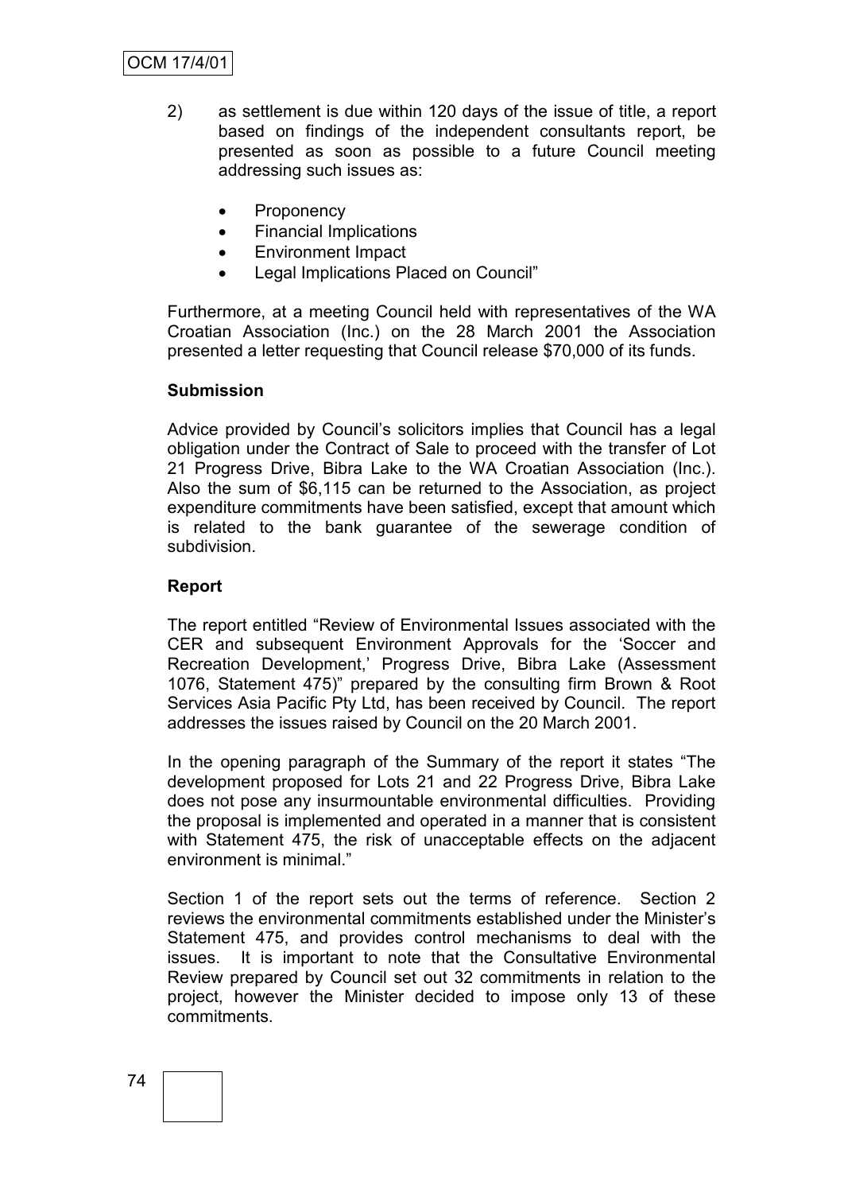2) as settlement is due within 120 days of the issue of title, a report based on findings of the independent consultants report, be presented as soon as possible to a future Council meeting addressing such issues as:

- Proponency
- Financial Implications
- Environment Impact
- Legal Implications Placed on Council"

Furthermore, at a meeting Council held with representatives of the WA Croatian Association (Inc.) on the 28 March 2001 the Association presented a letter requesting that Council release $70,000 of its funds.

**Submission**

Advice provided by Council's solicitors implies that Council has a legal obligation under the Contract of Sale to proceed with the transfer of Lot 21 Progress Drive, Bibra Lake to the WA Croatian Association (Inc.). Also the sum of $6,115 can be returned to the Association, as project expenditure commitments have been satisfied, except that amount which is related to the bank guarantee of the sewerage condition of subdivision.

**Report**

The report entitled "Review of Environmental Issues associated with the CER and subsequent Environment Approvals for the 'Soccer and Recreation Development,' Progress Drive, Bibra Lake (Assessment 1076, Statement 475)" prepared by the consulting firm Brown & Root Services Asia Pacific Pty Ltd, has been received by Council. The report addresses the issues raised by Council on the 20 March 2001.

In the opening paragraph of the Summary of the report it states "The development proposed for Lots 21 and 22 Progress Drive, Bibra Lake does not pose any insurmountable environmental difficulties. Providing the proposal is implemented and operated in a manner that is consistent with Statement 475, the risk of unacceptable effects on the adjacent environment is minimal."

Section 1 of the report sets out the terms of reference. Section 2 reviews the environmental commitments established under the Minister's Statement 475, and provides control mechanisms to deal with the issues. It is important to note that the Consultative Environmental Review prepared by Council set out 32 commitments in relation to the project, however the Minister decided to impose only 13 of these commitments.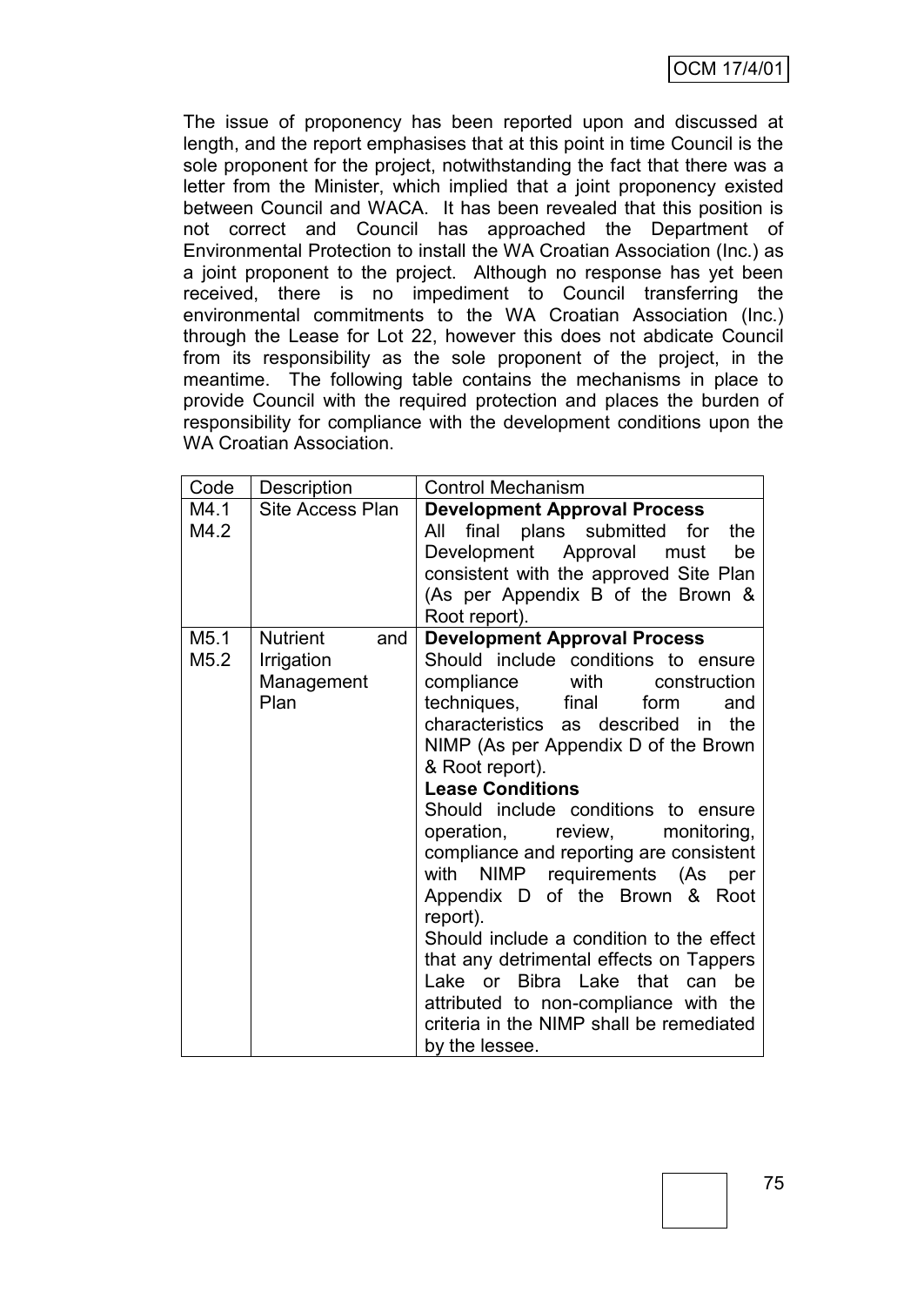The issue of proponency has been reported upon and discussed at length, and the report emphasises that at this point in time Council is the sole proponent for the project, notwithstanding the fact that there was a letter from the Minister, which implied that a joint proponency existed between Council and WACA. It has been revealed that this position is not correct and Council has approached the Department of Environmental Protection to install the WA Croatian Association (Inc.) as a joint proponent to the project. Although no response has yet been received, there is no impediment to Council transferring the environmental commitments to the WA Croatian Association (Inc.) through the Lease for Lot 22, however this does not abdicate Council from its responsibility as the sole proponent of the project, in the meantime. The following table contains the mechanisms in place to provide Council with the required protection and places the burden of responsibility for compliance with the development conditions upon the WA Croatian Association.

| Code | Description | Control Mechanism |
|---|---|---|
| M4.1<br>M4.2 | Site Access Plan | **Development Approval Process**<br>All final plans submitted for the Development Approval must be consistent with the approved Site Plan (As per Appendix B of the Brown & Root report). |
| M5.1<br>M5.2 | Nutrient and Irrigation Management Plan | **Development Approval Process**<br>Should include conditions to ensure compliance with construction techniques, final form and characteristics as described in the NIMP (As per Appendix D of the Brown & Root report).<br>**Lease Conditions**<br>Should include conditions to ensure operation, review, monitoring, compliance and reporting are consistent with NIMP requirements (As per Appendix D of the Brown & Root report).<br>Should include a condition to the effect that any detrimental effects on Tappers Lake or Bibra Lake that can be attributed to non-compliance with the criteria in the NIMP shall be remediated by the lessee. |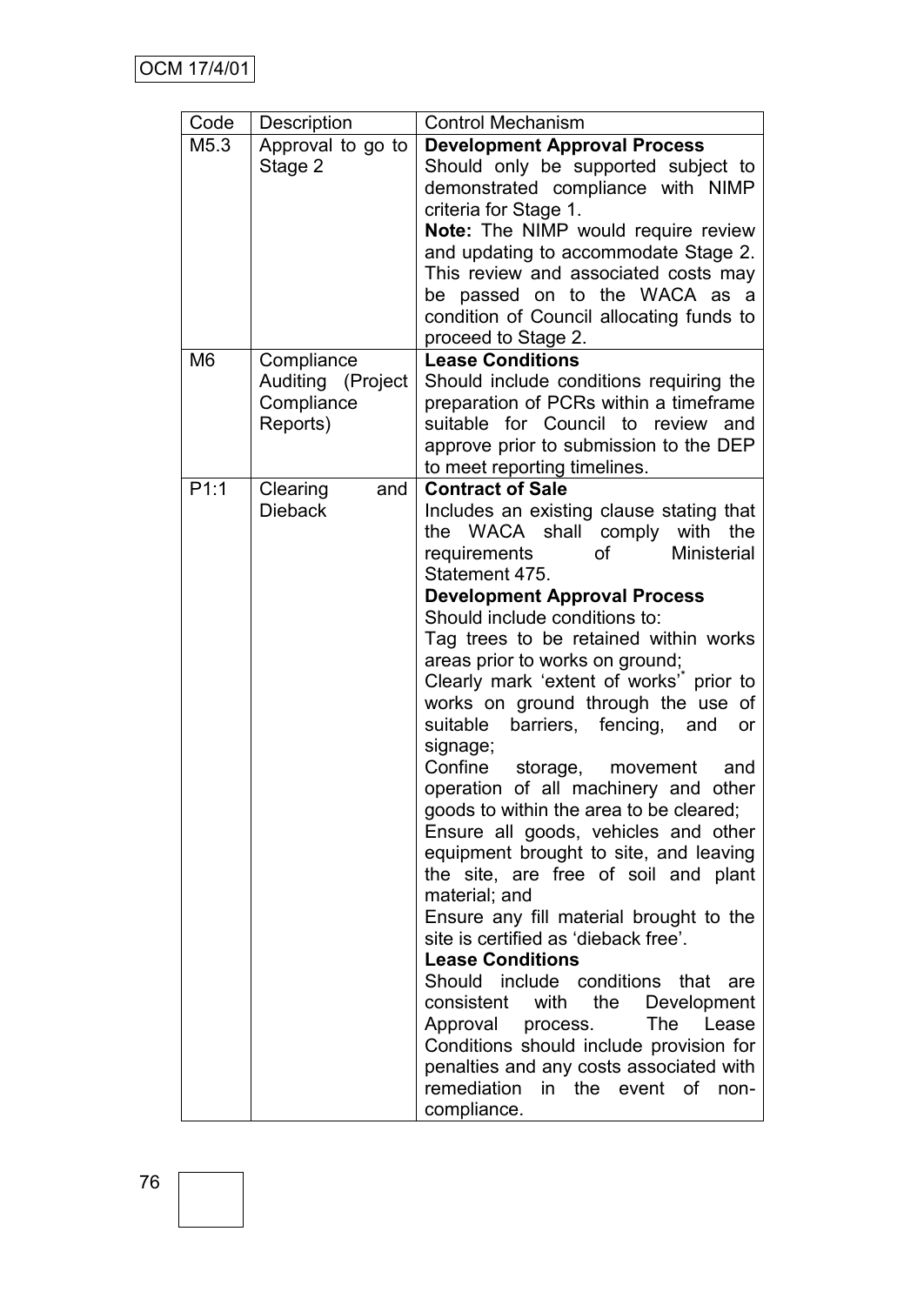| Code | Description | Control Mechanism |
|---|---|---|
| M5.3 | Approval to go to Stage 2 | **Development Approval Process**<br>Should only be supported subject to demonstrated compliance with NIMP criteria for Stage 1.<br>**Note:** The NIMP would require review and updating to accommodate Stage 2. This review and associated costs may be passed on to the WACA as a condition of Council allocating funds to proceed to Stage 2. |
| M6 | Compliance Auditing (Project Compliance Reports) | **Lease Conditions**<br>Should include conditions requiring the preparation of PCRs within a timeframe suitable for Council to review and approve prior to submission to the DEP to meet reporting timelines. |
| P1:1 | Clearing and Dieback | **Contract of Sale**<br>Includes an existing clause stating that the WACA shall comply with the requirements of Ministerial Statement 475.<br>**Development Approval Process**<br>Should include conditions to:<br>Tag trees to be retained within works areas prior to works on ground;<br>Clearly mark 'extent of works'* prior to works on ground through the use of suitable barriers, fencing, and or signage;<br>Confine storage, movement and operation of all machinery and other goods to within the area to be cleared;<br>Ensure all goods, vehicles and other equipment brought to site, and leaving the site, are free of soil and plant material; and<br>Ensure any fill material brought to the site is certified as 'dieback free'.<br>**Lease Conditions**<br>Should include conditions that are consistent with the Development Approval process. The Lease Conditions should include provision for penalties and any costs associated with remediation in the event of non-compliance. |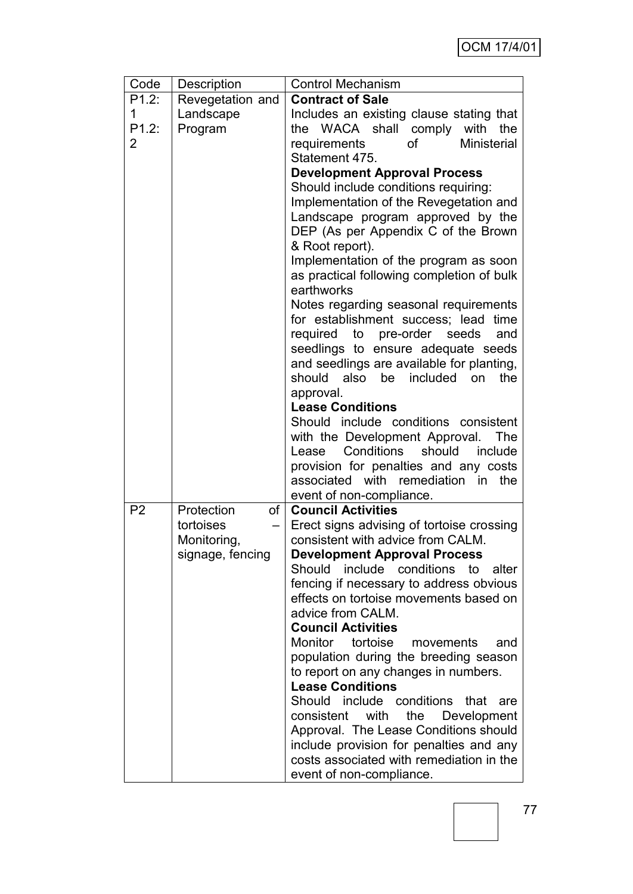| Code | Description | Control Mechanism |
|---|---|---|
| P1.2:1 P1.2:2 | Revegetation and Landscape Program | **Contract of Sale**<br>Includes an existing clause stating that the WACA shall comply with the requirements of Ministerial Statement 475.<br>**Development Approval Process**<br>Should include conditions requiring:<br>Implementation of the Revegetation and Landscape program approved by the DEP (As per Appendix C of the Brown & Root report).<br>Implementation of the program as soon as practical following completion of bulk earthworks<br>Notes regarding seasonal requirements for establishment success; lead time required to pre-order seeds and seedlings to ensure adequate seeds and seedlings are available for planting, should also be included on the approval.<br>**Lease Conditions**<br>Should include conditions consistent with the Development Approval. The Lease Conditions should include provision for penalties and any costs associated with remediation in the event of non-compliance. |
| P2 | Protection of tortoises – Monitoring, signage, fencing | **Council Activities**<br>Erect signs advising of tortoise crossing consistent with advice from CALM.<br>**Development Approval Process**<br>Should include conditions to alter fencing if necessary to address obvious effects on tortoise movements based on advice from CALM.<br>**Council Activities**<br>Monitor tortoise movements and population during the breeding season to report on any changes in numbers.<br>**Lease Conditions**<br>Should include conditions that are consistent with the Development Approval. The Lease Conditions should include provision for penalties and any costs associated with remediation in the event of non-compliance. |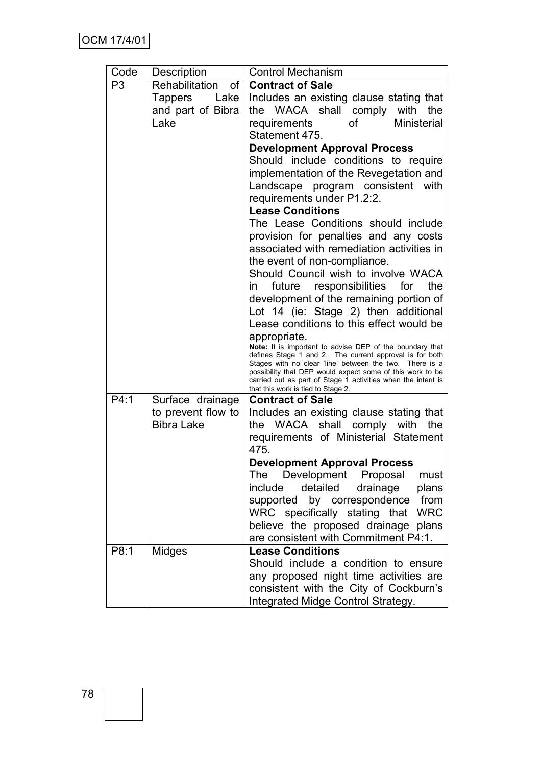| Code | Description | Control Mechanism |
| --- | --- | --- |
| P3 | Rehabilitation of Tappers Lake and part of Bibra Lake | **Contract of Sale**<br>Includes an existing clause stating that the WACA shall comply with the requirements of Ministerial Statement 475.<br>**Development Approval Process**<br>Should include conditions to require implementation of the Revegetation and Landscape program consistent with requirements under P1.2:2.<br>**Lease Conditions**<br>The Lease Conditions should include provision for penalties and any costs associated with remediation activities in the event of non-compliance.<br>Should Council wish to involve WACA in future responsibilities for the development of the remaining portion of Lot 14 (ie: Stage 2) then additional Lease conditions to this effect would be appropriate.<br>**Note:** It is important to advise DEP of the boundary that defines Stage 1 and 2. The current approval is for both Stages with no clear 'line' between the two. There is a possibility that DEP would expect some of this work to be carried out as part of Stage 1 activities when the intent is that this work is tied to Stage 2. |
| P4:1 | Surface drainage to prevent flow to Bibra Lake | **Contract of Sale**<br>Includes an existing clause stating that the WACA shall comply with the requirements of Ministerial Statement 475.<br>**Development Approval Process**<br>The Development Proposal must include detailed drainage plans supported by correspondence from WRC specifically stating that WRC believe the proposed drainage plans are consistent with Commitment P4:1. |
| P8:1 | Midges | **Lease Conditions**<br>Should include a condition to ensure any proposed night time activities are consistent with the City of Cockburn's Integrated Midge Control Strategy. |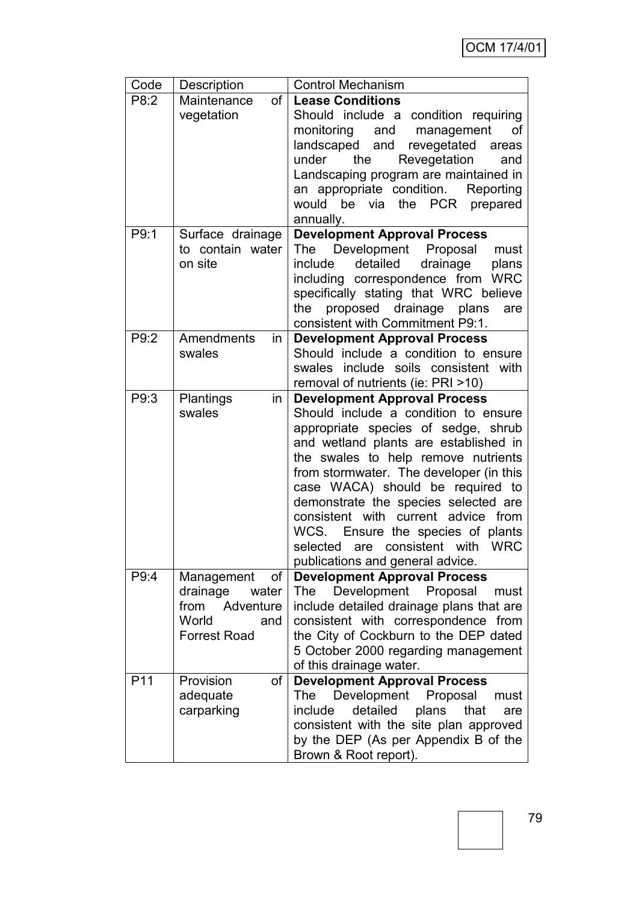| Code | Description | Control Mechanism |
|---|---|---|
| P8:2 | Maintenance of vegetation | **Lease Conditions**<br>Should include a condition requiring monitoring and management of landscaped and revegetated areas under the Revegetation and Landscaping program are maintained in an appropriate condition. Reporting would be via the PCR prepared annually. |
| P9:1 | Surface drainage to contain water on site | **Development Approval Process**<br>The Development Proposal must include detailed drainage plans including correspondence from WRC specifically stating that WRC believe the proposed drainage plans are consistent with Commitment P9:1. |
| P9:2 | Amendments in swales | **Development Approval Process**<br>Should include a condition to ensure swales include soils consistent with removal of nutrients (ie: PRI >10) |
| P9:3 | Plantings in swales | **Development Approval Process**<br>Should include a condition to ensure appropriate species of sedge, shrub and wetland plants are established in the swales to help remove nutrients from stormwater. The developer (in this case WACA) should be required to demonstrate the species selected are consistent with current advice from WCS. Ensure the species of plants selected are consistent with WRC publications and general advice. |
| P9:4 | Management of drainage water from Adventure World and Forrest Road | **Development Approval Process**<br>The Development Proposal must include detailed drainage plans that are consistent with correspondence from the City of Cockburn to the DEP dated 5 October 2000 regarding management of this drainage water. |
| P11 | Provision of adequate carparking | **Development Approval Process**<br>The Development Proposal must include detailed plans that are consistent with the site plan approved by the DEP (As per Appendix B of the Brown & Root report). |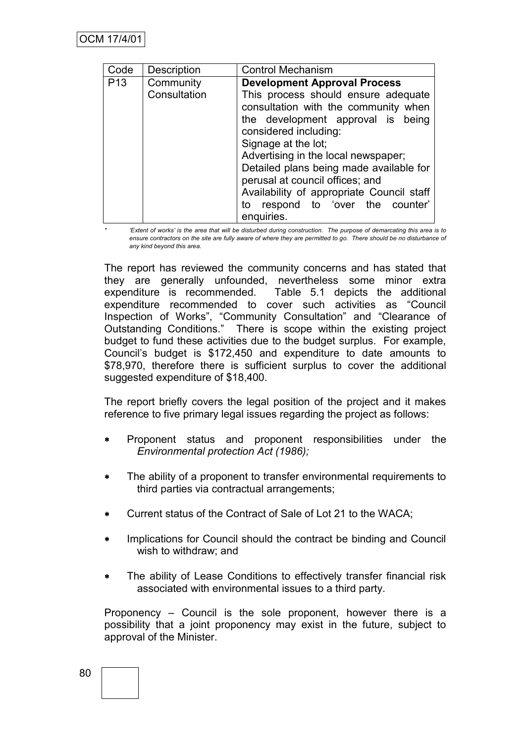| Code | Description | Control Mechanism |
|---|---|---|
| P13 | Community Consultation | **Development Approval Process** This process should ensure adequate consultation with the community when the development approval is being considered including: Signage at the lot; Advertising in the local newspaper; Detailed plans being made available for perusal at council offices; and Availability of appropriate Council staff to respond to 'over the counter' enquiries. |

\* *'Extent of works' is the area that will be disturbed during construction. The purpose of demarcating this area is to ensure contractors on the site are fully aware of where they are permitted to go. There should be no disturbance of any kind beyond this area.*

The report has reviewed the community concerns and has stated that they are generally unfounded, nevertheless some minor extra expenditure is recommended. Table 5.1 depicts the additional expenditure recommended to cover such activities as "Council Inspection of Works", "Community Consultation" and "Clearance of Outstanding Conditions." There is scope within the existing project budget to fund these activities due to the budget surplus. For example, Council's budget is $172,450 and expenditure to date amounts to $78,970, therefore there is sufficient surplus to cover the additional suggested expenditure of $18,400.

The report briefly covers the legal position of the project and it makes reference to five primary legal issues regarding the project as follows:

- Proponent status and proponent responsibilities under the *Environmental protection Act (1986);*
- The ability of a proponent to transfer environmental requirements to third parties via contractual arrangements;
- Current status of the Contract of Sale of Lot 21 to the WACA;
- Implications for Council should the contract be binding and Council wish to withdraw; and
- The ability of Lease Conditions to effectively transfer financial risk associated with environmental issues to a third party.

Proponency – Council is the sole proponent, however there is a possibility that a joint proponency may exist in the future, subject to approval of the Minister.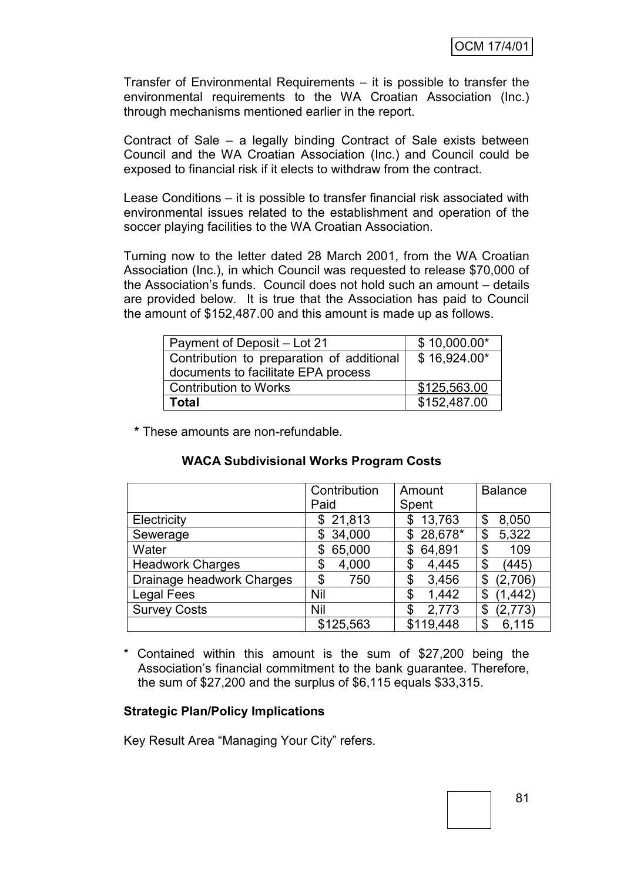Transfer of Environmental Requirements – it is possible to transfer the environmental requirements to the WA Croatian Association (Inc.) through mechanisms mentioned earlier in the report.

Contract of Sale – a legally binding Contract of Sale exists between Council and the WA Croatian Association (Inc.) and Council could be exposed to financial risk if it elects to withdraw from the contract.

Lease Conditions – it is possible to transfer financial risk associated with environmental issues related to the establishment and operation of the soccer playing facilities to the WA Croatian Association.

Turning now to the letter dated 28 March 2001, from the WA Croatian Association (Inc.), in which Council was requested to release $70,000 of the Association's funds. Council does not hold such an amount – details are provided below. It is true that the Association has paid to Council the amount of $152,487.00 and this amount is made up as follows.

| | |
|---|---|
| Payment of Deposit – Lot 21 | $ 10,000.00* |
| Contribution to preparation of additional documents to facilitate EPA process | $ 16,924.00* |
| Contribution to Works | $125,563.00 |
| **Total** | $152,487.00 |

**\*** These amounts are non-refundable.

**WACA Subdivisional Works Program Costs**

| | Contribution Paid | Amount Spent | Balance |
|---|---|---|---|
| Electricity | $ 21,813 | $ 13,763 | $ 8,050 |
| Sewerage | $ 34,000 | $ 28,678* | $ 5,322 |
| Water | $ 65,000 | $ 64,891 | $ 109 |
| Headwork Charges | $ 4,000 | $ 4,445 | $ (445) |
| Drainage headwork Charges | $ 750 | $ 3,456 | $ (2,706) |
| Legal Fees | Nil | $ 1,442 | $ (1,442) |
| Survey Costs | Nil | $ 2,773 | $ (2,773) |
| | $125,563 | $119,448 | $ 6,115 |

\* Contained within this amount is the sum of $27,200 being the Association's financial commitment to the bank guarantee. Therefore, the sum of $27,200 and the surplus of $6,115 equals $33,315.

**Strategic Plan/Policy Implications**

Key Result Area "Managing Your City" refers.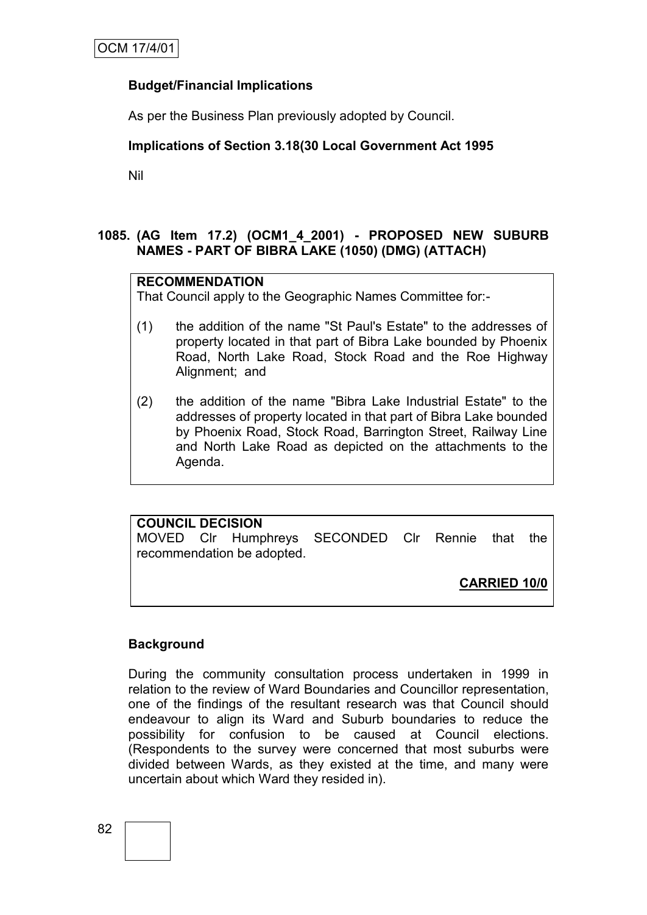**Budget/Financial Implications**

As per the Business Plan previously adopted by Council.

**Implications of Section 3.18(30 Local Government Act 1995**

Nil

### 1085. (AG Item 17.2) (OCM1_4_2001) - PROPOSED NEW SUBURB NAMES - PART OF BIBRA LAKE (1050) (DMG) (ATTACH)

**RECOMMENDATION**

That Council apply to the Geographic Names Committee for:-

(1) the addition of the name "St Paul's Estate" to the addresses of property located in that part of Bibra Lake bounded by Phoenix Road, North Lake Road, Stock Road and the Roe Highway Alignment; and

(2) the addition of the name "Bibra Lake Industrial Estate" to the addresses of property located in that part of Bibra Lake bounded by Phoenix Road, Stock Road, Barrington Street, Railway Line and North Lake Road as depicted on the attachments to the Agenda.

**COUNCIL DECISION**

MOVED Clr Humphreys SECONDED Clr Rennie that the recommendation be adopted.

**CARRIED 10/0**

**Background**

During the community consultation process undertaken in 1999 in relation to the review of Ward Boundaries and Councillor representation, one of the findings of the resultant research was that Council should endeavour to align its Ward and Suburb boundaries to reduce the possibility for confusion to be caused at Council elections. (Respondents to the survey were concerned that most suburbs were divided between Wards, as they existed at the time, and many were uncertain about which Ward they resided in).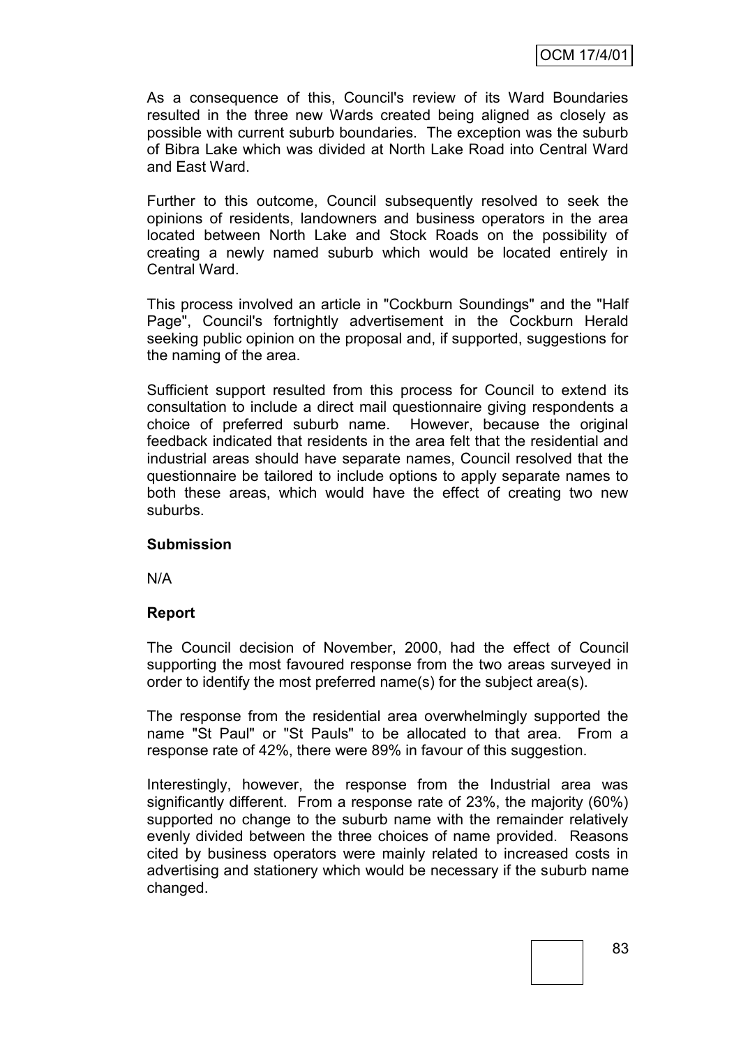As a consequence of this, Council's review of its Ward Boundaries resulted in the three new Wards created being aligned as closely as possible with current suburb boundaries. The exception was the suburb of Bibra Lake which was divided at North Lake Road into Central Ward and East Ward.

Further to this outcome, Council subsequently resolved to seek the opinions of residents, landowners and business operators in the area located between North Lake and Stock Roads on the possibility of creating a newly named suburb which would be located entirely in Central Ward.

This process involved an article in "Cockburn Soundings" and the "Half Page", Council's fortnightly advertisement in the Cockburn Herald seeking public opinion on the proposal and, if supported, suggestions for the naming of the area.

Sufficient support resulted from this process for Council to extend its consultation to include a direct mail questionnaire giving respondents a choice of preferred suburb name. However, because the original feedback indicated that residents in the area felt that the residential and industrial areas should have separate names, Council resolved that the questionnaire be tailored to include options to apply separate names to both these areas, which would have the effect of creating two new suburbs.

**Submission**

N/A

**Report**

The Council decision of November, 2000, had the effect of Council supporting the most favoured response from the two areas surveyed in order to identify the most preferred name(s) for the subject area(s).

The response from the residential area overwhelmingly supported the name "St Paul" or "St Pauls" to be allocated to that area. From a response rate of 42%, there were 89% in favour of this suggestion.

Interestingly, however, the response from the Industrial area was significantly different. From a response rate of 23%, the majority (60%) supported no change to the suburb name with the remainder relatively evenly divided between the three choices of name provided. Reasons cited by business operators were mainly related to increased costs in advertising and stationery which would be necessary if the suburb name changed.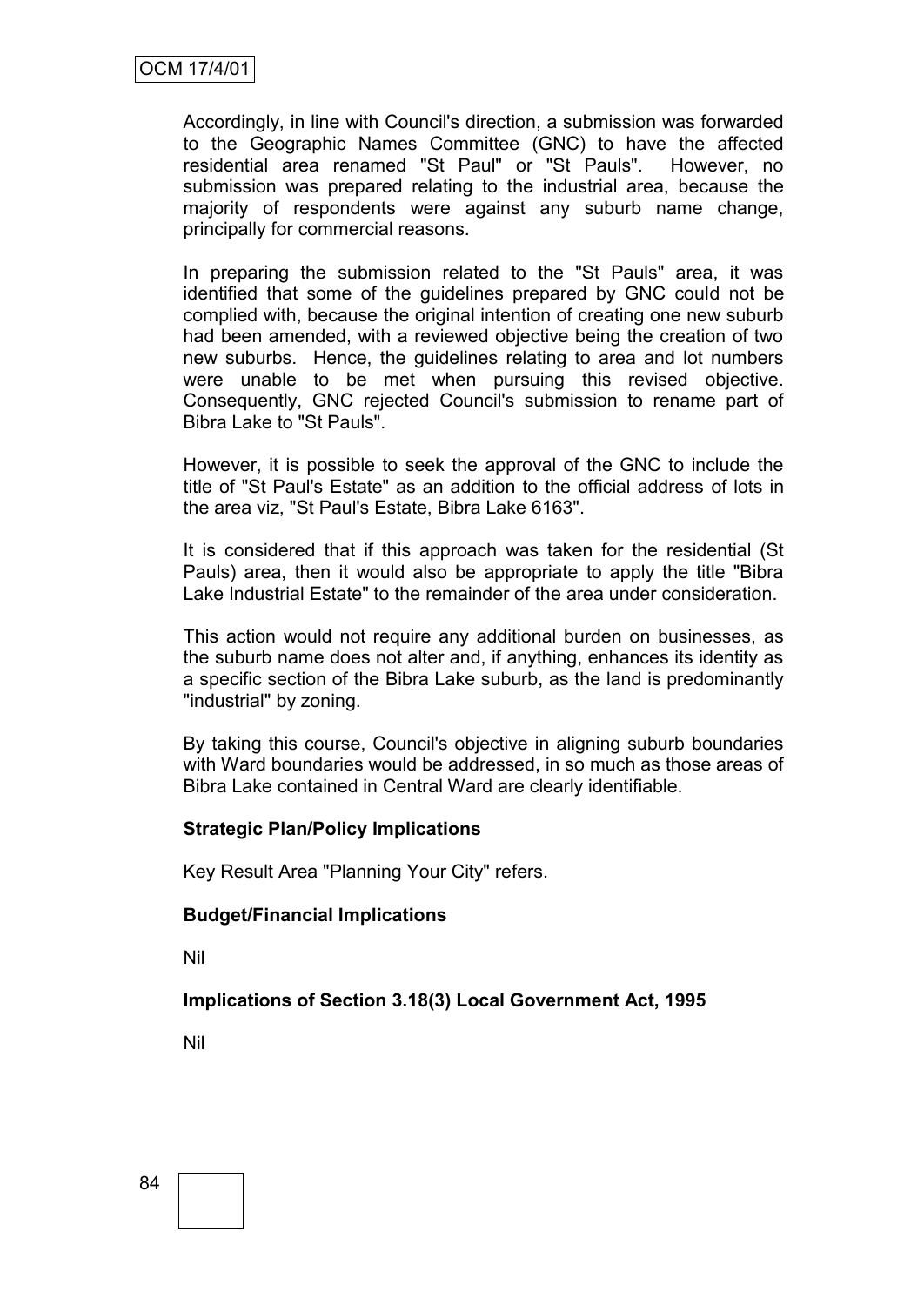Accordingly, in line with Council's direction, a submission was forwarded to the Geographic Names Committee (GNC) to have the affected residential area renamed "St Paul" or "St Pauls". However, no submission was prepared relating to the industrial area, because the majority of respondents were against any suburb name change, principally for commercial reasons.

In preparing the submission related to the "St Pauls" area, it was identified that some of the guidelines prepared by GNC could not be complied with, because the original intention of creating one new suburb had been amended, with a reviewed objective being the creation of two new suburbs. Hence, the guidelines relating to area and lot numbers were unable to be met when pursuing this revised objective. Consequently, GNC rejected Council's submission to rename part of Bibra Lake to "St Pauls".

However, it is possible to seek the approval of the GNC to include the title of "St Paul's Estate" as an addition to the official address of lots in the area viz, "St Paul's Estate, Bibra Lake 6163".

It is considered that if this approach was taken for the residential (St Pauls) area, then it would also be appropriate to apply the title "Bibra Lake Industrial Estate" to the remainder of the area under consideration.

This action would not require any additional burden on businesses, as the suburb name does not alter and, if anything, enhances its identity as a specific section of the Bibra Lake suburb, as the land is predominantly "industrial" by zoning.

By taking this course, Council's objective in aligning suburb boundaries with Ward boundaries would be addressed, in so much as those areas of Bibra Lake contained in Central Ward are clearly identifiable.

**Strategic Plan/Policy Implications**

Key Result Area "Planning Your City" refers.

**Budget/Financial Implications**

Nil

**Implications of Section 3.18(3) Local Government Act, 1995**

Nil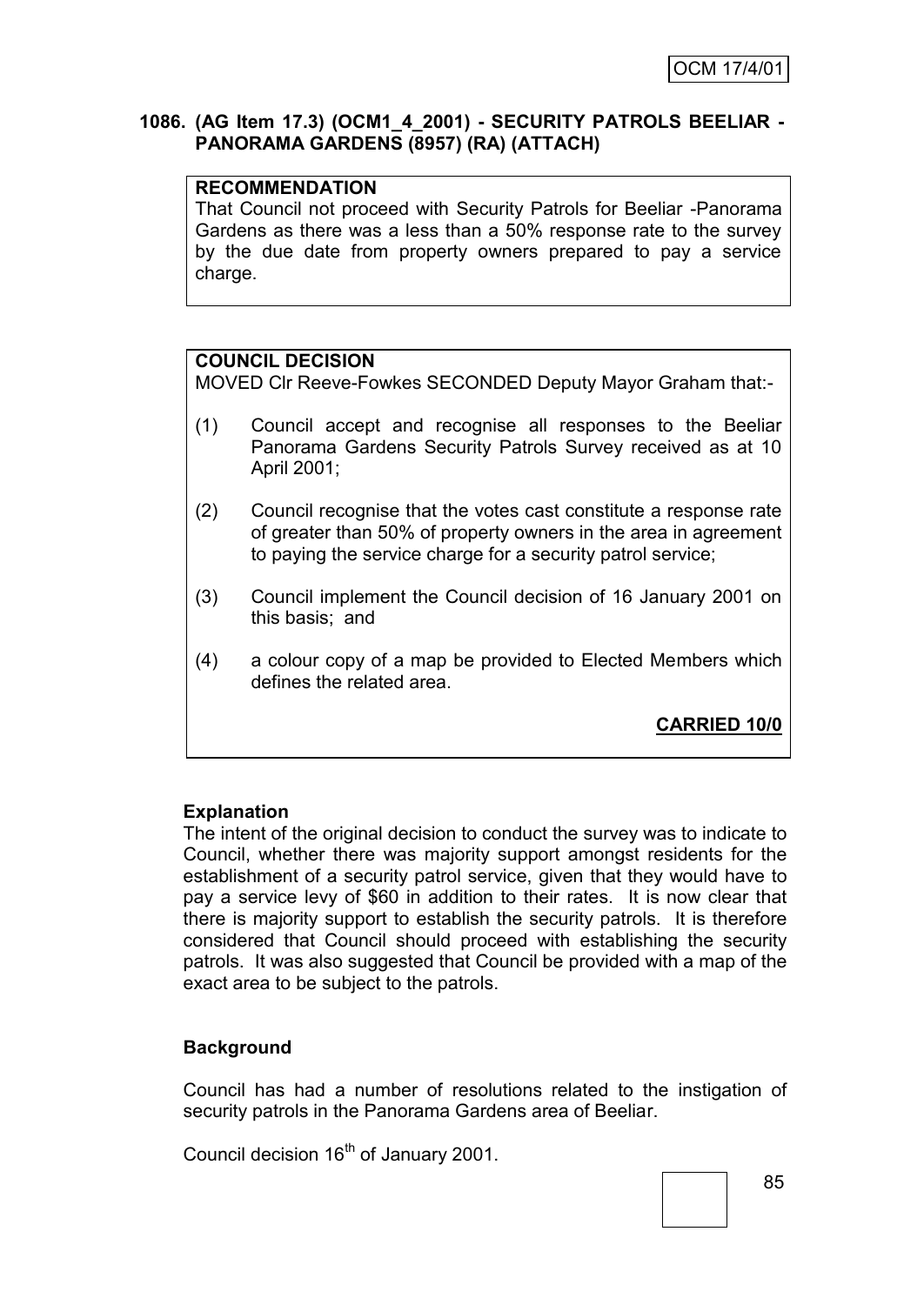## 1086. (AG Item 17.3) (OCM1_4_2001) - SECURITY PATROLS BEELIAR - PANORAMA GARDENS (8957) (RA) (ATTACH)

**RECOMMENDATION**

That Council not proceed with Security Patrols for Beeliar -Panorama Gardens as there was a less than a 50% response rate to the survey by the due date from property owners prepared to pay a service charge.

**COUNCIL DECISION**

MOVED Clr Reeve-Fowkes SECONDED Deputy Mayor Graham that:-

(1) Council accept and recognise all responses to the Beeliar Panorama Gardens Security Patrols Survey received as at 10 April 2001;

(2) Council recognise that the votes cast constitute a response rate of greater than 50% of property owners in the area in agreement to paying the service charge for a security patrol service;

(3) Council implement the Council decision of 16 January 2001 on this basis; and

(4) a colour copy of a map be provided to Elected Members which defines the related area.

**CARRIED 10/0**

### Explanation

The intent of the original decision to conduct the survey was to indicate to Council, whether there was majority support amongst residents for the establishment of a security patrol service, given that they would have to pay a service levy of $60 in addition to their rates. It is now clear that there is majority support to establish the security patrols. It is therefore considered that Council should proceed with establishing the security patrols. It was also suggested that Council be provided with a map of the exact area to be subject to the patrols.

### Background

Council has had a number of resolutions related to the instigation of security patrols in the Panorama Gardens area of Beeliar.

Council decision 16th of January 2001.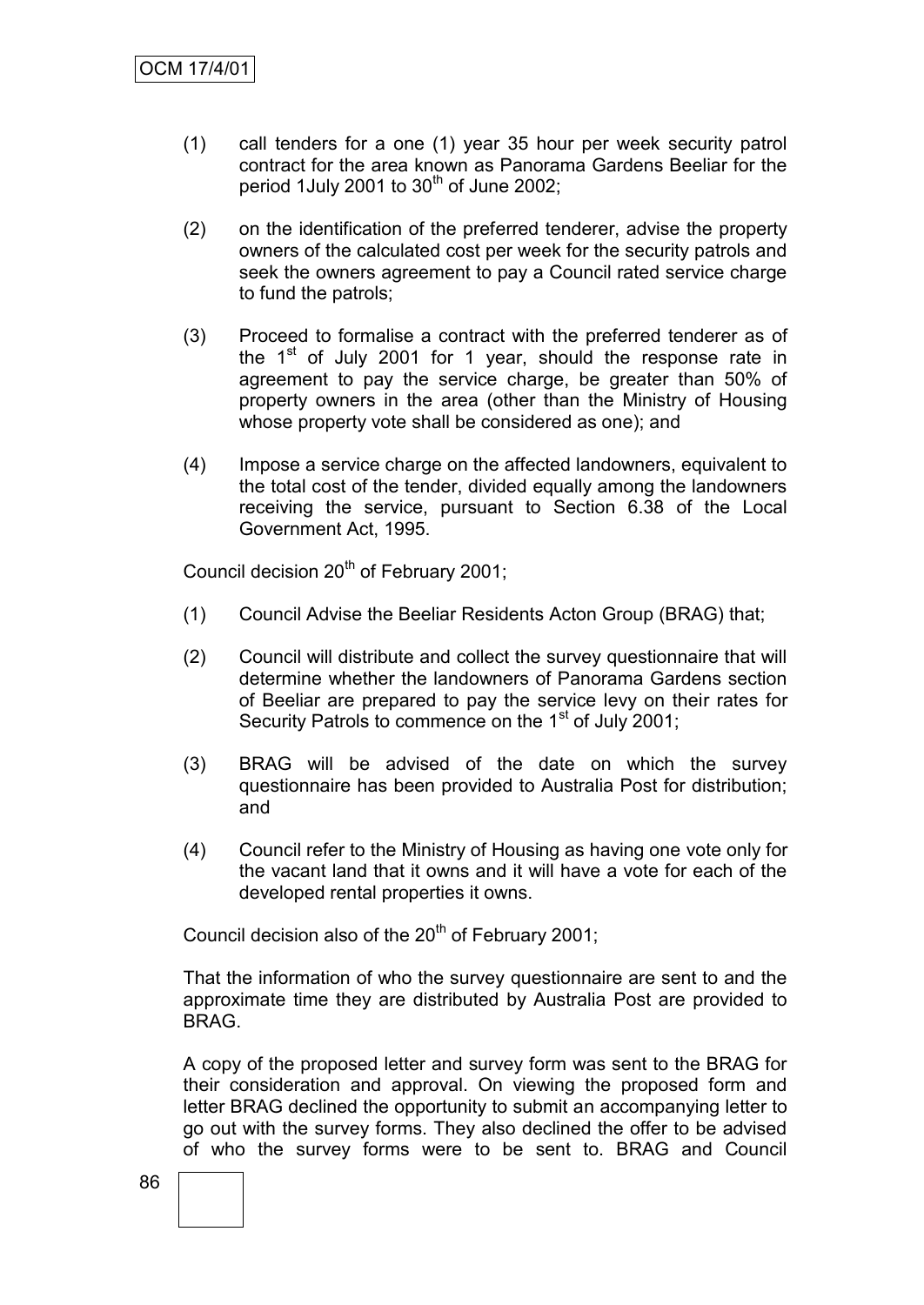(1) call tenders for a one (1) year 35 hour per week security patrol contract for the area known as Panorama Gardens Beeliar for the period 1July 2001 to 30th of June 2002;

(2) on the identification of the preferred tenderer, advise the property owners of the calculated cost per week for the security patrols and seek the owners agreement to pay a Council rated service charge to fund the patrols;

(3) Proceed to formalise a contract with the preferred tenderer as of the 1st of July 2001 for 1 year, should the response rate in agreement to pay the service charge, be greater than 50% of property owners in the area (other than the Ministry of Housing whose property vote shall be considered as one); and

(4) Impose a service charge on the affected landowners, equivalent to the total cost of the tender, divided equally among the landowners receiving the service, pursuant to Section 6.38 of the Local Government Act, 1995.

Council decision 20th of February 2001;

(1) Council Advise the Beeliar Residents Acton Group (BRAG) that;

(2) Council will distribute and collect the survey questionnaire that will determine whether the landowners of Panorama Gardens section of Beeliar are prepared to pay the service levy on their rates for Security Patrols to commence on the 1st of July 2001;

(3) BRAG will be advised of the date on which the survey questionnaire has been provided to Australia Post for distribution; and

(4) Council refer to the Ministry of Housing as having one vote only for the vacant land that it owns and it will have a vote for each of the developed rental properties it owns.

Council decision also of the 20th of February 2001;

That the information of who the survey questionnaire are sent to and the approximate time they are distributed by Australia Post are provided to BRAG.

A copy of the proposed letter and survey form was sent to the BRAG for their consideration and approval. On viewing the proposed form and letter BRAG declined the opportunity to submit an accompanying letter to go out with the survey forms. They also declined the offer to be advised of who the survey forms were to be sent to. BRAG and Council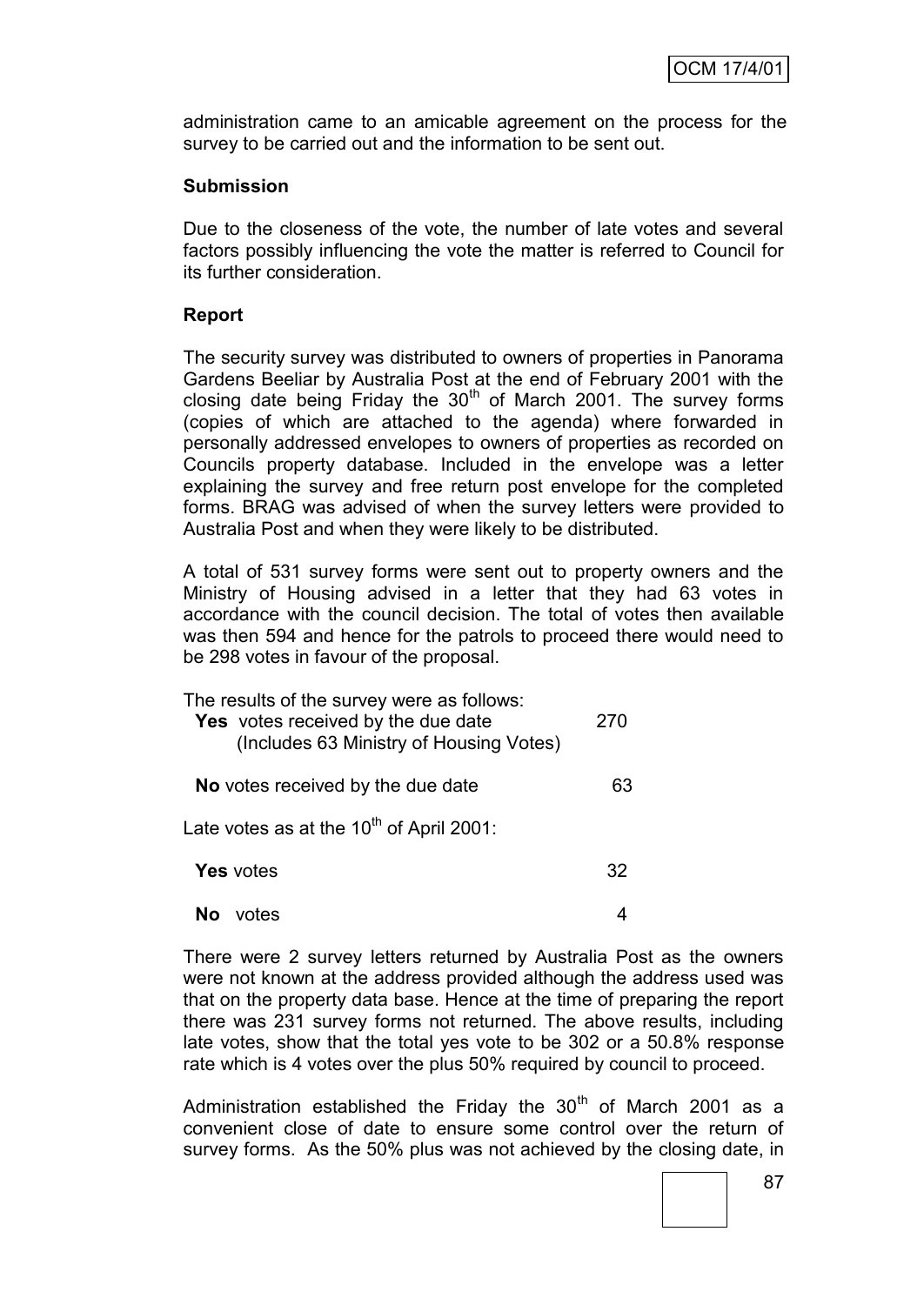administration came to an amicable agreement on the process for the survey to be carried out and the information to be sent out.

**Submission**

Due to the closeness of the vote, the number of late votes and several factors possibly influencing the vote the matter is referred to Council for its further consideration.

**Report**

The security survey was distributed to owners of properties in Panorama Gardens Beeliar by Australia Post at the end of February 2001 with the closing date being Friday the 30th of March 2001. The survey forms (copies of which are attached to the agenda) where forwarded in personally addressed envelopes to owners of properties as recorded on Councils property database. Included in the envelope was a letter explaining the survey and free return post envelope for the completed forms. BRAG was advised of when the survey letters were provided to Australia Post and when they were likely to be distributed.

A total of 531 survey forms were sent out to property owners and the Ministry of Housing advised in a letter that they had 63 votes in accordance with the council decision. The total of votes then available was then 594 and hence for the patrols to proceed there would need to be 298 votes in favour of the proposal.

The results of the survey were as follows:

| | |
|---|---|
| **Yes** votes received by the due date (Includes 63 Ministry of Housing Votes) | 270 |
| **No** votes received by the due date | 63 |

Late votes as at the 10th of April 2001:

| | |
|---|---|
| **Yes** votes | 32 |
| **No** votes | 4 |

There were 2 survey letters returned by Australia Post as the owners were not known at the address provided although the address used was that on the property data base. Hence at the time of preparing the report there was 231 survey forms not returned. The above results, including late votes, show that the total yes vote to be 302 or a 50.8% response rate which is 4 votes over the plus 50% required by council to proceed.

Administration established the Friday the 30th of March 2001 as a convenient close of date to ensure some control over the return of survey forms. As the 50% plus was not achieved by the closing date, in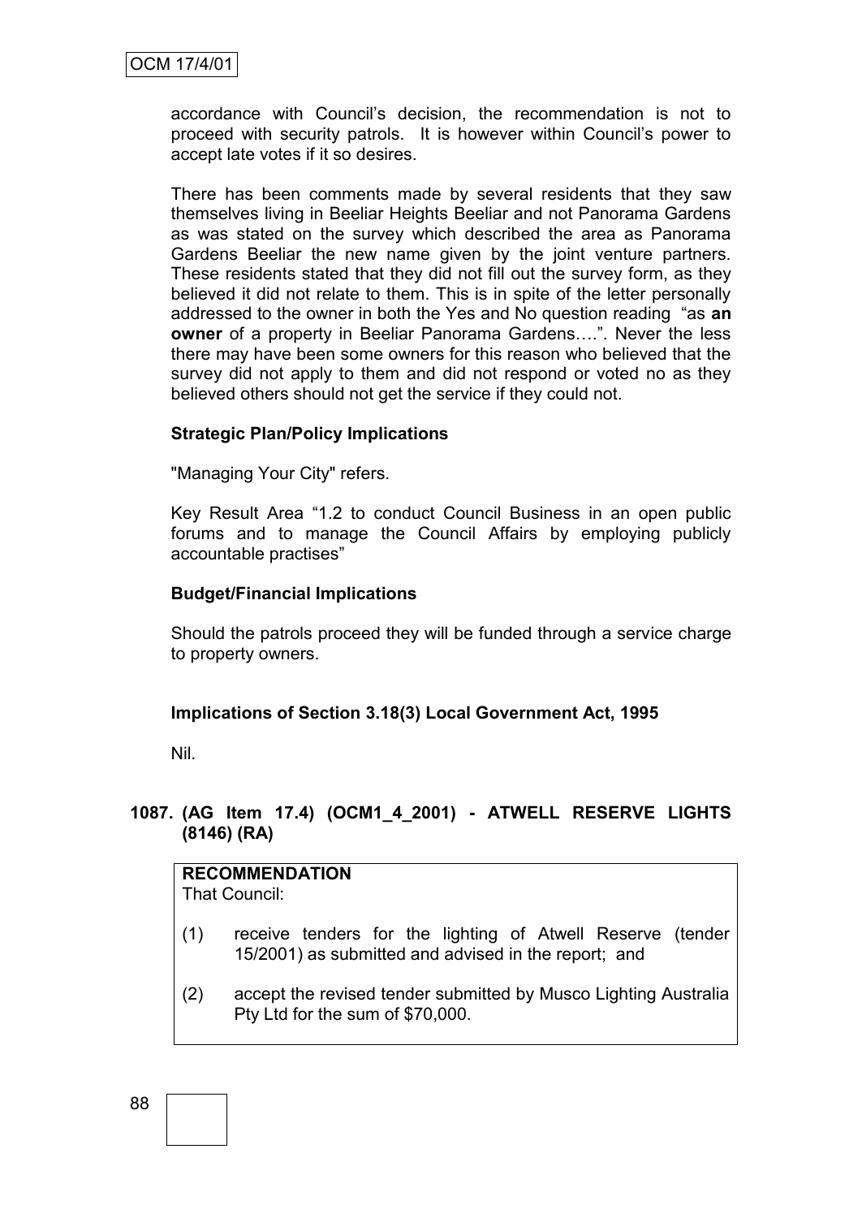accordance with Council's decision, the recommendation is not to proceed with security patrols. It is however within Council's power to accept late votes if it so desires.

There has been comments made by several residents that they saw themselves living in Beeliar Heights Beeliar and not Panorama Gardens as was stated on the survey which described the area as Panorama Gardens Beeliar the new name given by the joint venture partners. These residents stated that they did not fill out the survey form, as they believed it did not relate to them. This is in spite of the letter personally addressed to the owner in both the Yes and No question reading "as **an owner** of a property in Beeliar Panorama Gardens….". Never the less there may have been some owners for this reason who believed that the survey did not apply to them and did not respond or voted no as they believed others should not get the service if they could not.

**Strategic Plan/Policy Implications**

"Managing Your City" refers.

Key Result Area "1.2 to conduct Council Business in an open public forums and to manage the Council Affairs by employing publicly accountable practises"

**Budget/Financial Implications**

Should the patrols proceed they will be funded through a service charge to property owners.

**Implications of Section 3.18(3) Local Government Act, 1995**

Nil.

## 1087. (AG Item 17.4) (OCM1_4_2001) - ATWELL RESERVE LIGHTS (8146) (RA)

**RECOMMENDATION**
That Council:

(1) receive tenders for the lighting of Atwell Reserve (tender 15/2001) as submitted and advised in the report; and

(2) accept the revised tender submitted by Musco Lighting Australia Pty Ltd for the sum of $70,000.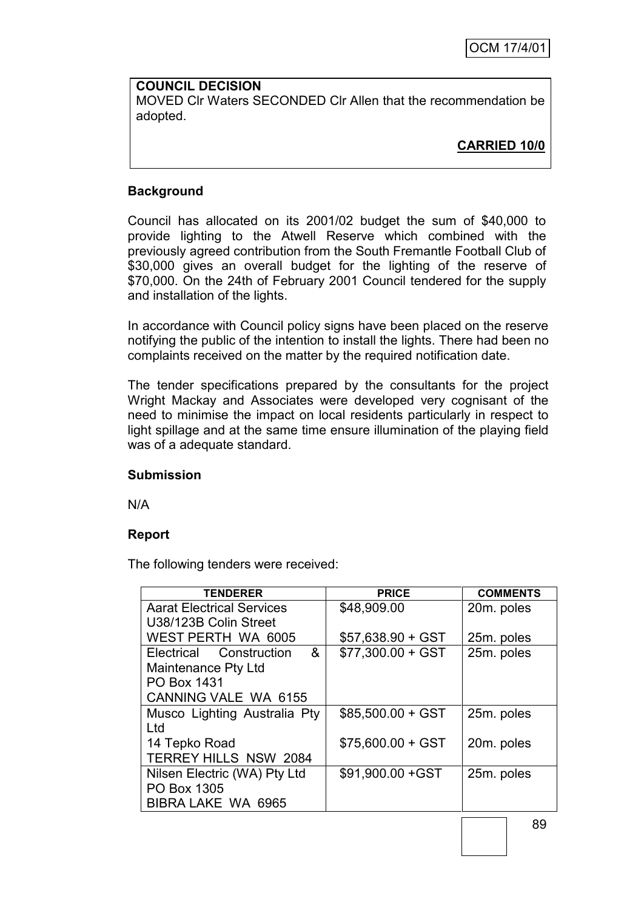**COUNCIL DECISION**

MOVED Clr Waters SECONDED Clr Allen that the recommendation be adopted.

**CARRIED 10/0**

### Background

Council has allocated on its 2001/02 budget the sum of $40,000 to provide lighting to the Atwell Reserve which combined with the previously agreed contribution from the South Fremantle Football Club of $30,000 gives an overall budget for the lighting of the reserve of $70,000. On the 24th of February 2001 Council tendered for the supply and installation of the lights.

In accordance with Council policy signs have been placed on the reserve notifying the public of the intention to install the lights. There had been no complaints received on the matter by the required notification date.

The tender specifications prepared by the consultants for the project Wright Mackay and Associates were developed very cognisant of the need to minimise the impact on local residents particularly in respect to light spillage and at the same time ensure illumination of the playing field was of a adequate standard.

### Submission

N/A

### Report

The following tenders were received:

| TENDERER | PRICE | COMMENTS |
|---|---|---|
| Aarat Electrical Services<br>U38/123B Colin Street<br>WEST PERTH WA 6005 | $48,909.00<br><br>$57,638.90 + GST | 20m. poles<br><br>25m. poles |
| Electrical Construction & Maintenance Pty Ltd<br>PO Box 1431<br>CANNING VALE WA 6155 | $77,300.00 + GST | 25m. poles |
| Musco Lighting Australia Pty Ltd<br>14 Tepko Road<br>TERREY HILLS NSW 2084 | $85,500.00 + GST<br><br>$75,600.00 + GST | 25m. poles<br><br>20m. poles |
| Nilsen Electric (WA) Pty Ltd<br>PO Box 1305<br>BIBRA LAKE WA 6965 | $91,900.00 +GST | 25m. poles |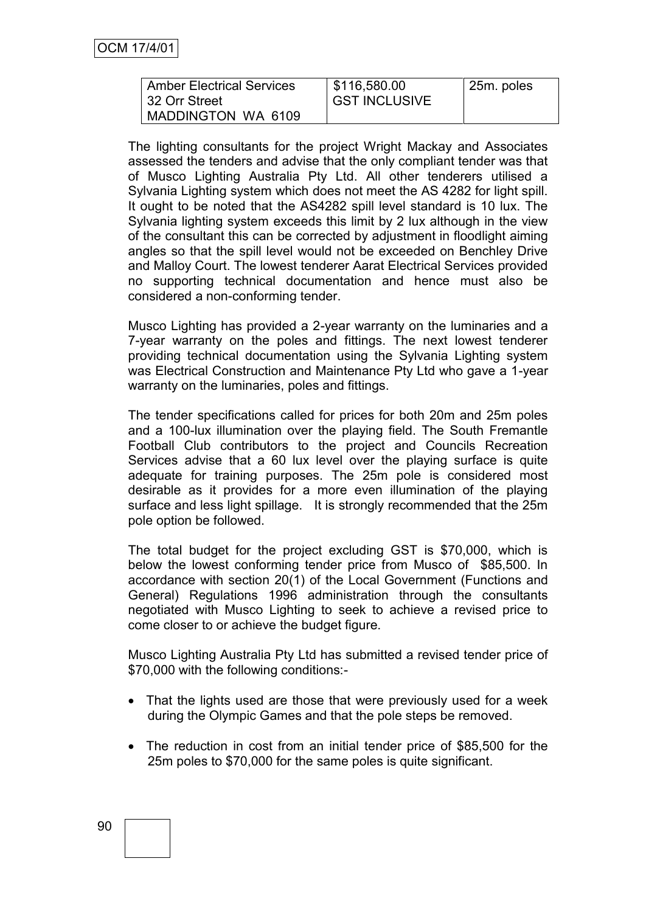| Amber Electrical Services<br>32 Orr Street<br>MADDINGTON WA 6109 | $116,580.00<br>GST INCLUSIVE | 25m. poles |
|---|---|---|

The lighting consultants for the project Wright Mackay and Associates assessed the tenders and advise that the only compliant tender was that of Musco Lighting Australia Pty Ltd. All other tenderers utilised a Sylvania Lighting system which does not meet the AS 4282 for light spill. It ought to be noted that the AS4282 spill level standard is 10 lux. The Sylvania lighting system exceeds this limit by 2 lux although in the view of the consultant this can be corrected by adjustment in floodlight aiming angles so that the spill level would not be exceeded on Benchley Drive and Malloy Court. The lowest tenderer Aarat Electrical Services provided no supporting technical documentation and hence must also be considered a non-conforming tender.

Musco Lighting has provided a 2-year warranty on the luminaries and a 7-year warranty on the poles and fittings. The next lowest tenderer providing technical documentation using the Sylvania Lighting system was Electrical Construction and Maintenance Pty Ltd who gave a 1-year warranty on the luminaries, poles and fittings.

The tender specifications called for prices for both 20m and 25m poles and a 100-lux illumination over the playing field. The South Fremantle Football Club contributors to the project and Councils Recreation Services advise that a 60 lux level over the playing surface is quite adequate for training purposes. The 25m pole is considered most desirable as it provides for a more even illumination of the playing surface and less light spillage. It is strongly recommended that the 25m pole option be followed.

The total budget for the project excluding GST is $70,000, which is below the lowest conforming tender price from Musco of $85,500. In accordance with section 20(1) of the Local Government (Functions and General) Regulations 1996 administration through the consultants negotiated with Musco Lighting to seek to achieve a revised price to come closer to or achieve the budget figure.

Musco Lighting Australia Pty Ltd has submitted a revised tender price of $70,000 with the following conditions:-

- That the lights used are those that were previously used for a week during the Olympic Games and that the pole steps be removed.
- The reduction in cost from an initial tender price of $85,500 for the 25m poles to $70,000 for the same poles is quite significant.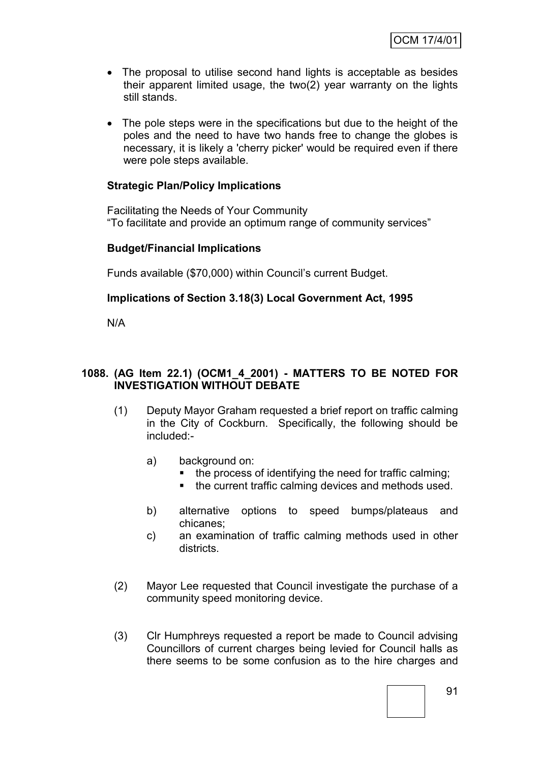- The proposal to utilise second hand lights is acceptable as besides their apparent limited usage, the two(2) year warranty on the lights still stands.

- The pole steps were in the specifications but due to the height of the poles and the need to have two hands free to change the globes is necessary, it is likely a 'cherry picker' would be required even if there were pole steps available.

**Strategic Plan/Policy Implications**

Facilitating the Needs of Your Community
"To facilitate and provide an optimum range of community services"

**Budget/Financial Implications**

Funds available ($70,000) within Council's current Budget.

**Implications of Section 3.18(3) Local Government Act, 1995**

N/A

**1088. (AG Item 22.1) (OCM1_4_2001) - MATTERS TO BE NOTED FOR INVESTIGATION WITHOUT DEBATE**

(1) Deputy Mayor Graham requested a brief report on traffic calming in the City of Cockburn. Specifically, the following should be included:-

a) background on:
   - the process of identifying the need for traffic calming;
   - the current traffic calming devices and methods used.

b) alternative options to speed bumps/plateaus and chicanes;

c) an examination of traffic calming methods used in other districts.

(2) Mayor Lee requested that Council investigate the purchase of a community speed monitoring device.

(3) Clr Humphreys requested a report be made to Council advising Councillors of current charges being levied for Council halls as there seems to be some confusion as to the hire charges and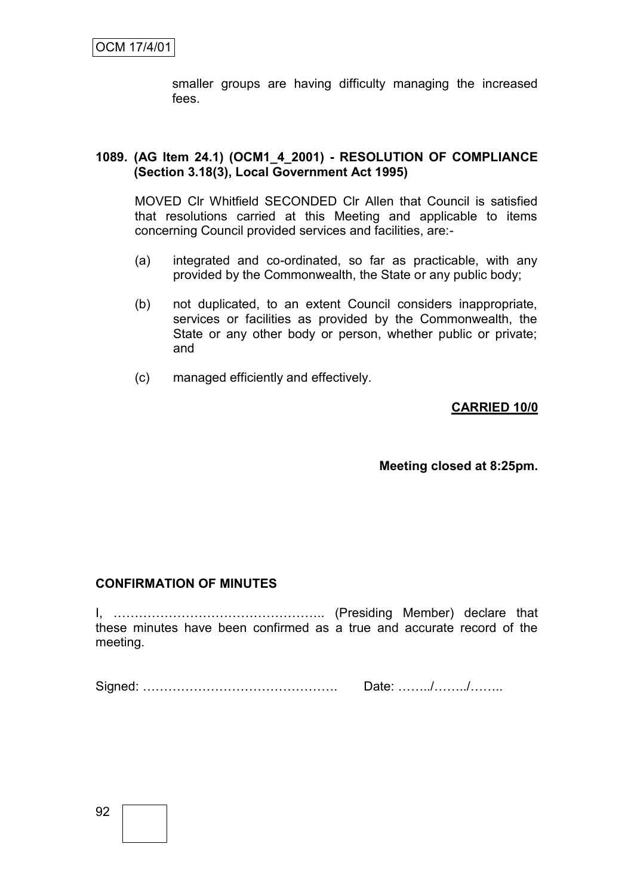smaller groups are having difficulty managing the increased fees.

**1089. (AG Item 24.1) (OCM1_4_2001) - RESOLUTION OF COMPLIANCE (Section 3.18(3), Local Government Act 1995)**

MOVED Clr Whitfield SECONDED Clr Allen that Council is satisfied that resolutions carried at this Meeting and applicable to items concerning Council provided services and facilities, are:-

(a) integrated and co-ordinated, so far as practicable, with any provided by the Commonwealth, the State or any public body;

(b) not duplicated, to an extent Council considers inappropriate, services or facilities as provided by the Commonwealth, the State or any other body or person, whether public or private; and

(c) managed efficiently and effectively.

**CARRIED 10/0**

**Meeting closed at 8:25pm.**

**CONFIRMATION OF MINUTES**

I, ………………………………………….. (Presiding Member) declare that these minutes have been confirmed as a true and accurate record of the meeting.

Signed: ………………………………………. Date: ……../……../……..